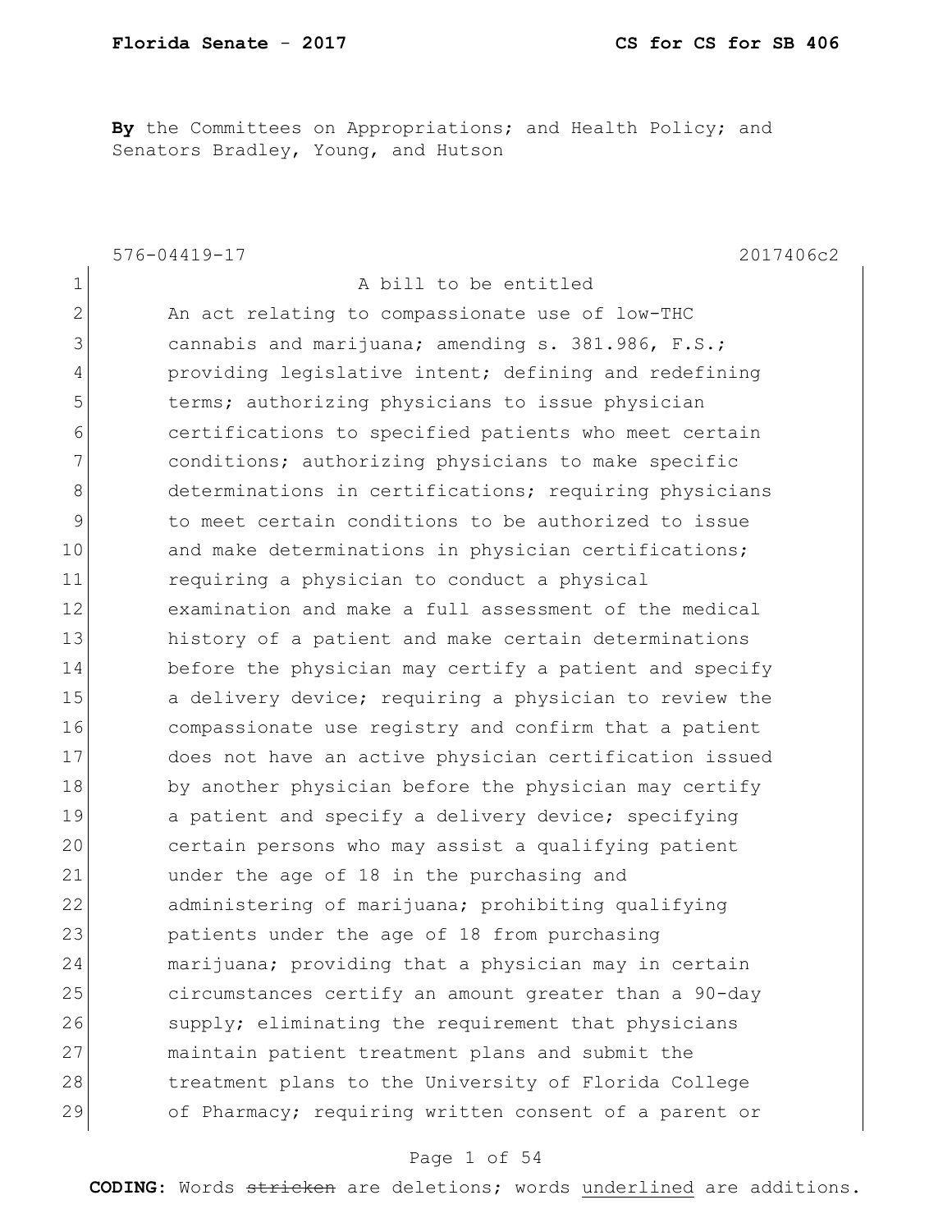**By** the Committees on Appropriations; and Health Policy; and Senators Bradley, Young, and Hutson

576-04419-17 2017406c2

A bill to be entitled

An act relating to compassionate use of low-THC cannabis and marijuana; amending s. 381.986, F.S.; providing legislative intent; defining and redefining terms; authorizing physicians to issue physician certifications to specified patients who meet certain conditions; authorizing physicians to make specific determinations in certifications; requiring physicians to meet certain conditions to be authorized to issue and make determinations in physician certifications; requiring a physician to conduct a physical examination and make a full assessment of the medical history of a patient and make certain determinations before the physician may certify a patient and specify a delivery device; requiring a physician to review the compassionate use registry and confirm that a patient does not have an active physician certification issued by another physician before the physician may certify a patient and specify a delivery device; specifying certain persons who may assist a qualifying patient under the age of 18 in the purchasing and administering of marijuana; prohibiting qualifying patients under the age of 18 from purchasing marijuana; providing that a physician may in certain circumstances certify an amount greater than a 90-day supply; eliminating the requirement that physicians maintain patient treatment plans and submit the treatment plans to the University of Florida College of Pharmacy; requiring written consent of a parent or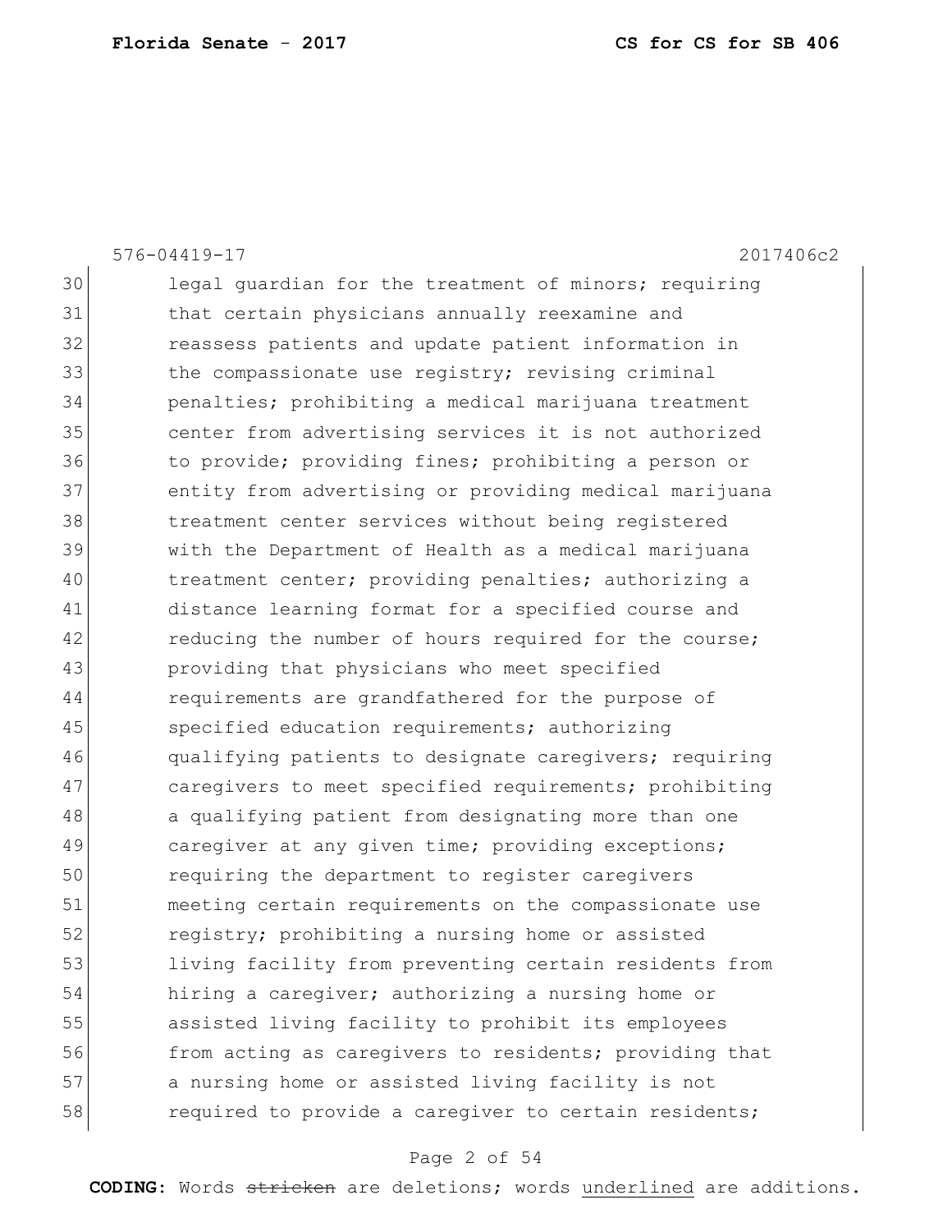576-04419-17 2017406c2

30 legal guardian for the treatment of minors; requiring
31 that certain physicians annually reexamine and
32 reassess patients and update patient information in
33 the compassionate use registry; revising criminal
34 penalties; prohibiting a medical marijuana treatment
35 center from advertising services it is not authorized
36 to provide; providing fines; prohibiting a person or
37 entity from advertising or providing medical marijuana
38 treatment center services without being registered
39 with the Department of Health as a medical marijuana
40 treatment center; providing penalties; authorizing a
41 distance learning format for a specified course and
42 reducing the number of hours required for the course;
43 providing that physicians who meet specified
44 requirements are grandfathered for the purpose of
45 specified education requirements; authorizing
46 qualifying patients to designate caregivers; requiring
47 caregivers to meet specified requirements; prohibiting
48 a qualifying patient from designating more than one
49 caregiver at any given time; providing exceptions;
50 requiring the department to register caregivers
51 meeting certain requirements on the compassionate use
52 registry; prohibiting a nursing home or assisted
53 living facility from preventing certain residents from
54 hiring a caregiver; authorizing a nursing home or
55 assisted living facility to prohibit its employees
56 from acting as caregivers to residents; providing that
57 a nursing home or assisted living facility is not
58 required to provide a caregiver to certain residents;

**CODING:** Words ~~stricken~~ are deletions; words <u>underlined</u> are additions.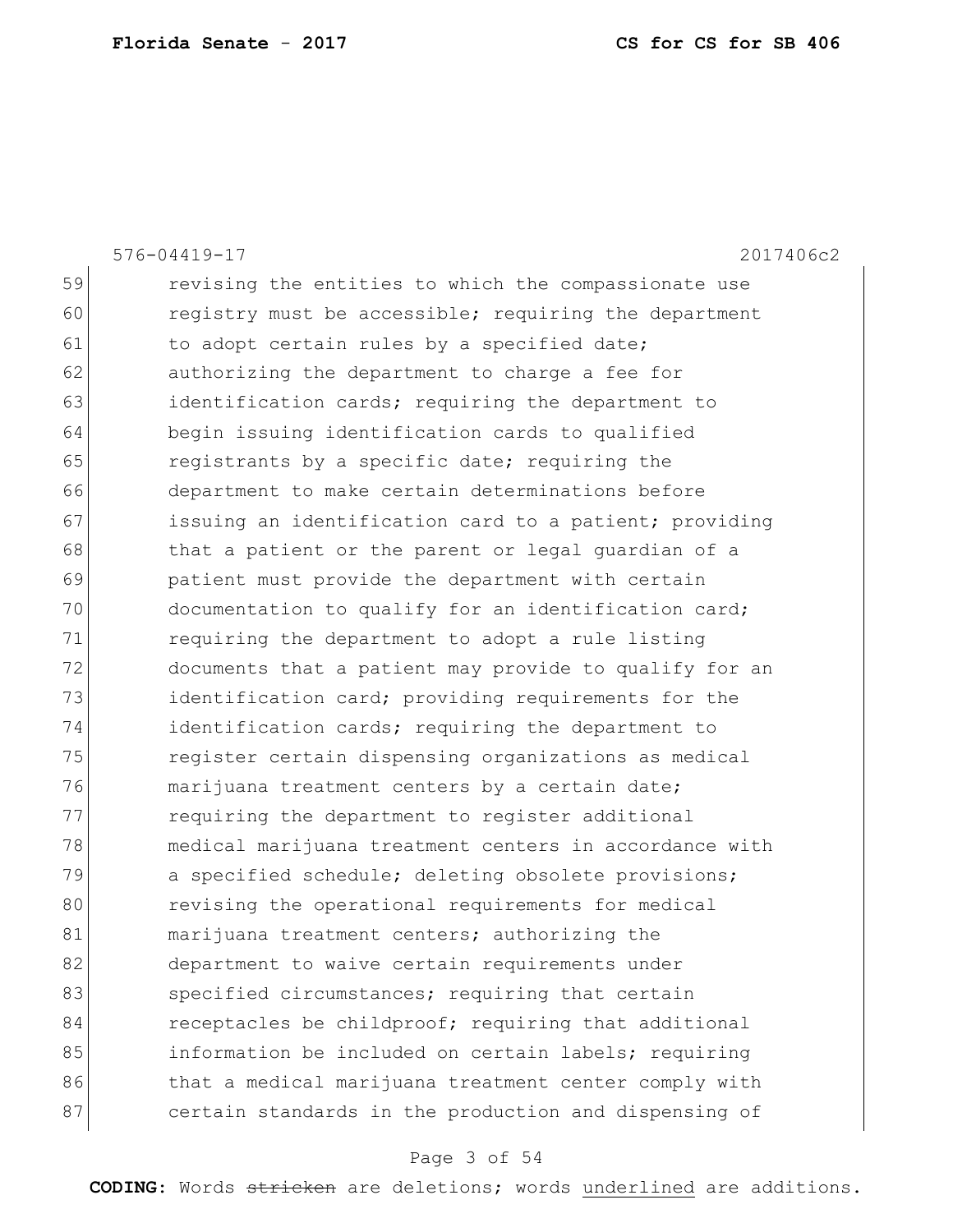576-04419-17 2017406c2

59 revising the entities to which the compassionate use
60 registry must be accessible; requiring the department
61 to adopt certain rules by a specified date;
62 authorizing the department to charge a fee for
63 identification cards; requiring the department to
64 begin issuing identification cards to qualified
65 registrants by a specific date; requiring the
66 department to make certain determinations before
67 issuing an identification card to a patient; providing
68 that a patient or the parent or legal guardian of a
69 patient must provide the department with certain
70 documentation to qualify for an identification card;
71 requiring the department to adopt a rule listing
72 documents that a patient may provide to qualify for an
73 identification card; providing requirements for the
74 identification cards; requiring the department to
75 register certain dispensing organizations as medical
76 marijuana treatment centers by a certain date;
77 requiring the department to register additional
78 medical marijuana treatment centers in accordance with
79 a specified schedule; deleting obsolete provisions;
80 revising the operational requirements for medical
81 marijuana treatment centers; authorizing the
82 department to waive certain requirements under
83 specified circumstances; requiring that certain
84 receptacles be childproof; requiring that additional
85 information be included on certain labels; requiring
86 that a medical marijuana treatment center comply with
87 certain standards in the production and dispensing of

**CODING:** Words ~~stricken~~ are deletions; words <u>underlined</u> are additions.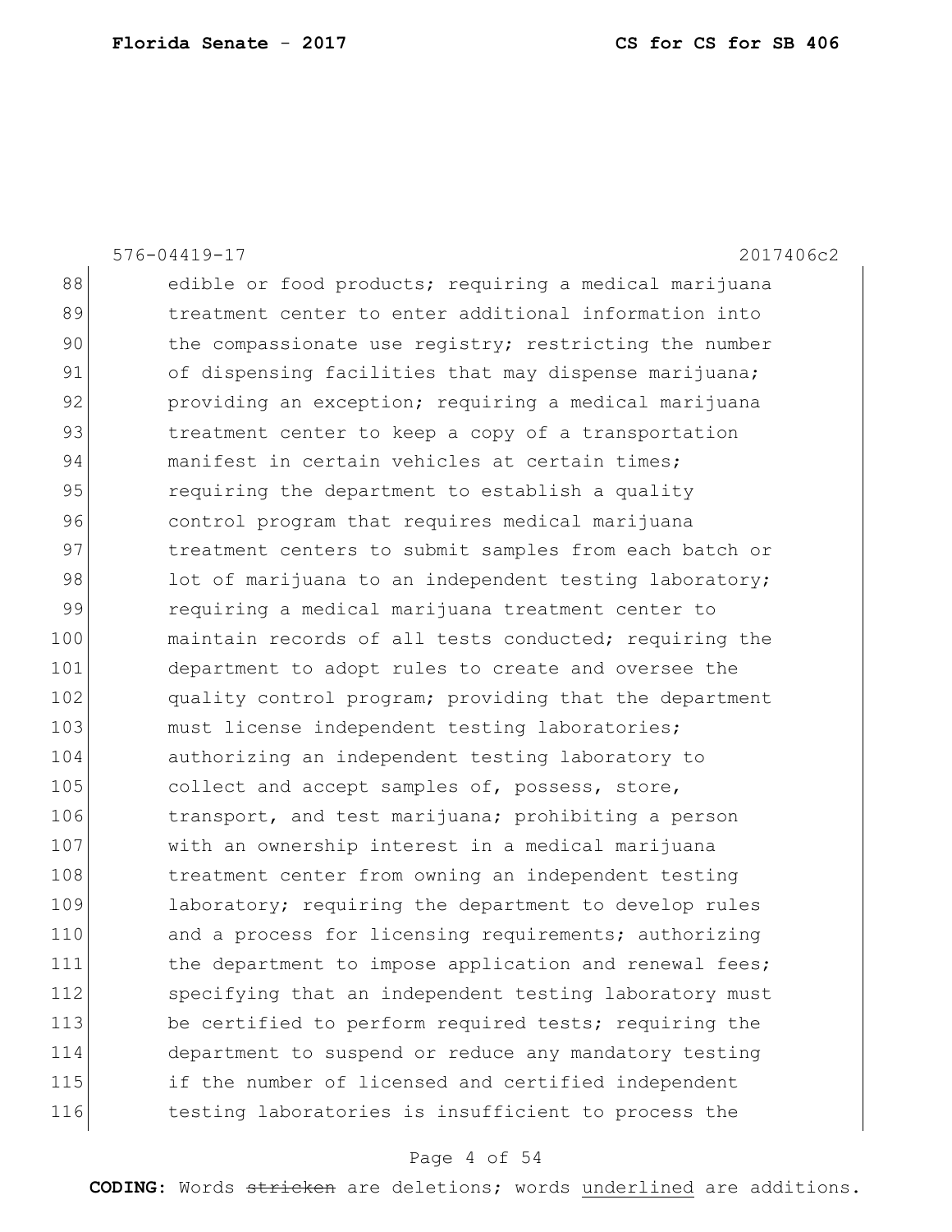576-04419-17 2017406c2

88 edible or food products; requiring a medical marijuana
89 treatment center to enter additional information into
90 the compassionate use registry; restricting the number
91 of dispensing facilities that may dispense marijuana;
92 providing an exception; requiring a medical marijuana
93 treatment center to keep a copy of a transportation
94 manifest in certain vehicles at certain times;
95 requiring the department to establish a quality
96 control program that requires medical marijuana
97 treatment centers to submit samples from each batch or
98 lot of marijuana to an independent testing laboratory;
99 requiring a medical marijuana treatment center to
100 maintain records of all tests conducted; requiring the
101 department to adopt rules to create and oversee the
102 quality control program; providing that the department
103 must license independent testing laboratories;
104 authorizing an independent testing laboratory to
105 collect and accept samples of, possess, store,
106 transport, and test marijuana; prohibiting a person
107 with an ownership interest in a medical marijuana
108 treatment center from owning an independent testing
109 laboratory; requiring the department to develop rules
110 and a process for licensing requirements; authorizing
111 the department to impose application and renewal fees;
112 specifying that an independent testing laboratory must
113 be certified to perform required tests; requiring the
114 department to suspend or reduce any mandatory testing
115 if the number of licensed and certified independent
116 testing laboratories is insufficient to process the

**CODING:** Words ~~stricken~~ are deletions; words <u>underlined</u> are additions.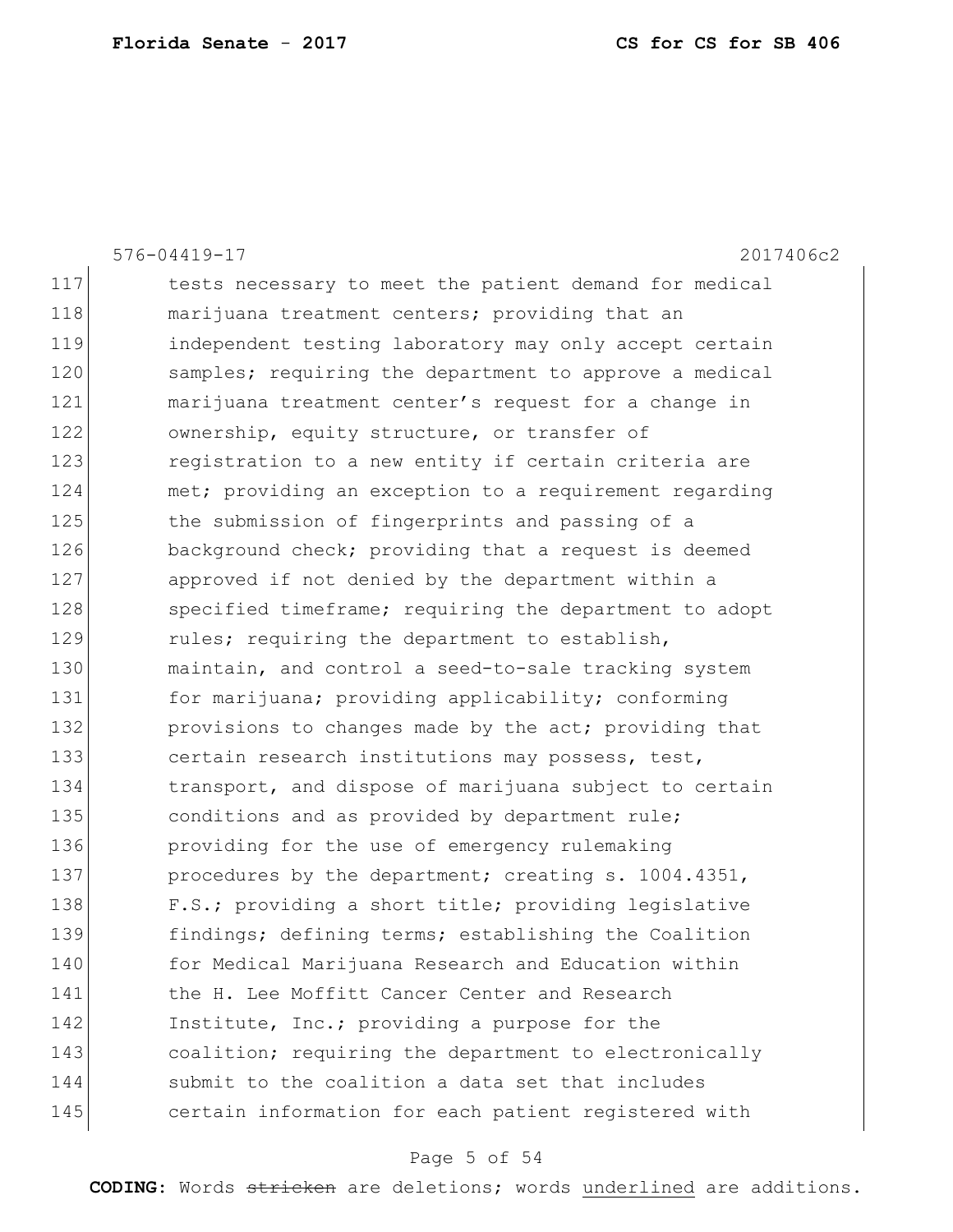576-04419-17 2017406c2

117 tests necessary to meet the patient demand for medical
118 marijuana treatment centers; providing that an
119 independent testing laboratory may only accept certain
120 samples; requiring the department to approve a medical
121 marijuana treatment center's request for a change in
122 ownership, equity structure, or transfer of
123 registration to a new entity if certain criteria are
124 met; providing an exception to a requirement regarding
125 the submission of fingerprints and passing of a
126 background check; providing that a request is deemed
127 approved if not denied by the department within a
128 specified timeframe; requiring the department to adopt
129 rules; requiring the department to establish,
130 maintain, and control a seed-to-sale tracking system
131 for marijuana; providing applicability; conforming
132 provisions to changes made by the act; providing that
133 certain research institutions may possess, test,
134 transport, and dispose of marijuana subject to certain
135 conditions and as provided by department rule;
136 providing for the use of emergency rulemaking
137 procedures by the department; creating s. 1004.4351,
138 F.S.; providing a short title; providing legislative
139 findings; defining terms; establishing the Coalition
140 for Medical Marijuana Research and Education within
141 the H. Lee Moffitt Cancer Center and Research
142 Institute, Inc.; providing a purpose for the
143 coalition; requiring the department to electronically
144 submit to the coalition a data set that includes
145 certain information for each patient registered with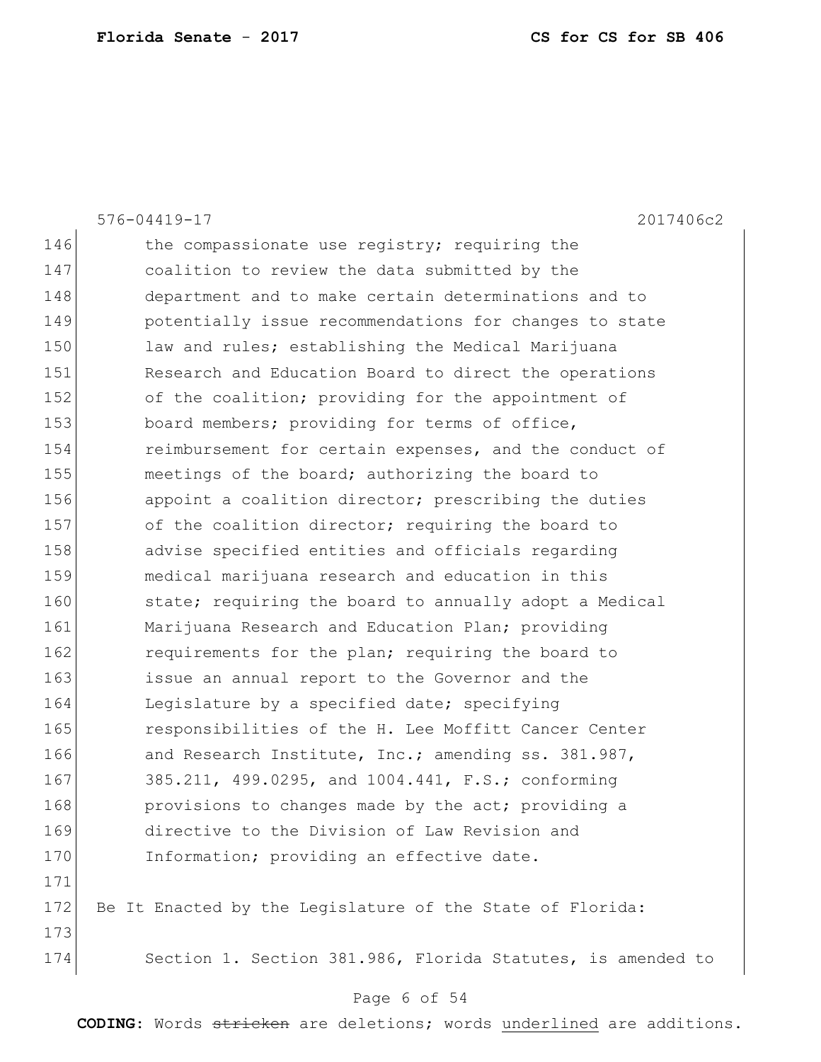576-04419-17 2017406c2

146 the compassionate use registry; requiring the
147 coalition to review the data submitted by the
148 department and to make certain determinations and to
149 potentially issue recommendations for changes to state
150 law and rules; establishing the Medical Marijuana
151 Research and Education Board to direct the operations
152 of the coalition; providing for the appointment of
153 board members; providing for terms of office,
154 reimbursement for certain expenses, and the conduct of
155 meetings of the board; authorizing the board to
156 appoint a coalition director; prescribing the duties
157 of the coalition director; requiring the board to
158 advise specified entities and officials regarding
159 medical marijuana research and education in this
160 state; requiring the board to annually adopt a Medical
161 Marijuana Research and Education Plan; providing
162 requirements for the plan; requiring the board to
163 issue an annual report to the Governor and the
164 Legislature by a specified date; specifying
165 responsibilities of the H. Lee Moffitt Cancer Center
166 and Research Institute, Inc.; amending ss. 381.987,
167 385.211, 499.0295, and 1004.441, F.S.; conforming
168 provisions to changes made by the act; providing a
169 directive to the Division of Law Revision and
170 Information; providing an effective date.
171
172 Be It Enacted by the Legislature of the State of Florida:
173
174 Section 1. Section 381.986, Florida Statutes, is amended to

**CODING:** Words ~~stricken~~ are deletions; words underlined are additions.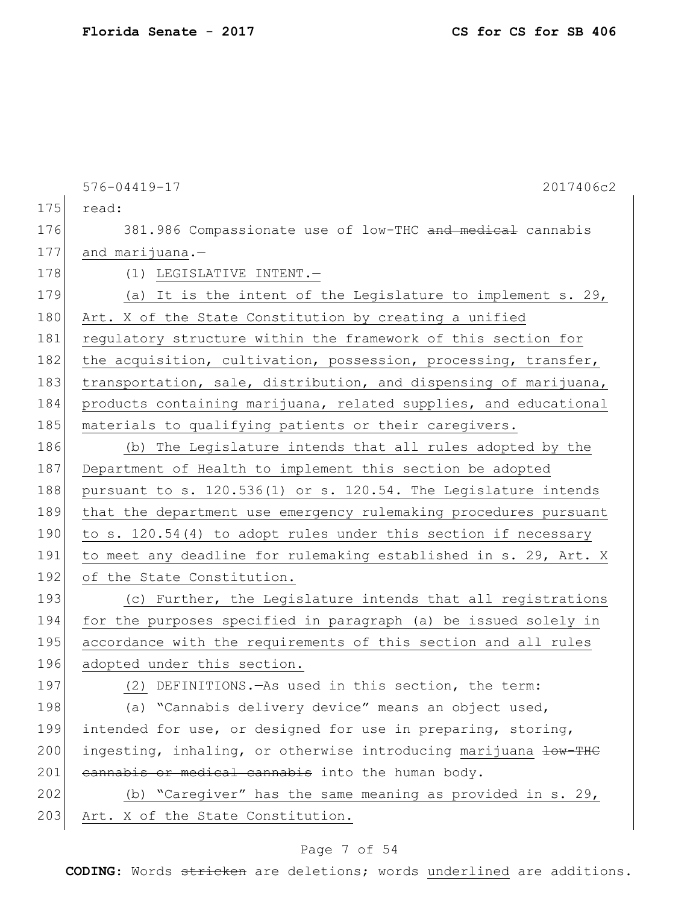576-04419-17 2017406c2

175 read:

176 381.986 Compassionate use of low-THC ~~and medical~~ cannabis

177 <u>and marijuana</u>.—

178 (1) <u>LEGISLATIVE INTENT.—</u>

179 <u>(a) It is the intent of the Legislature to implement s. 29,</u>

180 <u>Art. X of the State Constitution by creating a unified</u>

181 <u>regulatory structure within the framework of this section for</u>

182 <u>the acquisition, cultivation, possession, processing, transfer,</u>

183 <u>transportation, sale, distribution, and dispensing of marijuana,</u>

184 <u>products containing marijuana, related supplies, and educational</u>

185 <u>materials to qualifying patients or their caregivers.</u>

186 <u>(b) The Legislature intends that all rules adopted by the</u>

187 <u>Department of Health to implement this section be adopted</u>

188 <u>pursuant to s. 120.536(1) or s. 120.54. The Legislature intends</u>

189 <u>that the department use emergency rulemaking procedures pursuant</u>

190 <u>to s. 120.54(4) to adopt rules under this section if necessary</u>

191 <u>to meet any deadline for rulemaking established in s. 29, Art. X</u>

192 <u>of the State Constitution.</u>

193 <u>(c) Further, the Legislature intends that all registrations</u>

194 <u>for the purposes specified in paragraph (a) be issued solely in</u>

195 <u>accordance with the requirements of this section and all rules</u>

196 <u>adopted under this section.</u>

197 <u>(2)</u> DEFINITIONS.—As used in this section, the term:

198 (a) "Cannabis delivery device" means an object used,

199 intended for use, or designed for use in preparing, storing,

200 ingesting, inhaling, or otherwise introducing <u>marijuana</u> ~~low-THC~~

201 ~~cannabis or medical cannabis~~ into the human body.

202 <u>(b) "Caregiver" has the same meaning as provided in s. 29,</u>

203 <u>Art. X of the State Constitution.</u>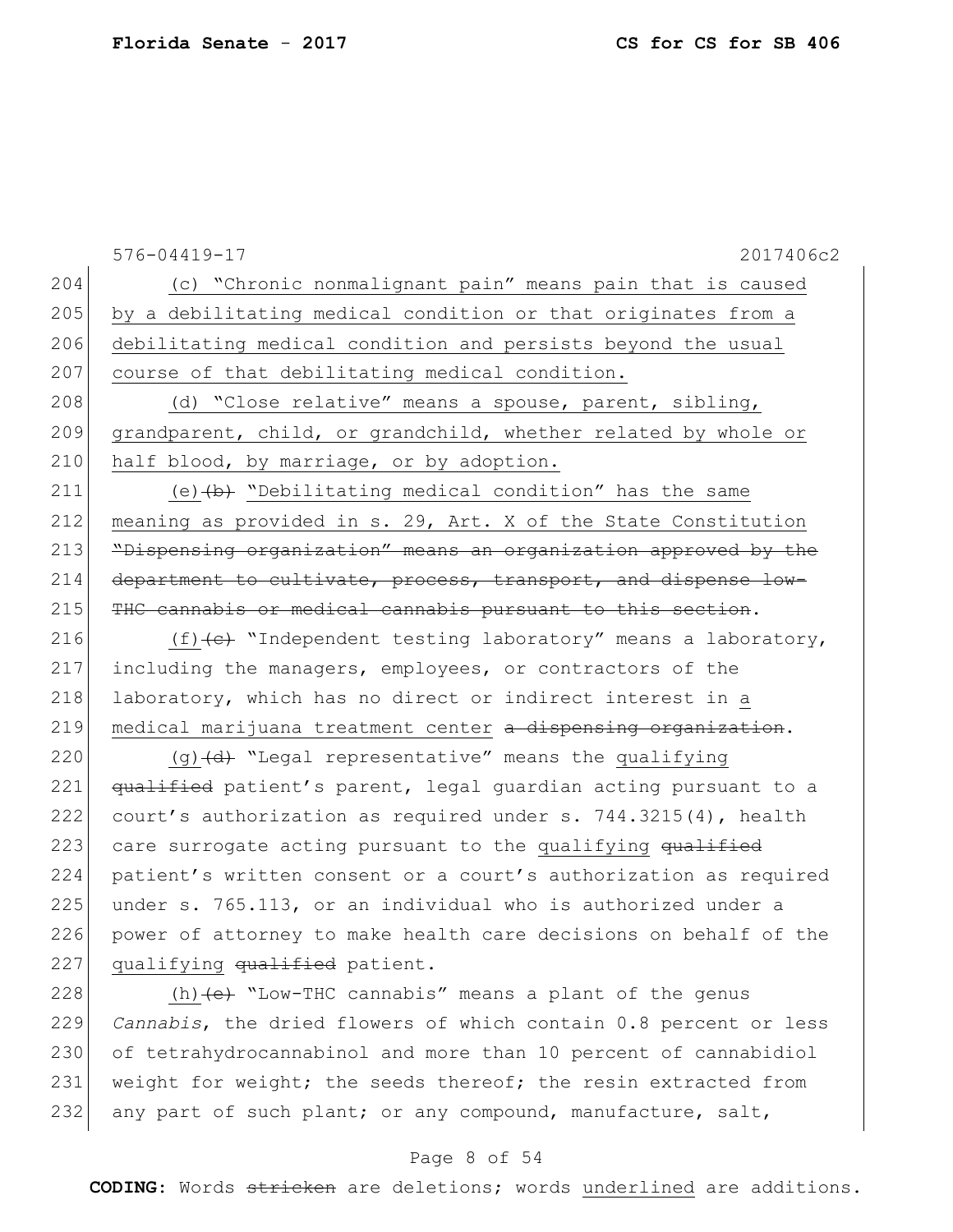(c) "Chronic nonmalignant pain" means pain that is caused by a debilitating medical condition or that originates from a debilitating medical condition and persists beyond the usual course of that debilitating medical condition.

(d) "Close relative" means a spouse, parent, sibling, grandparent, child, or grandchild, whether related by whole or half blood, by marriage, or by adoption.

(e)~~(b)~~ "Debilitating medical condition" has the same meaning as provided in s. 29, Art. X of the State Constitution ~~"Dispensing organization" means an organization approved by the department to cultivate, process, transport, and dispense low-THC cannabis or medical cannabis pursuant to this section~~.

(f)~~(c)~~ "Independent testing laboratory" means a laboratory, including the managers, employees, or contractors of the laboratory, which has no direct or indirect interest in a medical marijuana treatment center ~~a dispensing organization~~.

(g)~~(d)~~ "Legal representative" means the qualifying ~~qualified~~ patient's parent, legal guardian acting pursuant to a court's authorization as required under s. 744.3215(4), health care surrogate acting pursuant to the qualifying ~~qualified~~ patient's written consent or a court's authorization as required under s. 765.113, or an individual who is authorized under a power of attorney to make health care decisions on behalf of the qualifying ~~qualified~~ patient.

(h)~~(e)~~ "Low-THC cannabis" means a plant of the genus *Cannabis*, the dried flowers of which contain 0.8 percent or less of tetrahydrocannabinol and more than 10 percent of cannabidiol weight for weight; the seeds thereof; the resin extracted from any part of such plant; or any compound, manufacture, salt,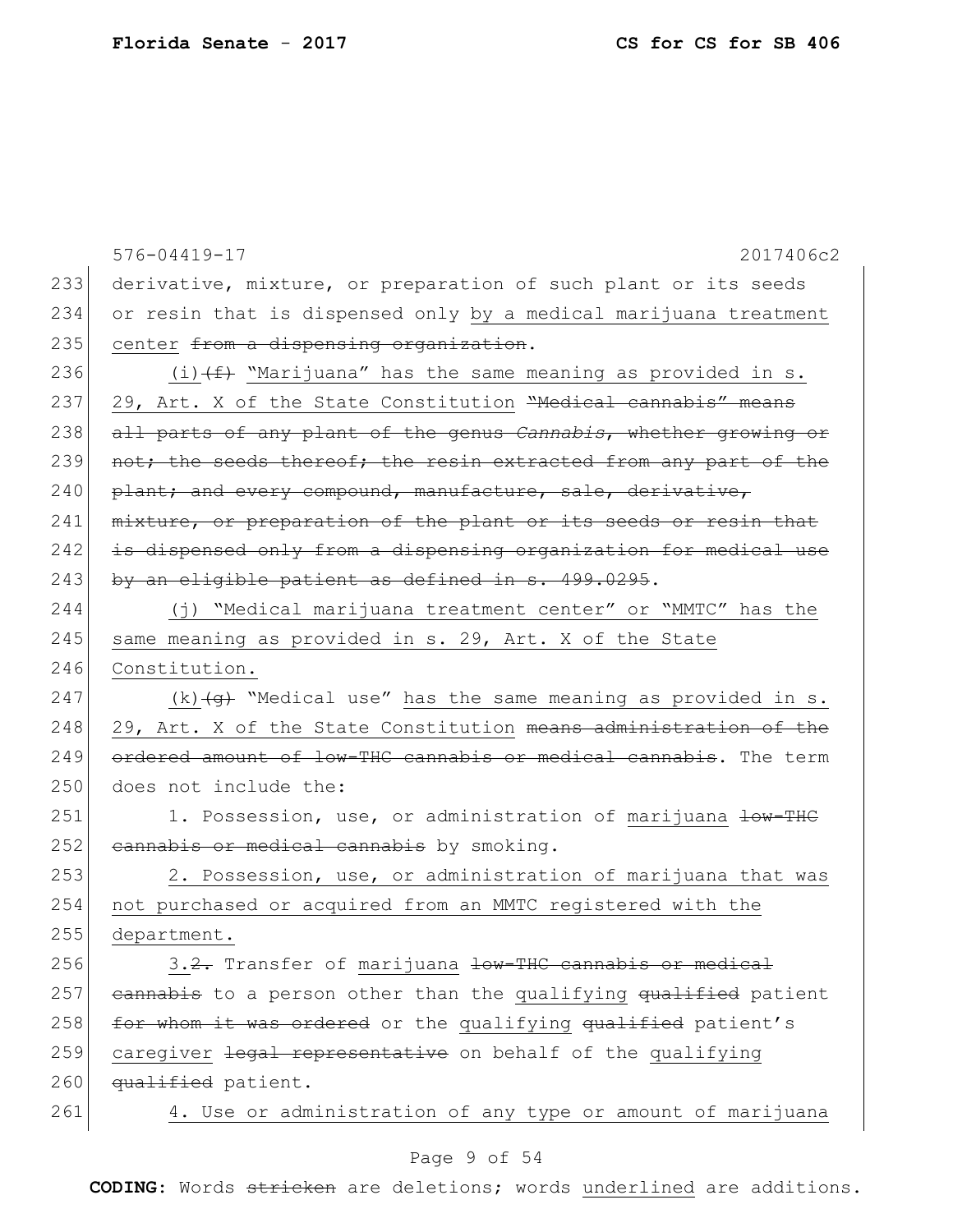233 derivative, mixture, or preparation of such plant or its seeds
234 or resin that is dispensed only by a medical marijuana treatment
235 center ~~from a dispensing organization~~.

236 (i)~~(f)~~ "Marijuana" has the same meaning as provided in s.
237 29, Art. X of the State Constitution ~~"Medical cannabis" means~~
238 ~~all parts of any plant of the genus *Cannabis*, whether growing or~~
239 ~~not; the seeds thereof; the resin extracted from any part of the~~
240 ~~plant; and every compound, manufacture, sale, derivative,~~
241 ~~mixture, or preparation of the plant or its seeds or resin that~~
242 ~~is dispensed only from a dispensing organization for medical use~~
243 ~~by an eligible patient as defined in s. 499.0295~~.

244 (j) "Medical marijuana treatment center" or "MMTC" has the
245 same meaning as provided in s. 29, Art. X of the State
246 Constitution.

247 (k)~~(g)~~ "Medical use" has the same meaning as provided in s.
248 29, Art. X of the State Constitution ~~means administration of the~~
249 ~~ordered amount of low-THC cannabis or medical cannabis~~. The term
250 does not include the:

251 1. Possession, use, or administration of marijuana ~~low-THC~~
252 ~~cannabis or medical cannabis~~ by smoking.

253 2. Possession, use, or administration of marijuana that was
254 not purchased or acquired from an MMTC registered with the
255 department.

256 3.~~2.~~ Transfer of marijuana ~~low-THC cannabis or medical~~
257 ~~cannabis~~ to a person other than the qualifying ~~qualified~~ patient
258 ~~for whom it was ordered~~ or the qualifying ~~qualified~~ patient's
259 caregiver ~~legal representative~~ on behalf of the qualifying
260 ~~qualified~~ patient.

261 4. Use or administration of any type or amount of marijuana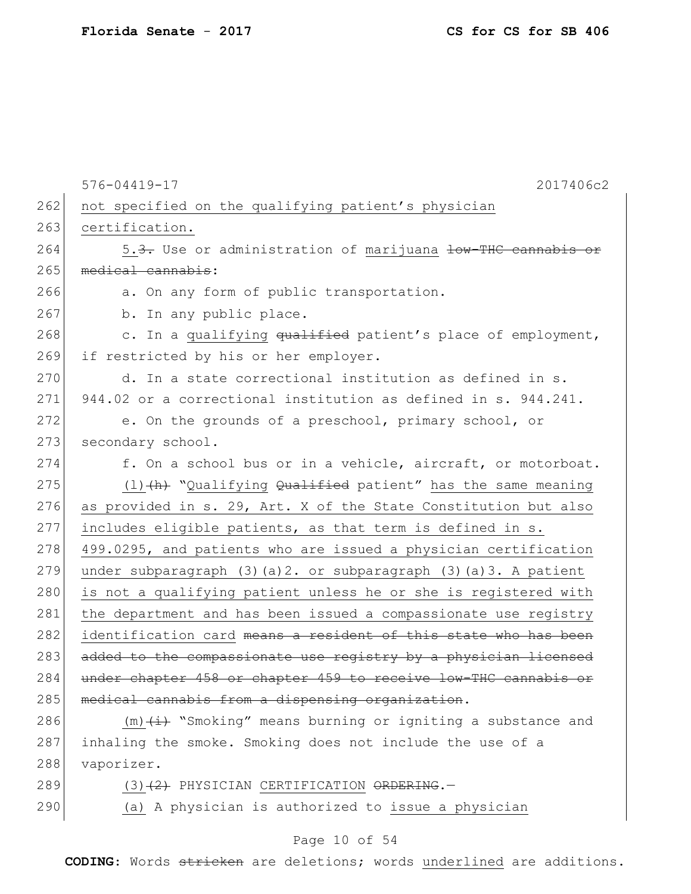not specified on the qualifying patient's physician certification.

5.~~3.~~ Use or administration of marijuana ~~low-THC cannabis or medical cannabis~~:

a. On any form of public transportation.

b. In any public place.

c. In a qualifying ~~qualified~~ patient's place of employment, if restricted by his or her employer.

d. In a state correctional institution as defined in s. 944.02 or a correctional institution as defined in s. 944.241.

e. On the grounds of a preschool, primary school, or secondary school.

f. On a school bus or in a vehicle, aircraft, or motorboat.

(l)~~(h)~~ "Qualifying ~~Qualified~~ patient" has the same meaning as provided in s. 29, Art. X of the State Constitution but also includes eligible patients, as that term is defined in s. 499.0295, and patients who are issued a physician certification under subparagraph (3)(a)2. or subparagraph (3)(a)3. A patient is not a qualifying patient unless he or she is registered with the department and has been issued a compassionate use registry identification card ~~means a resident of this state who has been added to the compassionate use registry by a physician licensed under chapter 458 or chapter 459 to receive low-THC cannabis or medical cannabis from a dispensing organization~~.

(m)~~(i)~~ "Smoking" means burning or igniting a substance and inhaling the smoke. Smoking does not include the use of a vaporizer.

(3)~~(2)~~ PHYSICIAN CERTIFICATION ~~ORDERING~~.—

(a) A physician is authorized to issue a physician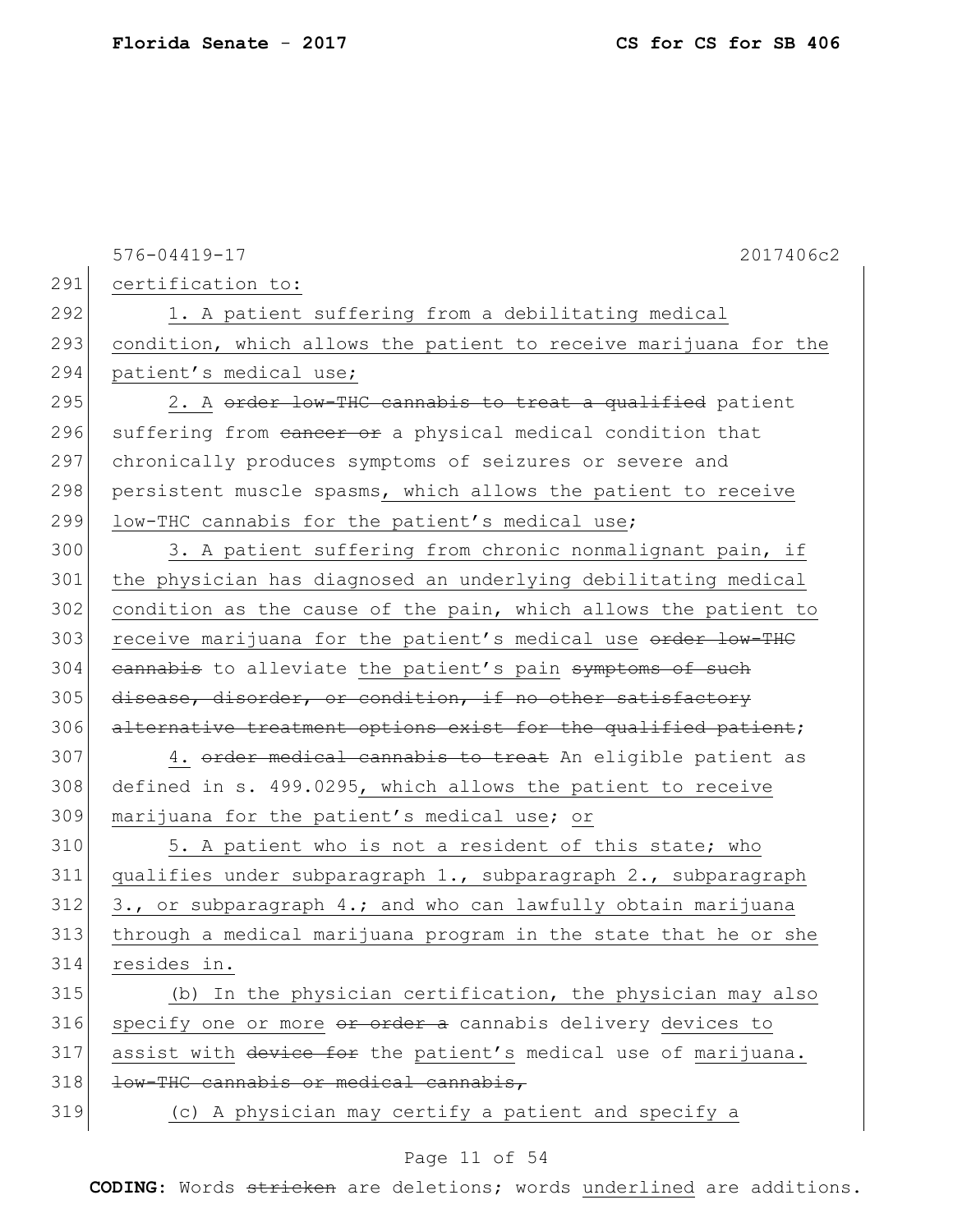576-04419-17 2017406c2

291 certification to:

292 1. A patient suffering from a debilitating medical
293 condition, which allows the patient to receive marijuana for the
294 patient's medical use;

295 2. A ~~order low-THC cannabis to treat a qualified~~ patient
296 suffering from ~~cancer or~~ a physical medical condition that
297 chronically produces symptoms of seizures or severe and
298 persistent muscle spasms, which allows the patient to receive
299 low-THC cannabis for the patient's medical use;

300 3. A patient suffering from chronic nonmalignant pain, if
301 the physician has diagnosed an underlying debilitating medical
302 condition as the cause of the pain, which allows the patient to
303 receive marijuana for the patient's medical use ~~order low-THC~~
304 ~~cannabis~~ to alleviate the patient's pain ~~symptoms of such~~
305 ~~disease, disorder, or condition, if no other satisfactory~~
306 ~~alternative treatment options exist for the qualified patient~~;

307 4. ~~order medical cannabis to treat~~ An eligible patient as
308 defined in s. 499.0295, which allows the patient to receive
309 marijuana for the patient's medical use; or

310 5. A patient who is not a resident of this state; who
311 qualifies under subparagraph 1., subparagraph 2., subparagraph
312 3., or subparagraph 4.; and who can lawfully obtain marijuana
313 through a medical marijuana program in the state that he or she
314 resides in.

315 (b) In the physician certification, the physician may also
316 specify one or more ~~or order a~~ cannabis delivery devices to
317 assist with ~~device for~~ the patient's medical use of marijuana.
318 ~~low-THC cannabis or medical cannabis,~~

319 (c) A physician may certify a patient and specify a

**CODING:** Words ~~stricken~~ are deletions; words underlined are additions.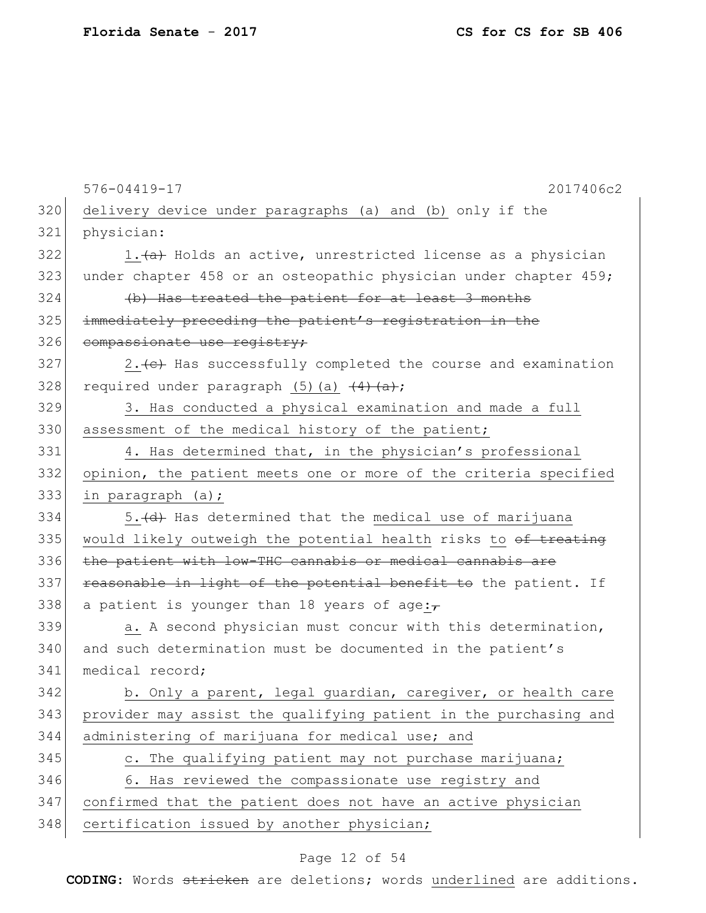delivery device under paragraphs (a) and (b) only if the physician:

1.~~(a)~~ Holds an active, unrestricted license as a physician under chapter 458 or an osteopathic physician under chapter 459;

~~(b) Has treated the patient for at least 3 months immediately preceding the patient's registration in the compassionate use registry;~~

2.~~(c)~~ Has successfully completed the course and examination required under paragraph (5)(a) ~~(4)(a)~~;

3. Has conducted a physical examination and made a full assessment of the medical history of the patient;

4. Has determined that, in the physician's professional opinion, the patient meets one or more of the criteria specified in paragraph (a);

5.~~(d)~~ Has determined that the medical use of marijuana would likely outweigh the potential health risks to ~~of treating the patient with low-THC cannabis or medical cannabis are reasonable in light of the potential benefit to~~ the patient. If a patient is younger than 18 years of age:~~,~~

a. A second physician must concur with this determination, and such determination must be documented in the patient's medical record;

b. Only a parent, legal guardian, caregiver, or health care provider may assist the qualifying patient in the purchasing and administering of marijuana for medical use; and

c. The qualifying patient may not purchase marijuana;

6. Has reviewed the compassionate use registry and confirmed that the patient does not have an active physician certification issued by another physician;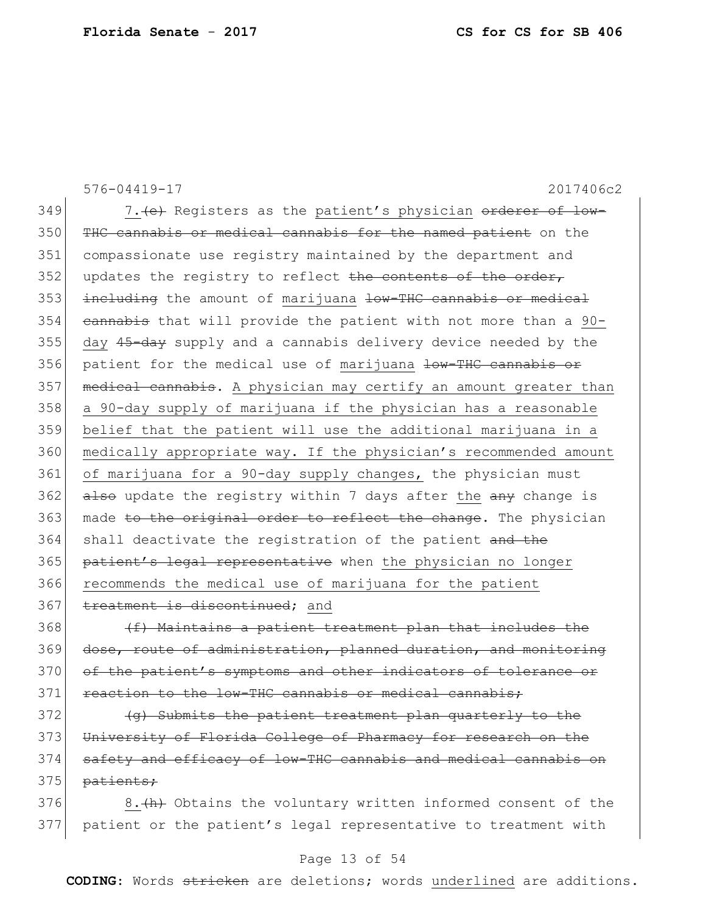7.~~(e)~~ Registers as the <u>patient's physician</u> ~~orderer of low-THC cannabis or medical cannabis for the named patient~~ on the compassionate use registry maintained by the department and updates the registry to reflect ~~the contents of the order, including~~ the amount of <u>marijuana</u> ~~low-THC cannabis or medical cannabis~~ that will provide the patient with not more than a <u>90-day</u> ~~45-day~~ supply and a cannabis delivery device needed by the patient for the medical use of <u>marijuana</u> ~~low-THC cannabis or medical cannabis~~. <u>A physician may certify an amount greater than a 90-day supply of marijuana if the physician has a reasonable belief that the patient will use the additional marijuana in a medically appropriate way. If the physician's recommended amount of marijuana for a 90-day supply changes,</u> the physician must ~~also~~ update the registry within 7 days after <u>the</u> ~~any~~ change is made ~~to the original order to reflect the change~~. The physician shall deactivate the registration of the patient ~~and the patient's legal representative~~ when <u>the physician no longer recommends the medical use of marijuana for the patient</u> ~~treatment is discontinued~~; and

~~(f) Maintains a patient treatment plan that includes the dose, route of administration, planned duration, and monitoring of the patient's symptoms and other indicators of tolerance or reaction to the low-THC cannabis or medical cannabis;~~

~~(g) Submits the patient treatment plan quarterly to the University of Florida College of Pharmacy for research on the safety and efficacy of low-THC cannabis and medical cannabis on patients;~~

8.~~(h)~~ Obtains the voluntary written informed consent of the patient or the patient's legal representative to treatment with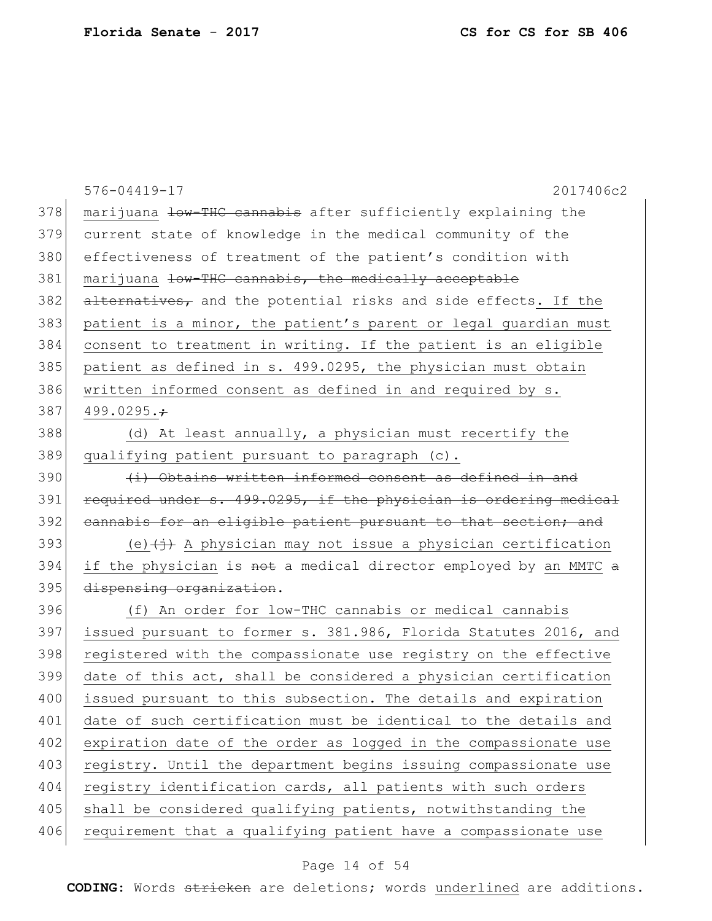576-04419-17 2017406c2

378 marijuana ~~low-THC cannabis~~ after sufficiently explaining the
379 current state of knowledge in the medical community of the
380 effectiveness of treatment of the patient's condition with
381 marijuana ~~low-THC cannabis, the medically acceptable~~
382 ~~alternatives,~~ and the potential risks and side effects. If the
383 patient is a minor, the patient's parent or legal guardian must
384 consent to treatment in writing. If the patient is an eligible
385 patient as defined in s. 499.0295, the physician must obtain
386 written informed consent as defined in and required by s.
387 499.0295.~~;~~

388 (d) At least annually, a physician must recertify the
389 qualifying patient pursuant to paragraph (c).

390 ~~(i) Obtains written informed consent as defined in and~~
391 ~~required under s. 499.0295, if the physician is ordering medical~~
392 ~~cannabis for an eligible patient pursuant to that section; and~~

393 (e)~~(j)~~ A physician may not issue a physician certification
394 if the physician is ~~not~~ a medical director employed by an MMTC ~~a~~
395 ~~dispensing organization~~.

396 (f) An order for low-THC cannabis or medical cannabis
397 issued pursuant to former s. 381.986, Florida Statutes 2016, and
398 registered with the compassionate use registry on the effective
399 date of this act, shall be considered a physician certification
400 issued pursuant to this subsection. The details and expiration
401 date of such certification must be identical to the details and
402 expiration date of the order as logged in the compassionate use
403 registry. Until the department begins issuing compassionate use
404 registry identification cards, all patients with such orders
405 shall be considered qualifying patients, notwithstanding the
406 requirement that a qualifying patient have a compassionate use

**CODING:** Words ~~stricken~~ are deletions; words underlined are additions.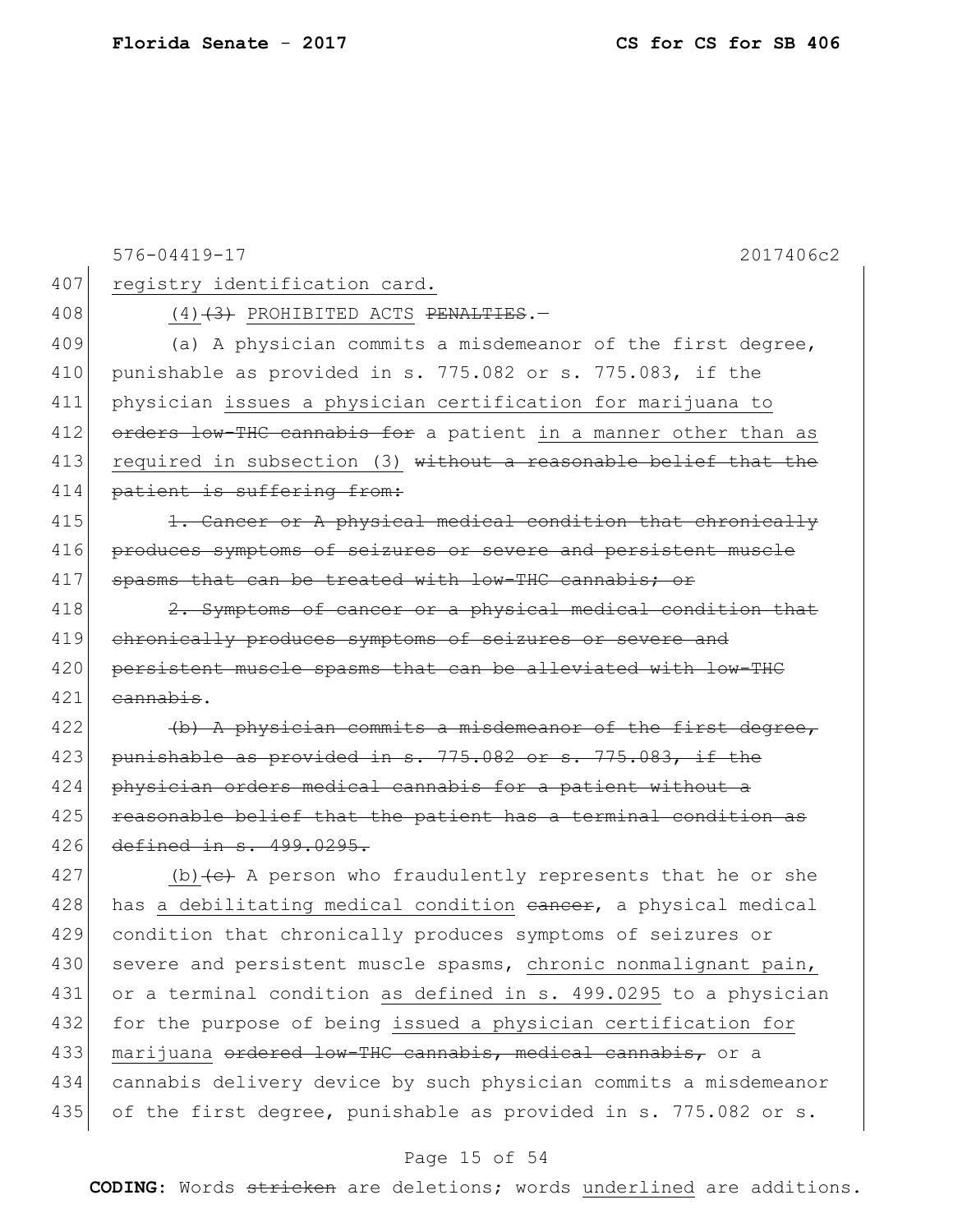407 registry identification card.

408 (4)~~(3)~~ PROHIBITED ACTS ~~PENALTIES~~.—

409 (a) A physician commits a misdemeanor of the first degree,
410 punishable as provided in s. 775.082 or s. 775.083, if the
411 physician <u>issues a physician certification for marijuana to</u>
412 ~~orders low-THC cannabis for~~ a patient <u>in a manner other than as</u>
413 <u>required in subsection (3)</u> ~~without a reasonable belief that the~~
414 ~~patient is suffering from:~~

415 ~~1. Cancer or A physical medical condition that chronically~~
416 ~~produces symptoms of seizures or severe and persistent muscle~~
417 ~~spasms that can be treated with low-THC cannabis; or~~

418 ~~2. Symptoms of cancer or a physical medical condition that~~
419 ~~chronically produces symptoms of seizures or severe and~~
420 ~~persistent muscle spasms that can be alleviated with low-THC~~
421 ~~cannabis~~.

422 ~~(b) A physician commits a misdemeanor of the first degree,~~
423 ~~punishable as provided in s. 775.082 or s. 775.083, if the~~
424 ~~physician orders medical cannabis for a patient without a~~
425 ~~reasonable belief that the patient has a terminal condition as~~
426 ~~defined in s. 499.0295.~~

427 <u>(b)</u>~~(c)~~ A person who fraudulently represents that he or she
428 has <u>a debilitating medical condition</u> ~~cancer~~, a physical medical
429 condition that chronically produces symptoms of seizures or
430 severe and persistent muscle spasms, <u>chronic nonmalignant pain,</u>
431 or a terminal condition <u>as defined in s. 499.0295</u> to a physician
432 for the purpose of being <u>issued a physician certification for</u>
433 <u>marijuana</u> ~~ordered low-THC cannabis, medical cannabis,~~ or a
434 cannabis delivery device by such physician commits a misdemeanor
435 of the first degree, punishable as provided in s. 775.082 or s.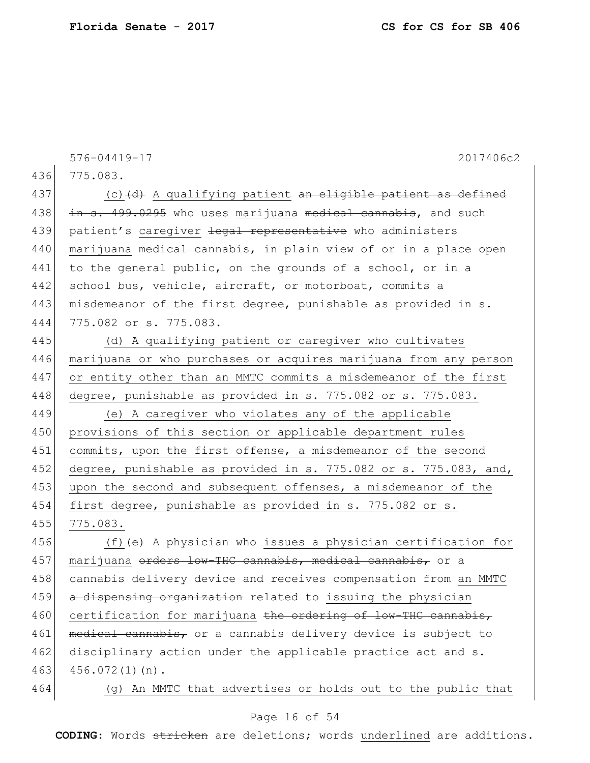775.083.

(c)~~(d)~~ A qualifying patient ~~an eligible patient as defined in s. 499.0295~~ who uses marijuana ~~medical cannabis~~, and such patient's caregiver ~~legal representative~~ who administers marijuana ~~medical cannabis~~, in plain view of or in a place open to the general public, on the grounds of a school, or in a school bus, vehicle, aircraft, or motorboat, commits a misdemeanor of the first degree, punishable as provided in s. 775.082 or s. 775.083.

(d) A qualifying patient or caregiver who cultivates marijuana or who purchases or acquires marijuana from any person or entity other than an MMTC commits a misdemeanor of the first degree, punishable as provided in s. 775.082 or s. 775.083.

(e) A caregiver who violates any of the applicable provisions of this section or applicable department rules commits, upon the first offense, a misdemeanor of the second degree, punishable as provided in s. 775.082 or s. 775.083, and, upon the second and subsequent offenses, a misdemeanor of the first degree, punishable as provided in s. 775.082 or s. 775.083.

(f)~~(e)~~ A physician who issues a physician certification for marijuana ~~orders low-THC cannabis, medical cannabis,~~ or a cannabis delivery device and receives compensation from an MMTC ~~a dispensing organization~~ related to issuing the physician certification for marijuana ~~the ordering of low-THC cannabis, medical cannabis,~~ or a cannabis delivery device is subject to disciplinary action under the applicable practice act and s. 456.072(1)(n).

(g) An MMTC that advertises or holds out to the public that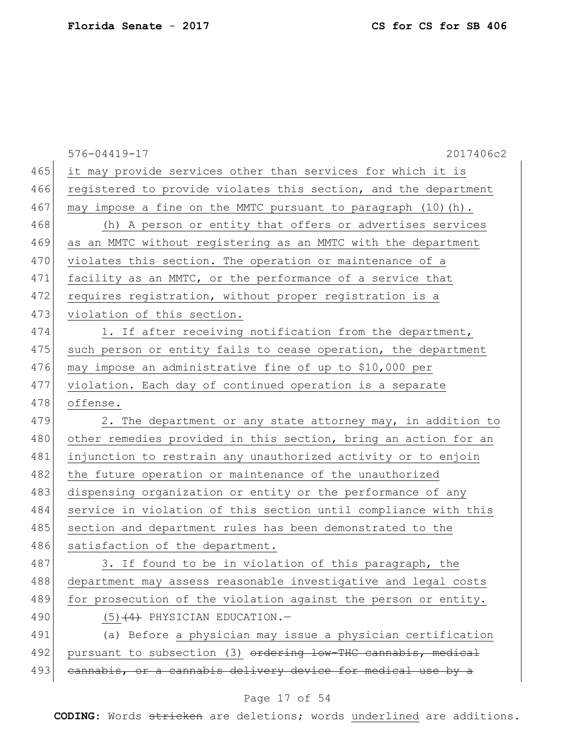<u>it may provide services other than services for which it is registered to provide violates this section, and the department may impose a fine on the MMTC pursuant to paragraph (10)(h).</u>

<u>(h) A person or entity that offers or advertises services as an MMTC without registering as an MMTC with the department violates this section. The operation or maintenance of a facility as an MMTC, or the performance of a service that requires registration, without proper registration is a violation of this section.</u>

<u>1. If after receiving notification from the department, such person or entity fails to cease operation, the department may impose an administrative fine of up to $10,000 per violation. Each day of continued operation is a separate offense.</u>

<u>2. The department or any state attorney may, in addition to other remedies provided in this section, bring an action for an injunction to restrain any unauthorized activity or to enjoin the future operation or maintenance of the unauthorized dispensing organization or entity or the performance of any service in violation of this section until compliance with this section and department rules has been demonstrated to the satisfaction of the department.</u>

<u>3. If found to be in violation of this paragraph, the department may assess reasonable investigative and legal costs for prosecution of the violation against the person or entity.</u>

<u>(5)</u>~~(4)~~ PHYSICIAN EDUCATION.—

(a) Before <u>a physician may issue a physician certification pursuant to subsection (3)</u> ~~ordering low-THC cannabis, medical cannabis, or a cannabis delivery device for medical use by a~~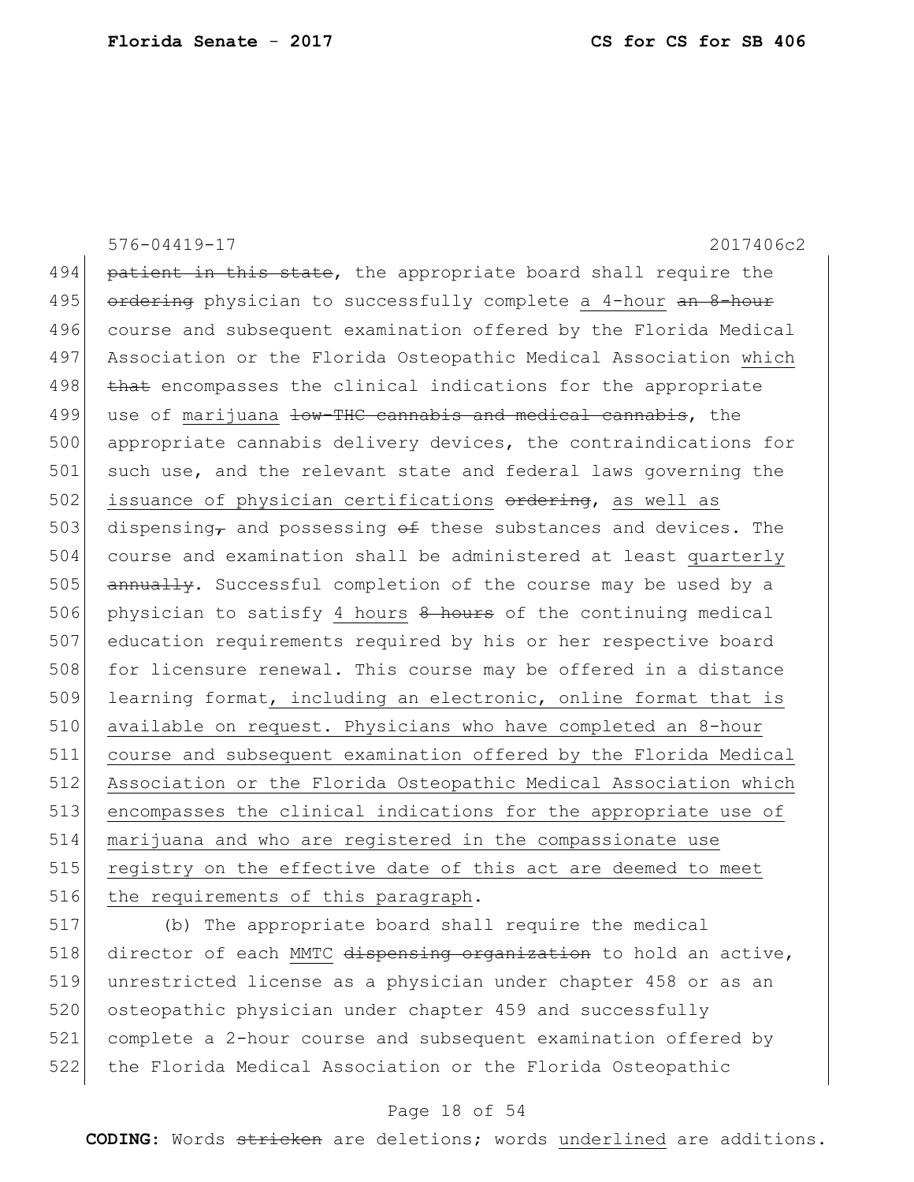576-04419-17 2017406c2

494 ~~patient in this state~~, the appropriate board shall require the
495 ~~ordering~~ physician to successfully complete <u>a 4-hour</u> ~~an 8-hour~~
496 course and subsequent examination offered by the Florida Medical
497 Association or the Florida Osteopathic Medical Association <u>which</u>
498 ~~that~~ encompasses the clinical indications for the appropriate
499 use of <u>marijuana</u> ~~low-THC cannabis and medical cannabis~~, the
500 appropriate cannabis delivery devices, the contraindications for
501 such use, and the relevant state and federal laws governing the
502 <u>issuance of physician certifications</u> ~~ordering~~, <u>as well as</u>
503 dispensing~~,~~ and possessing ~~of~~ these substances and devices. The
504 course and examination shall be administered at least <u>quarterly</u>
505 ~~annually~~. Successful completion of the course may be used by a
506 physician to satisfy <u>4 hours</u> ~~8 hours~~ of the continuing medical
507 education requirements required by his or her respective board
508 for licensure renewal. This course may be offered in a distance
509 learning format<u>, including an electronic, online format that is</u>
510 <u>available on request. Physicians who have completed an 8-hour</u>
511 <u>course and subsequent examination offered by the Florida Medical</u>
512 <u>Association or the Florida Osteopathic Medical Association which</u>
513 <u>encompasses the clinical indications for the appropriate use of</u>
514 <u>marijuana and who are registered in the compassionate use</u>
515 <u>registry on the effective date of this act are deemed to meet</u>
516 <u>the requirements of this paragraph</u>.

517 (b) The appropriate board shall require the medical
518 director of each <u>MMTC</u> ~~dispensing organization~~ to hold an active,
519 unrestricted license as a physician under chapter 458 or as an
520 osteopathic physician under chapter 459 and successfully
521 complete a 2-hour course and subsequent examination offered by
522 the Florida Medical Association or the Florida Osteopathic

**CODING:** Words ~~stricken~~ are deletions; words <u>underlined</u> are additions.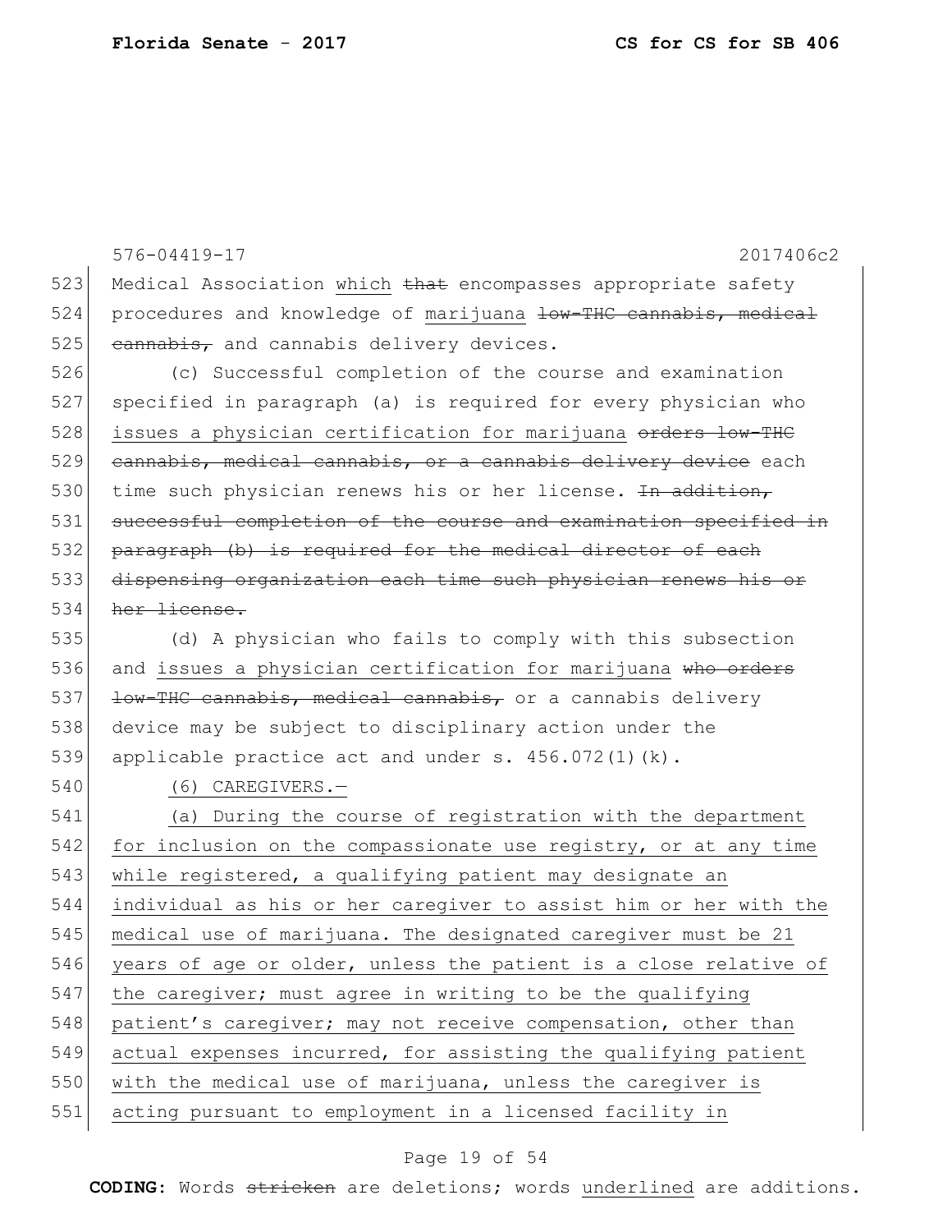576-04419-17 2017406c2

523 Medical Association which ~~that~~ encompasses appropriate safety
524 procedures and knowledge of marijuana ~~low-THC cannabis, medical~~
525 ~~cannabis,~~ and cannabis delivery devices.

526 (c) Successful completion of the course and examination
527 specified in paragraph (a) is required for every physician who
528 issues a physician certification for marijuana ~~orders low-THC~~
529 ~~cannabis, medical cannabis, or a cannabis delivery device~~ each
530 time such physician renews his or her license. ~~In addition,~~
531 ~~successful completion of the course and examination specified in~~
532 ~~paragraph (b) is required for the medical director of each~~
533 ~~dispensing organization each time such physician renews his or~~
534 ~~her license.~~

535 (d) A physician who fails to comply with this subsection
536 and issues a physician certification for marijuana ~~who orders~~
537 ~~low-THC cannabis, medical cannabis,~~ or a cannabis delivery
538 device may be subject to disciplinary action under the
539 applicable practice act and under s. 456.072(1)(k).

540 (6) CAREGIVERS.—

541 (a) During the course of registration with the department
542 for inclusion on the compassionate use registry, or at any time
543 while registered, a qualifying patient may designate an
544 individual as his or her caregiver to assist him or her with the
545 medical use of marijuana. The designated caregiver must be 21
546 years of age or older, unless the patient is a close relative of
547 the caregiver; must agree in writing to be the qualifying
548 patient's caregiver; may not receive compensation, other than
549 actual expenses incurred, for assisting the qualifying patient
550 with the medical use of marijuana, unless the caregiver is
551 acting pursuant to employment in a licensed facility in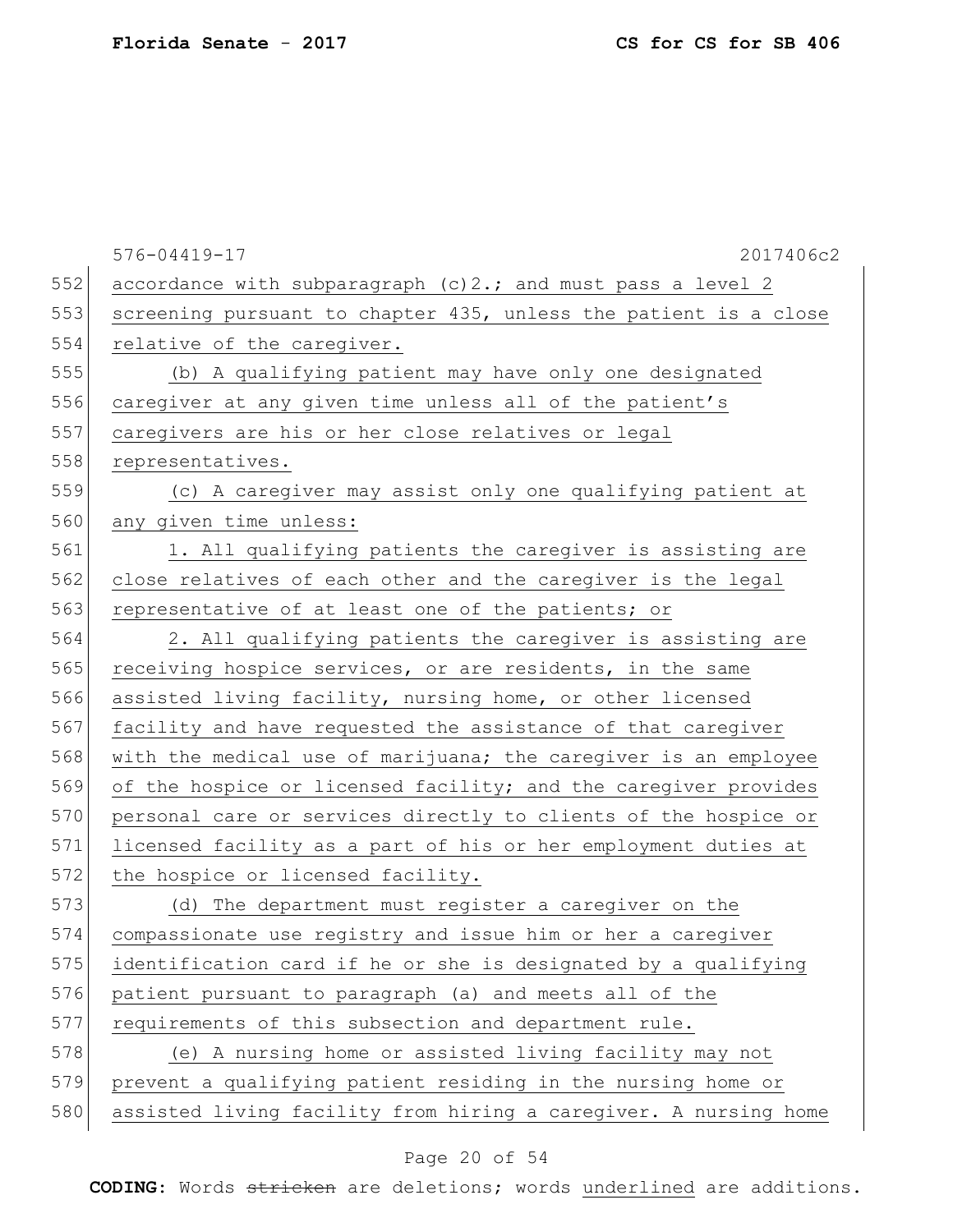accordance with subparagraph (c)2.; and must pass a level 2 screening pursuant to chapter 435, unless the patient is a close relative of the caregiver.

(b) A qualifying patient may have only one designated caregiver at any given time unless all of the patient's caregivers are his or her close relatives or legal representatives.

(c) A caregiver may assist only one qualifying patient at any given time unless:

1. All qualifying patients the caregiver is assisting are close relatives of each other and the caregiver is the legal representative of at least one of the patients; or

2. All qualifying patients the caregiver is assisting are receiving hospice services, or are residents, in the same assisted living facility, nursing home, or other licensed facility and have requested the assistance of that caregiver with the medical use of marijuana; the caregiver is an employee of the hospice or licensed facility; and the caregiver provides personal care or services directly to clients of the hospice or licensed facility as a part of his or her employment duties at the hospice or licensed facility.

(d) The department must register a caregiver on the compassionate use registry and issue him or her a caregiver identification card if he or she is designated by a qualifying patient pursuant to paragraph (a) and meets all of the requirements of this subsection and department rule.

(e) A nursing home or assisted living facility may not prevent a qualifying patient residing in the nursing home or assisted living facility from hiring a caregiver. A nursing home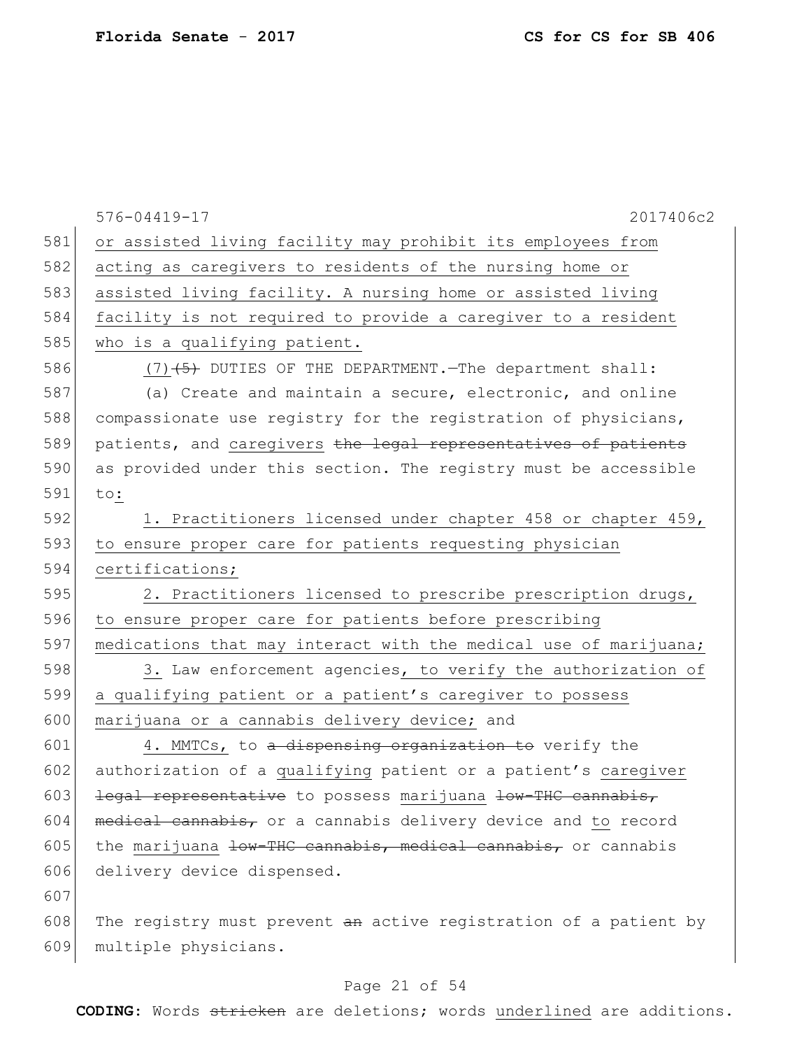or assisted living facility may prohibit its employees from acting as caregivers to residents of the nursing home or assisted living facility. A nursing home or assisted living facility is not required to provide a caregiver to a resident who is a qualifying patient.

(7)~~(5)~~ DUTIES OF THE DEPARTMENT.—The department shall:

(a) Create and maintain a secure, electronic, and online compassionate use registry for the registration of physicians, patients, and caregivers ~~the legal representatives of patients~~ as provided under this section. The registry must be accessible to:

1. Practitioners licensed under chapter 458 or chapter 459, to ensure proper care for patients requesting physician certifications;

2. Practitioners licensed to prescribe prescription drugs, to ensure proper care for patients before prescribing medications that may interact with the medical use of marijuana;

3. Law enforcement agencies, to verify the authorization of a qualifying patient or a patient's caregiver to possess marijuana or a cannabis delivery device; and

4. MMTCs, to ~~a dispensing organization to~~ verify the authorization of a qualifying patient or a patient's caregiver ~~legal representative~~ to possess marijuana ~~low-THC cannabis, medical cannabis,~~ or a cannabis delivery device and to record the marijuana ~~low-THC cannabis, medical cannabis,~~ or cannabis delivery device dispensed.

The registry must prevent ~~an~~ active registration of a patient by multiple physicians.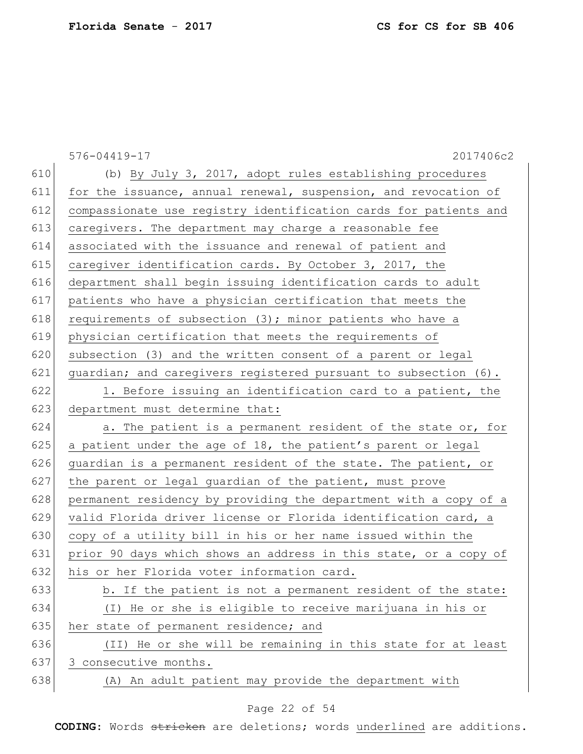(b) By July 3, 2017, adopt rules establishing procedures for the issuance, annual renewal, suspension, and revocation of compassionate use registry identification cards for patients and caregivers. The department may charge a reasonable fee associated with the issuance and renewal of patient and caregiver identification cards. By October 3, 2017, the department shall begin issuing identification cards to adult patients who have a physician certification that meets the requirements of subsection (3); minor patients who have a physician certification that meets the requirements of subsection (3) and the written consent of a parent or legal guardian; and caregivers registered pursuant to subsection (6).

1. Before issuing an identification card to a patient, the department must determine that:

a. The patient is a permanent resident of the state or, for a patient under the age of 18, the patient's parent or legal guardian is a permanent resident of the state. The patient, or the parent or legal guardian of the patient, must prove permanent residency by providing the department with a copy of a valid Florida driver license or Florida identification card, a copy of a utility bill in his or her name issued within the prior 90 days which shows an address in this state, or a copy of his or her Florida voter information card.

b. If the patient is not a permanent resident of the state:

(I) He or she is eligible to receive marijuana in his or her state of permanent residence; and

(II) He or she will be remaining in this state for at least 3 consecutive months.

(A) An adult patient may provide the department with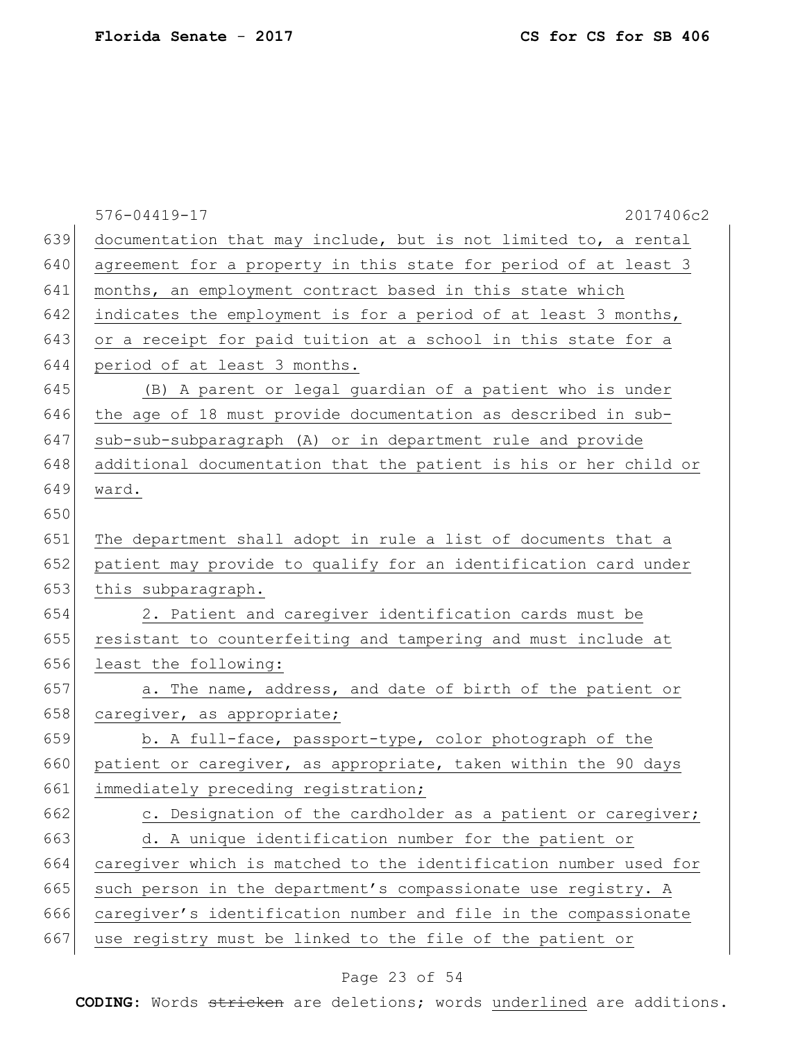documentation that may include, but is not limited to, a rental agreement for a property in this state for period of at least 3 months, an employment contract based in this state which indicates the employment is for a period of at least 3 months, or a receipt for paid tuition at a school in this state for a period of at least 3 months.

(B) A parent or legal guardian of a patient who is under the age of 18 must provide documentation as described in sub-sub-sub-subparagraph (A) or in department rule and provide additional documentation that the patient is his or her child or ward.

The department shall adopt in rule a list of documents that a patient may provide to qualify for an identification card under this subparagraph.

2. Patient and caregiver identification cards must be resistant to counterfeiting and tampering and must include at least the following:

a. The name, address, and date of birth of the patient or caregiver, as appropriate;

b. A full-face, passport-type, color photograph of the patient or caregiver, as appropriate, taken within the 90 days immediately preceding registration;

c. Designation of the cardholder as a patient or caregiver;

d. A unique identification number for the patient or caregiver which is matched to the identification number used for such person in the department's compassionate use registry. A caregiver's identification number and file in the compassionate use registry must be linked to the file of the patient or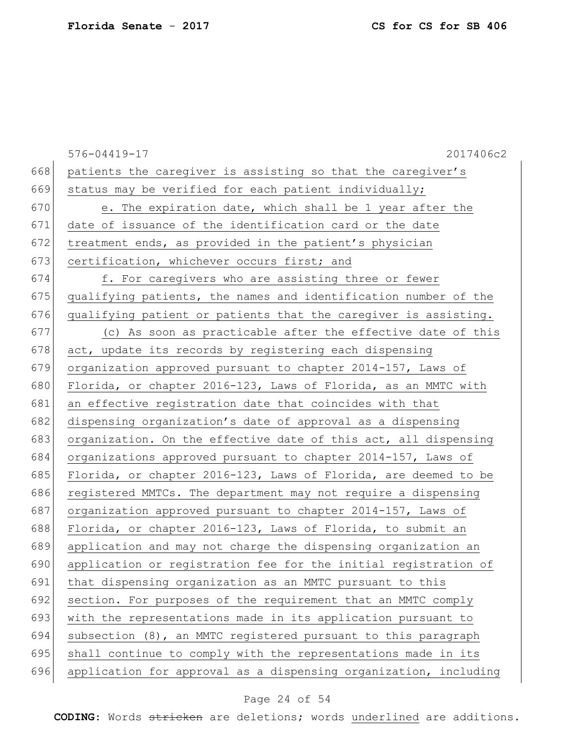patients the caregiver is assisting so that the caregiver's status may be verified for each patient individually;

e. The expiration date, which shall be 1 year after the date of issuance of the identification card or the date treatment ends, as provided in the patient's physician certification, whichever occurs first; and

f. For caregivers who are assisting three or fewer qualifying patients, the names and identification number of the qualifying patient or patients that the caregiver is assisting.

(c) As soon as practicable after the effective date of this act, update its records by registering each dispensing organization approved pursuant to chapter 2014-157, Laws of Florida, or chapter 2016-123, Laws of Florida, as an MMTC with an effective registration date that coincides with that dispensing organization's date of approval as a dispensing organization. On the effective date of this act, all dispensing organizations approved pursuant to chapter 2014-157, Laws of Florida, or chapter 2016-123, Laws of Florida, are deemed to be registered MMTCs. The department may not require a dispensing organization approved pursuant to chapter 2014-157, Laws of Florida, or chapter 2016-123, Laws of Florida, to submit an application and may not charge the dispensing organization an application or registration fee for the initial registration of that dispensing organization as an MMTC pursuant to this section. For purposes of the requirement that an MMTC comply with the representations made in its application pursuant to subsection (8), an MMTC registered pursuant to this paragraph shall continue to comply with the representations made in its application for approval as a dispensing organization, including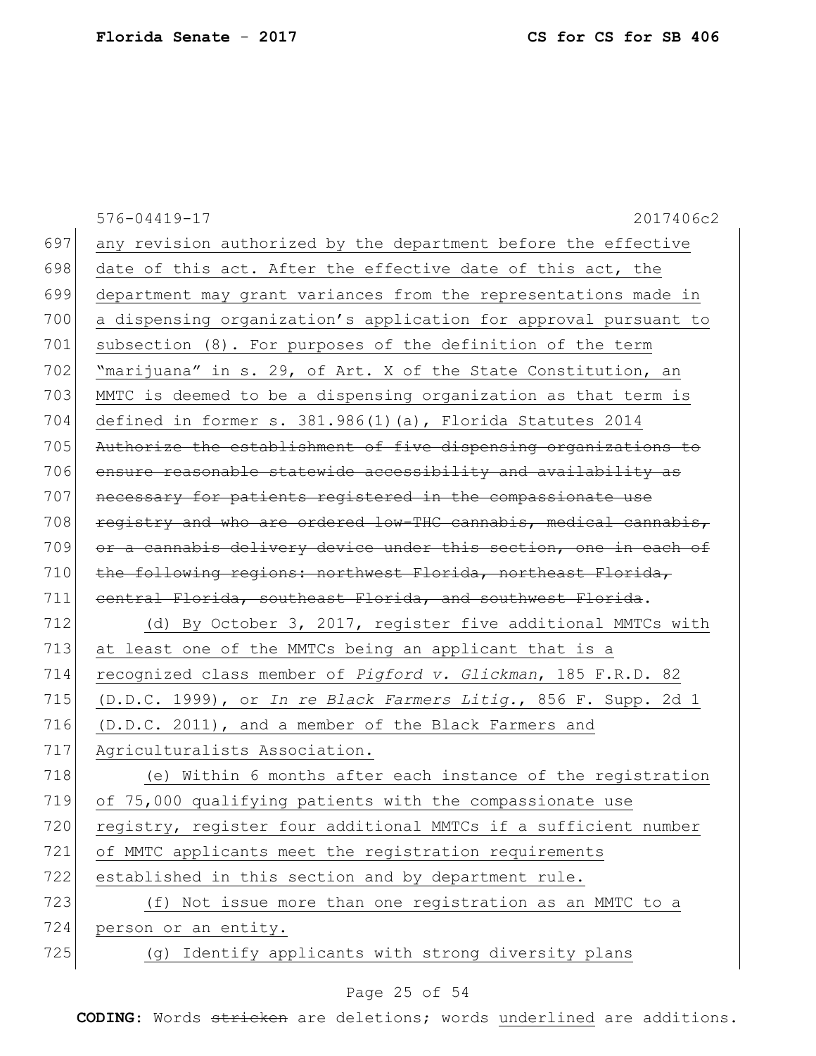any revision authorized by the department before the effective date of this act. After the effective date of this act, the department may grant variances from the representations made in a dispensing organization's application for approval pursuant to subsection (8). For purposes of the definition of the term "marijuana" in s. 29, of Art. X of the State Constitution, an MMTC is deemed to be a dispensing organization as that term is defined in former s. 381.986(1)(a), Florida Statutes 2014 ~~Authorize the establishment of five dispensing organizations to ensure reasonable statewide accessibility and availability as necessary for patients registered in the compassionate use registry and who are ordered low-THC cannabis, medical cannabis, or a cannabis delivery device under this section, one in each of the following regions: northwest Florida, northeast Florida, central Florida, southeast Florida, and southwest Florida~~.

(d) By October 3, 2017, register five additional MMTCs with at least one of the MMTCs being an applicant that is a recognized class member of *Pigford v. Glickman*, 185 F.R.D. 82 (D.D.C. 1999), or *In re Black Farmers Litig.*, 856 F. Supp. 2d 1 (D.D.C. 2011), and a member of the Black Farmers and Agriculturalists Association.

(e) Within 6 months after each instance of the registration of 75,000 qualifying patients with the compassionate use registry, register four additional MMTCs if a sufficient number of MMTC applicants meet the registration requirements established in this section and by department rule.

(f) Not issue more than one registration as an MMTC to a person or an entity.

(g) Identify applicants with strong diversity plans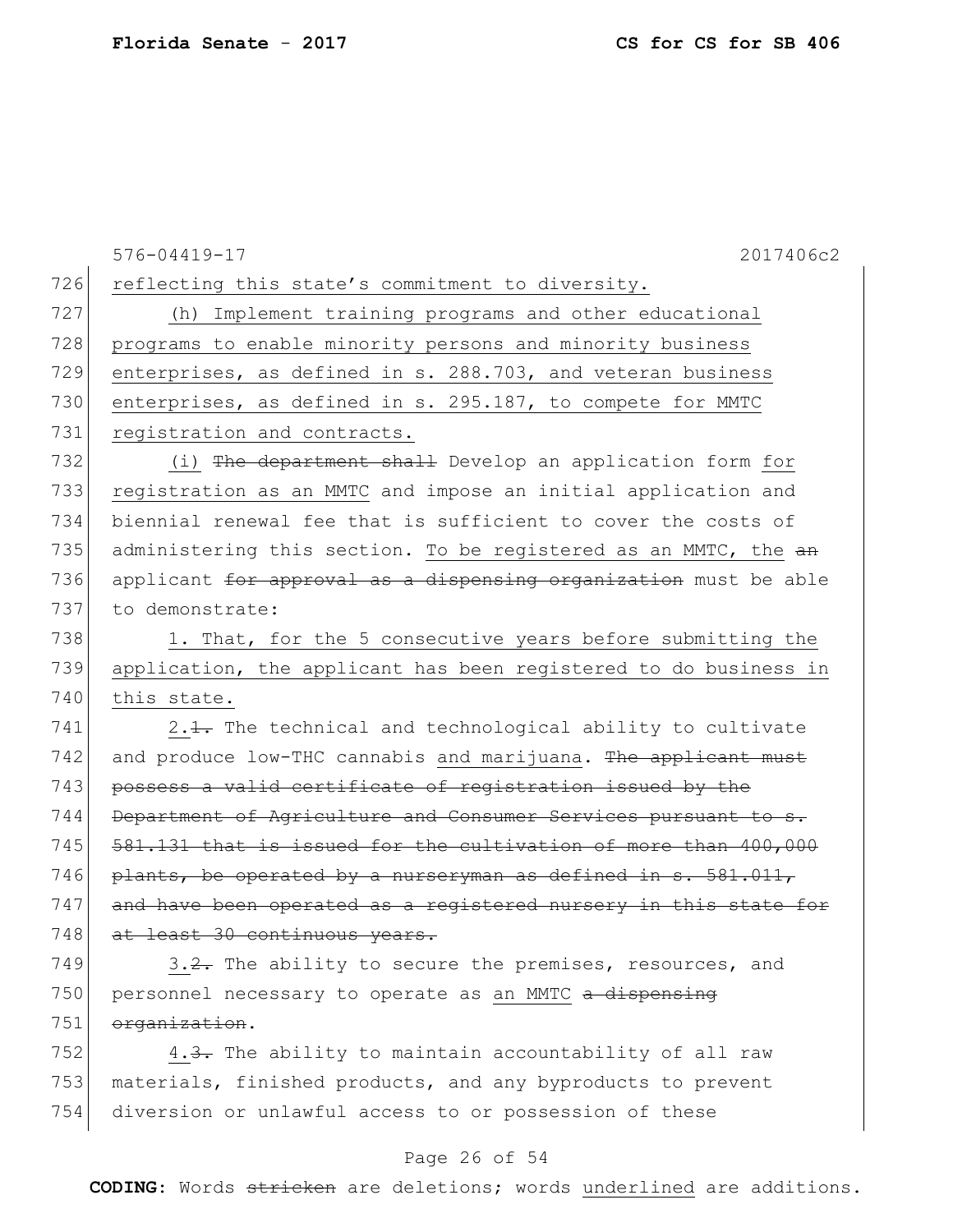576-04419-17 2017406c2

726 reflecting this state's commitment to diversity.

727 (h) Implement training programs and other educational
728 programs to enable minority persons and minority business
729 enterprises, as defined in s. 288.703, and veteran business
730 enterprises, as defined in s. 295.187, to compete for MMTC
731 registration and contracts.

732 (i) ~~The department shall~~ Develop an application form for
733 registration as an MMTC and impose an initial application and
734 biennial renewal fee that is sufficient to cover the costs of
735 administering this section. To be registered as an MMTC, the ~~an~~
736 applicant ~~for approval as a dispensing organization~~ must be able
737 to demonstrate:

738 1. That, for the 5 consecutive years before submitting the
739 application, the applicant has been registered to do business in
740 this state.

741 2.~~1.~~ The technical and technological ability to cultivate
742 and produce low-THC cannabis and marijuana. ~~The applicant must~~
743 ~~possess a valid certificate of registration issued by the~~
744 ~~Department of Agriculture and Consumer Services pursuant to s.~~
745 ~~581.131 that is issued for the cultivation of more than 400,000~~
746 ~~plants, be operated by a nurseryman as defined in s. 581.011,~~
747 ~~and have been operated as a registered nursery in this state for~~
748 ~~at least 30 continuous years.~~

749 3.~~2.~~ The ability to secure the premises, resources, and
750 personnel necessary to operate as an MMTC ~~a dispensing~~
751 ~~organization~~.

752 4.~~3.~~ The ability to maintain accountability of all raw
753 materials, finished products, and any byproducts to prevent
754 diversion or unlawful access to or possession of these

**CODING:** Words ~~stricken~~ are deletions; words underlined are additions.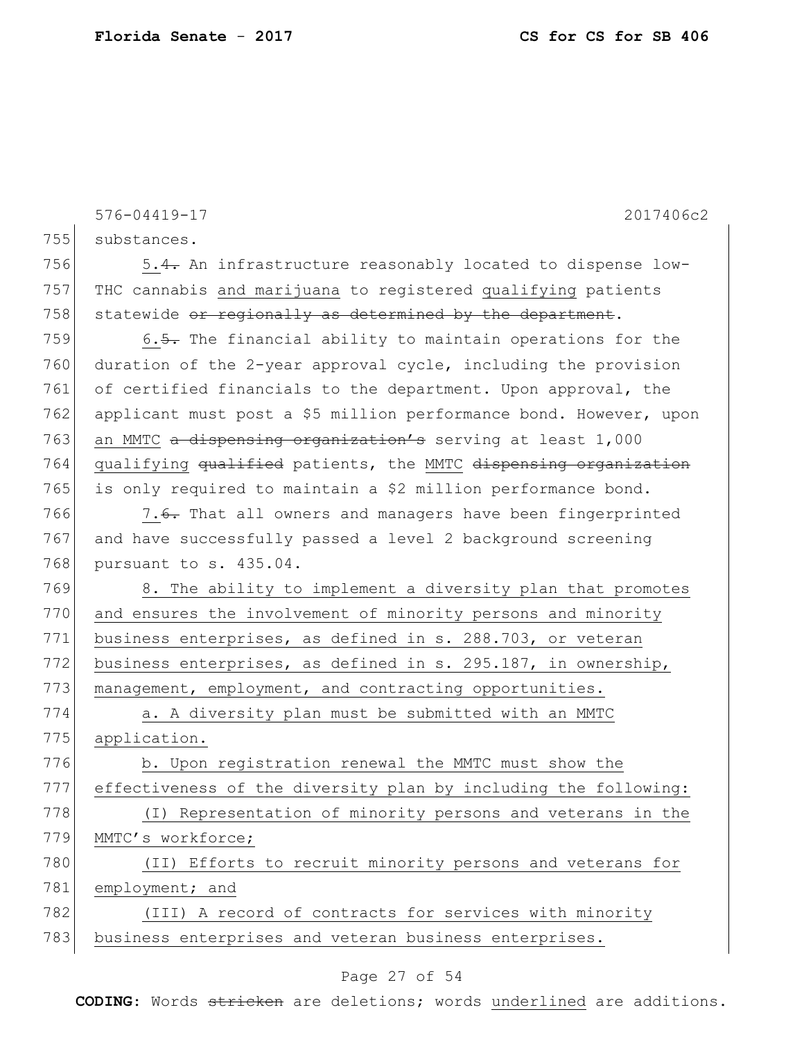substances.

5.~~4.~~ An infrastructure reasonably located to dispense low-THC cannabis <u>and marijuana</u> to registered <u>qualifying</u> patients statewide ~~or regionally as determined by the department~~.

6.~~5.~~ The financial ability to maintain operations for the duration of the 2-year approval cycle, including the provision of certified financials to the department. Upon approval, the applicant must post a $5 million performance bond. However, upon <u>an MMTC</u> ~~a dispensing organization's~~ serving at least 1,000 <u>qualifying</u> ~~qualified~~ patients, the <u>MMTC</u> ~~dispensing organization~~ is only required to maintain a $2 million performance bond.

7.~~6.~~ That all owners and managers have been fingerprinted and have successfully passed a level 2 background screening pursuant to s. 435.04.

<u>8. The ability to implement a diversity plan that promotes and ensures the involvement of minority persons and minority business enterprises, as defined in s. 288.703, or veteran business enterprises, as defined in s. 295.187, in ownership, management, employment, and contracting opportunities.</u>

<u>a. A diversity plan must be submitted with an MMTC application.</u>

<u>b. Upon registration renewal the MMTC must show the effectiveness of the diversity plan by including the following:</u>

<u>(I) Representation of minority persons and veterans in the MMTC's workforce;</u>

<u>(II) Efforts to recruit minority persons and veterans for employment; and</u>

<u>(III) A record of contracts for services with minority business enterprises and veteran business enterprises.</u>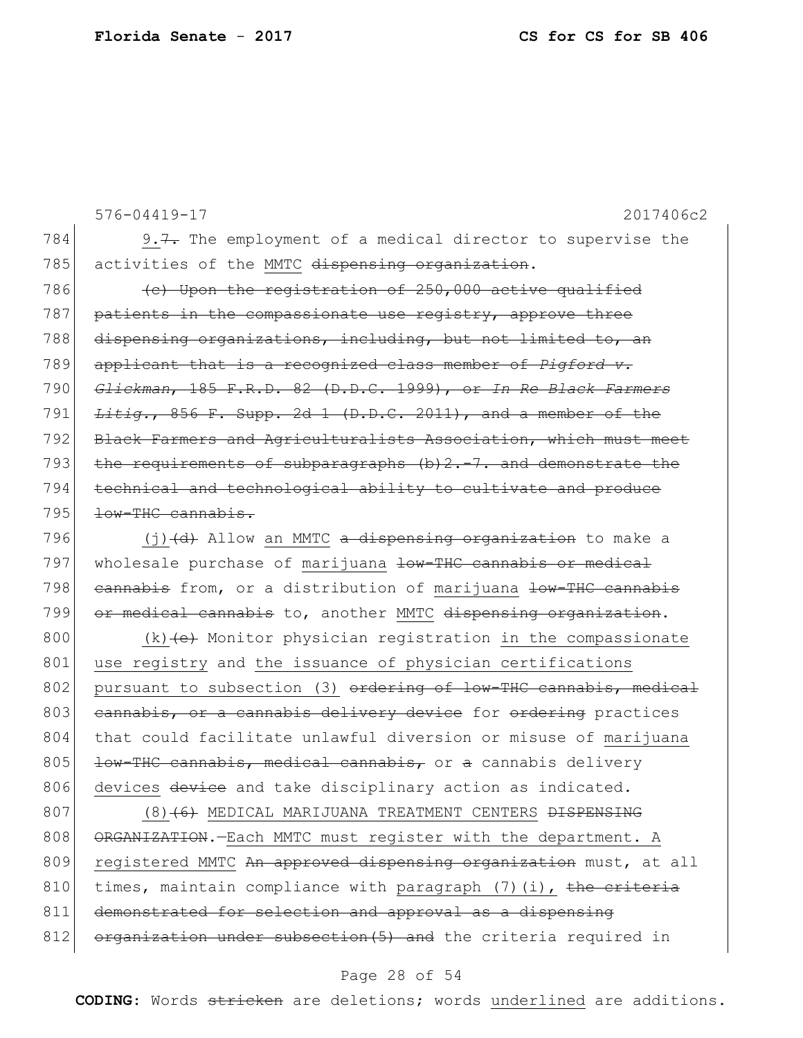576-04419-17 2017406c2

784 9.~~7.~~ The employment of a medical director to supervise the
785 activities of the <u>MMTC</u> ~~dispensing organization~~.

786 ~~(c) Upon the registration of 250,000 active qualified~~
787 ~~patients in the compassionate use registry, approve three~~
788 ~~dispensing organizations, including, but not limited to, an~~
789 ~~applicant that is a recognized class member of *Pigford v.*~~
790 ~~*Glickman*, 185 F.R.D. 82 (D.D.C. 1999), or *In Re Black Farmers*~~
791 ~~*Litig.*, 856 F. Supp. 2d 1 (D.D.C. 2011), and a member of the~~
792 ~~Black Farmers and Agriculturalists Association, which must meet~~
793 ~~the requirements of subparagraphs (b)2.-7. and demonstrate the~~
794 ~~technical and technological ability to cultivate and produce~~
795 ~~low-THC cannabis.~~

796 <u>(j)</u>~~(d)~~ Allow <u>an MMTC</u> ~~a dispensing organization~~ to make a
797 wholesale purchase of <u>marijuana</u> ~~low-THC cannabis or medical~~
798 ~~cannabis~~ from, or a distribution of <u>marijuana</u> ~~low-THC cannabis~~
799 ~~or medical cannabis~~ to, another <u>MMTC</u> ~~dispensing organization~~.

800 <u>(k)</u>~~(e)~~ Monitor physician registration <u>in the compassionate</u>
801 <u>use registry</u> and <u>the issuance of physician certifications</u>
802 <u>pursuant to subsection (3)</u> ~~ordering of low-THC cannabis, medical~~
803 ~~cannabis, or a cannabis delivery device~~ for ~~ordering~~ practices
804 that could facilitate unlawful diversion or misuse of <u>marijuana</u>
805 ~~low-THC cannabis, medical cannabis,~~ or ~~a~~ cannabis delivery
806 <u>devices</u> ~~device~~ and take disciplinary action as indicated.

807 <u>(8)</u>~~(6)~~ <u>MEDICAL MARIJUANA TREATMENT CENTERS</u> ~~DISPENSING~~
808 ~~ORGANIZATION~~.—<u>Each MMTC must register with the department. A</u>
809 <u>registered MMTC</u> ~~An approved dispensing organization~~ must, at all
810 times, maintain compliance with <u>paragraph (7)(i),</u> ~~the criteria~~
811 ~~demonstrated for selection and approval as a dispensing~~
812 ~~organization under subsection(5) and~~ the criteria required in

**CODING:** Words ~~stricken~~ are deletions; words <u>underlined</u> are additions.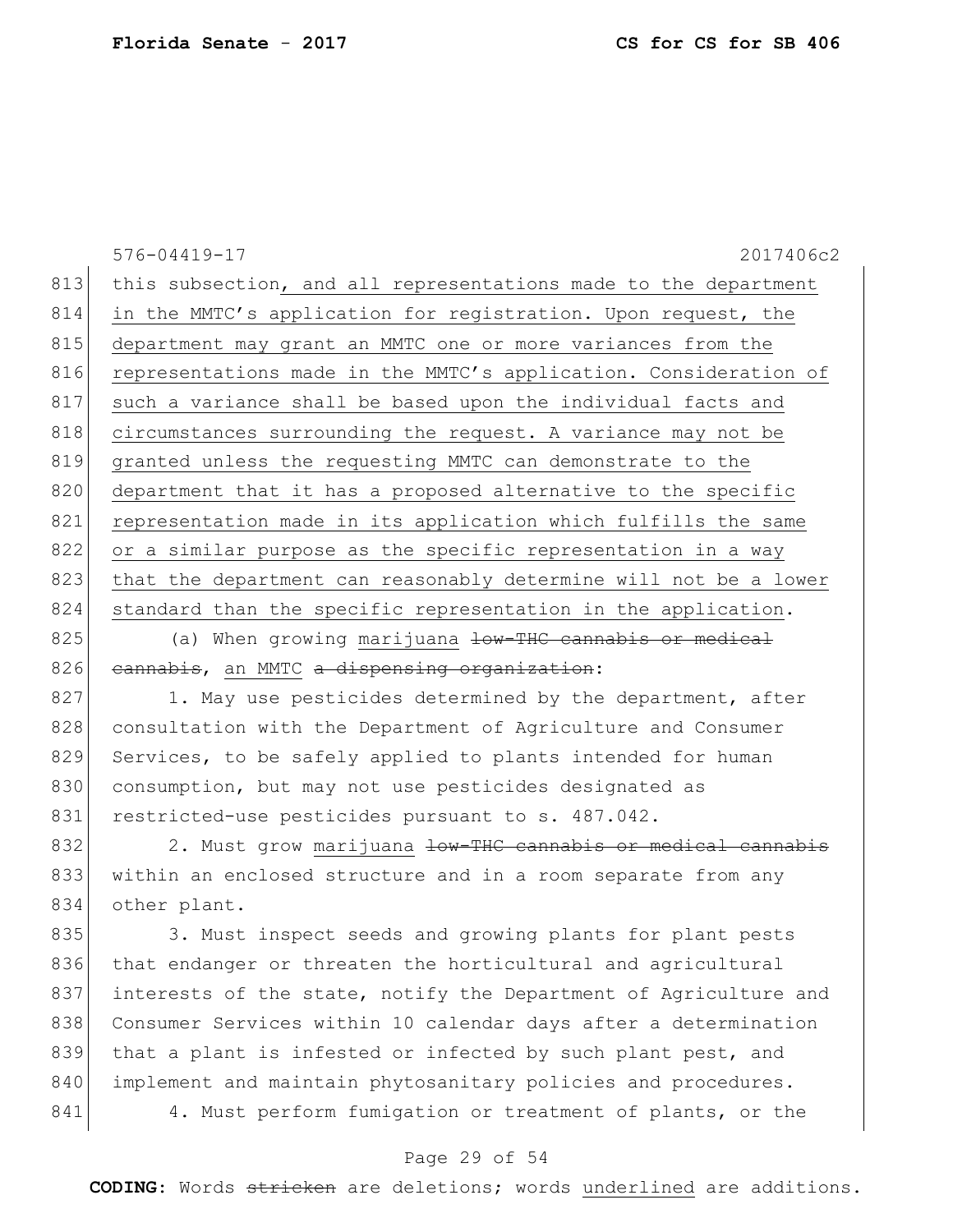this subsection, and all representations made to the department in the MMTC's application for registration. Upon request, the department may grant an MMTC one or more variances from the representations made in the MMTC's application. Consideration of such a variance shall be based upon the individual facts and circumstances surrounding the request. A variance may not be granted unless the requesting MMTC can demonstrate to the department that it has a proposed alternative to the specific representation made in its application which fulfills the same or a similar purpose as the specific representation in a way that the department can reasonably determine will not be a lower standard than the specific representation in the application.

(a) When growing marijuana ~~low-THC cannabis or medical cannabis~~, an MMTC ~~a dispensing organization~~:

1. May use pesticides determined by the department, after consultation with the Department of Agriculture and Consumer Services, to be safely applied to plants intended for human consumption, but may not use pesticides designated as restricted-use pesticides pursuant to s. 487.042.

2. Must grow marijuana ~~low-THC cannabis or medical cannabis~~ within an enclosed structure and in a room separate from any other plant.

3. Must inspect seeds and growing plants for plant pests that endanger or threaten the horticultural and agricultural interests of the state, notify the Department of Agriculture and Consumer Services within 10 calendar days after a determination that a plant is infested or infected by such plant pest, and implement and maintain phytosanitary policies and procedures.

4. Must perform fumigation or treatment of plants, or the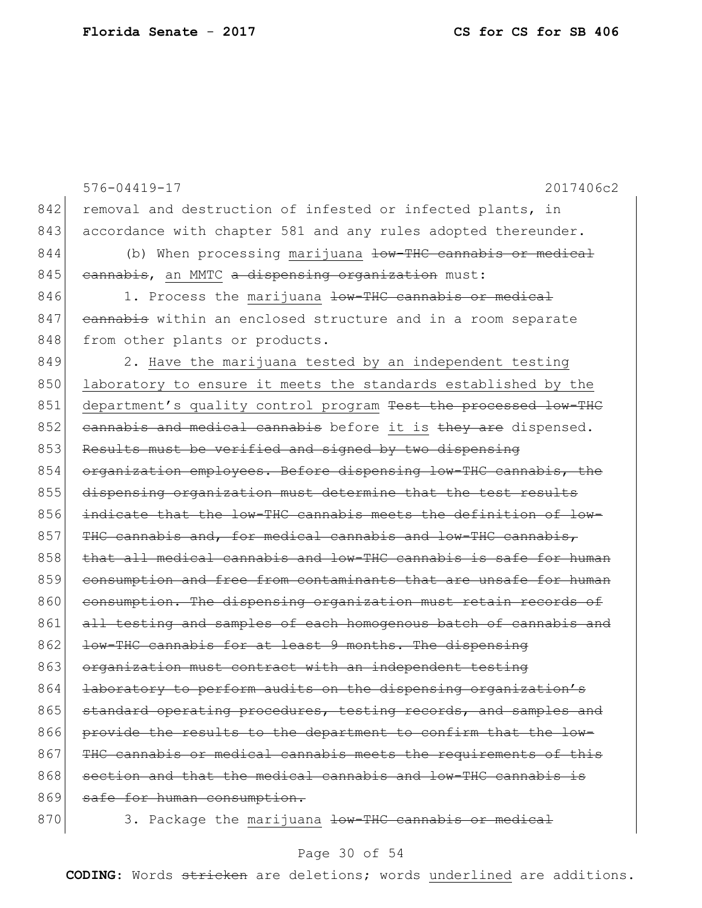576-04419-17 2017406c2

842 removal and destruction of infested or infected plants, in
843 accordance with chapter 581 and any rules adopted thereunder.

844 (b) When processing <u>marijuana</u> ~~low-THC cannabis or medical~~
845 ~~cannabis~~, <u>an MMTC</u> ~~a dispensing organization~~ must:

846 1. Process the <u>marijuana</u> ~~low-THC cannabis or medical~~
847 ~~cannabis~~ within an enclosed structure and in a room separate
848 from other plants or products.

849 2. <u>Have the marijuana tested by an independent testing</u>
850 <u>laboratory to ensure it meets the standards established by the</u>
851 <u>department's quality control program</u> ~~Test the processed low-THC~~
852 ~~cannabis and medical cannabis~~ before <u>it is</u> ~~they are~~ dispensed.
853 ~~Results must be verified and signed by two dispensing~~
854 ~~organization employees. Before dispensing low-THC cannabis, the~~
855 ~~dispensing organization must determine that the test results~~
856 ~~indicate that the low-THC cannabis meets the definition of low-~~
857 ~~THC cannabis and, for medical cannabis and low-THC cannabis,~~
858 ~~that all medical cannabis and low-THC cannabis is safe for human~~
859 ~~consumption and free from contaminants that are unsafe for human~~
860 ~~consumption. The dispensing organization must retain records of~~
861 ~~all testing and samples of each homogenous batch of cannabis and~~
862 ~~low-THC cannabis for at least 9 months. The dispensing~~
863 ~~organization must contract with an independent testing~~
864 ~~laboratory to perform audits on the dispensing organization's~~
865 ~~standard operating procedures, testing records, and samples and~~
866 ~~provide the results to the department to confirm that the low-~~
867 ~~THC cannabis or medical cannabis meets the requirements of this~~
868 ~~section and that the medical cannabis and low-THC cannabis is~~
869 ~~safe for human consumption.~~

870 3. Package the <u>marijuana</u> ~~low-THC cannabis or medical~~

**CODING:** Words ~~stricken~~ are deletions; words <u>underlined</u> are additions.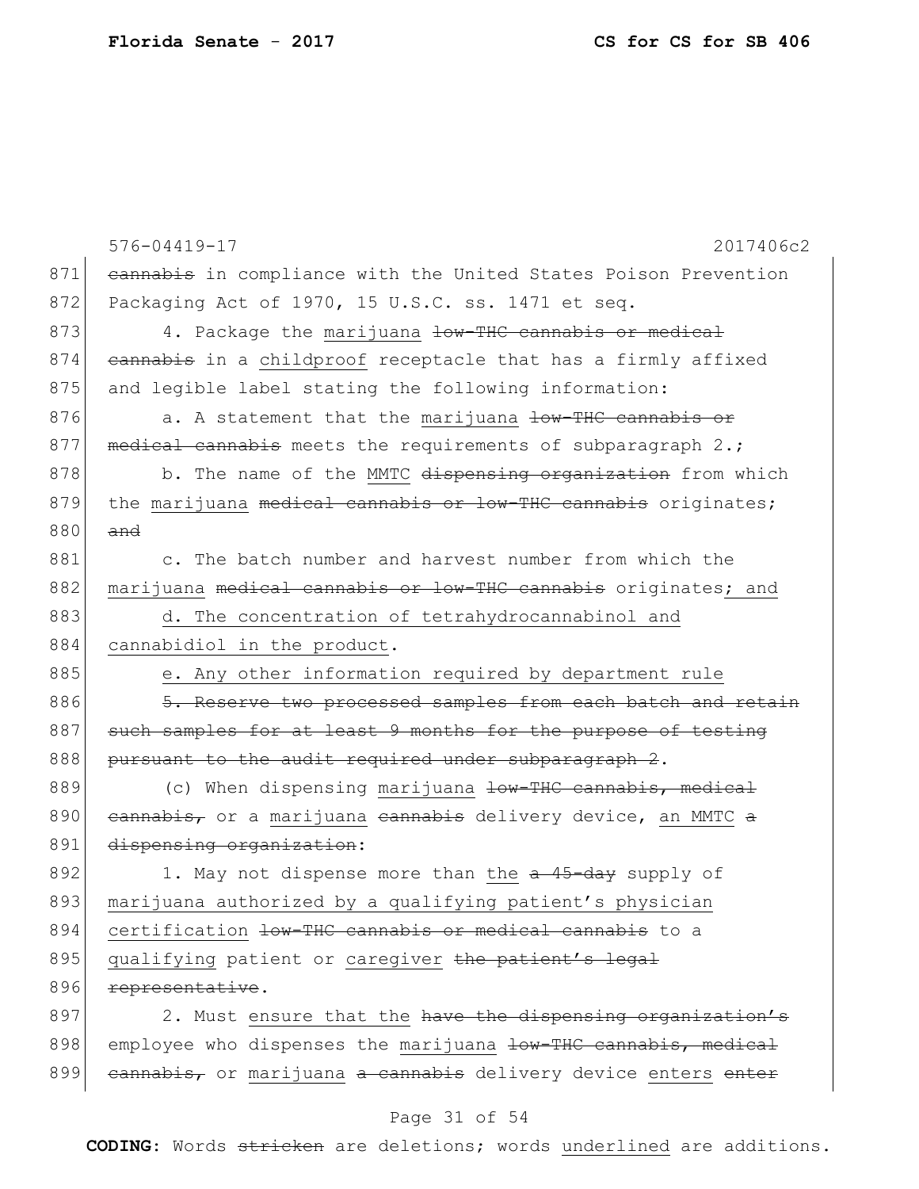576-04419-17 2017406c2

871 ~~cannabis~~ in compliance with the United States Poison Prevention
872 Packaging Act of 1970, 15 U.S.C. ss. 1471 et seq.
873 4. Package the <u>marijuana</u> ~~low-THC cannabis or medical~~
874 ~~cannabis~~ in a <u>childproof</u> receptacle that has a firmly affixed
875 and legible label stating the following information:
876 a. A statement that the <u>marijuana</u> ~~low-THC cannabis or~~
877 ~~medical cannabis~~ meets the requirements of subparagraph 2.;
878 b. The name of the <u>MMTC</u> ~~dispensing organization~~ from which
879 the <u>marijuana</u> ~~medical cannabis or low-THC cannabis~~ originates;
880 ~~and~~
881 c. The batch number and harvest number from which the
882 <u>marijuana</u> ~~medical cannabis or low-THC cannabis~~ originates<u>; and</u>
883 <u>d. The concentration of tetrahydrocannabinol and</u>
884 <u>cannabidiol in the product</u>.
885 <u>e. Any other information required by department rule</u>
886 ~~5. Reserve two processed samples from each batch and retain~~
887 ~~such samples for at least 9 months for the purpose of testing~~
888 ~~pursuant to the audit required under subparagraph 2~~.
889 (c) When dispensing <u>marijuana</u> ~~low-THC cannabis, medical~~
890 ~~cannabis,~~ or a <u>marijuana</u> ~~cannabis~~ delivery device, <u>an MMTC</u> ~~a~~
891 ~~dispensing organization~~:
892 1. May not dispense more than <u>the</u> ~~a 45-day~~ supply of
893 <u>marijuana authorized by a qualifying patient's physician</u>
894 <u>certification</u> ~~low-THC cannabis or medical cannabis~~ to a
895 <u>qualifying</u> patient or <u>caregiver</u> ~~the patient's legal~~
896 ~~representative~~.
897 2. Must <u>ensure that the</u> ~~have the dispensing organization's~~
898 employee who dispenses the <u>marijuana</u> ~~low-THC cannabis, medical~~
899 ~~cannabis,~~ or <u>marijuana</u> ~~a cannabis~~ delivery device <u>enters</u> ~~enter~~

**CODING:** Words ~~stricken~~ are deletions; words <u>underlined</u> are additions.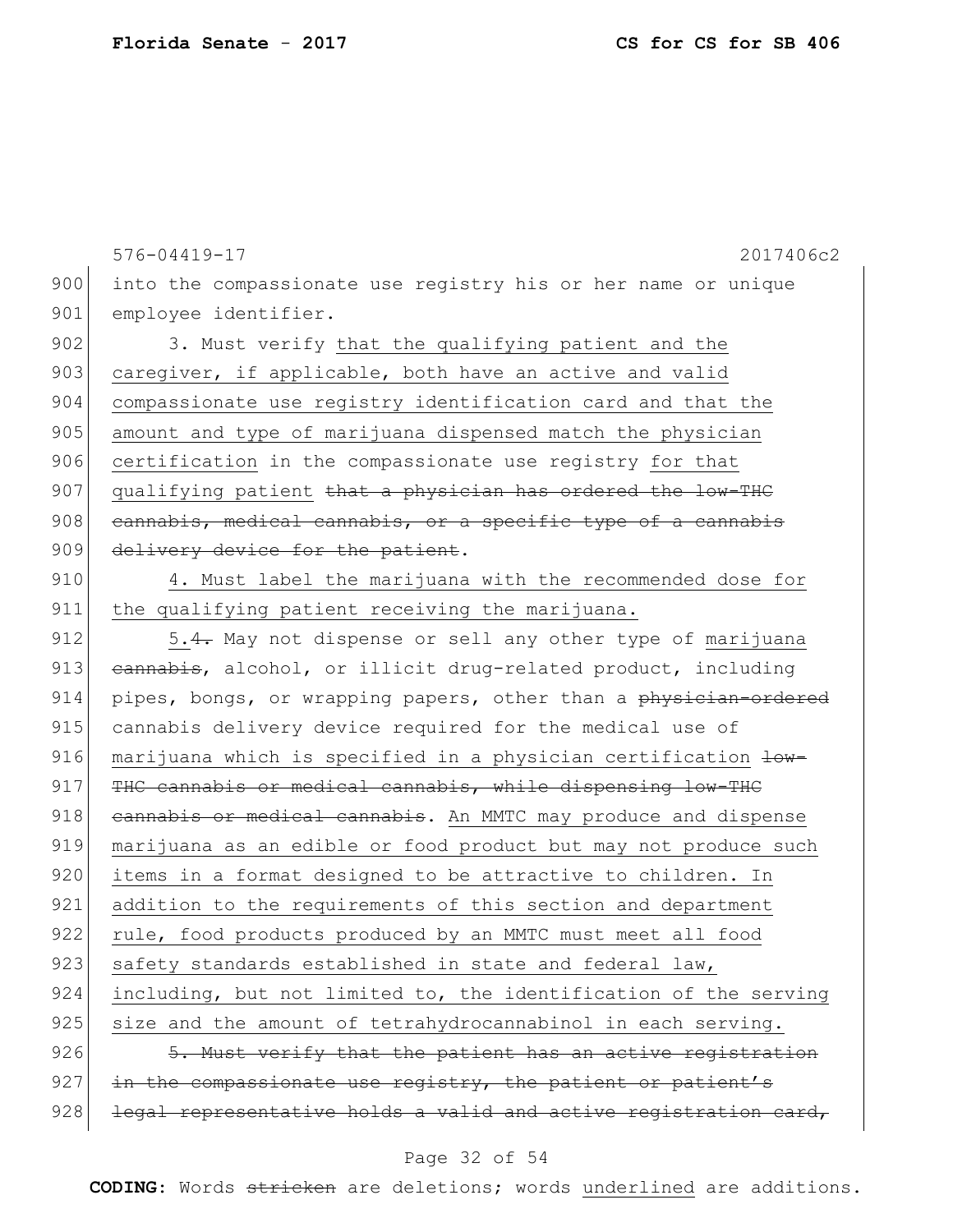into the compassionate use registry his or her name or unique employee identifier.

3. Must verify that the qualifying patient and the caregiver, if applicable, both have an active and valid compassionate use registry identification card and that the amount and type of marijuana dispensed match the physician certification in the compassionate use registry for that qualifying patient ~~that a physician has ordered the low-THC cannabis, medical cannabis, or a specific type of a cannabis delivery device for the patient~~.

4. Must label the marijuana with the recommended dose for the qualifying patient receiving the marijuana.

5.~~4.~~ May not dispense or sell any other type of marijuana ~~cannabis~~, alcohol, or illicit drug-related product, including pipes, bongs, or wrapping papers, other than a ~~physician-ordered~~ cannabis delivery device required for the medical use of marijuana which is specified in a physician certification ~~low-THC cannabis or medical cannabis, while dispensing low-THC cannabis or medical cannabis~~. An MMTC may produce and dispense marijuana as an edible or food product but may not produce such items in a format designed to be attractive to children. In addition to the requirements of this section and department rule, food products produced by an MMTC must meet all food safety standards established in state and federal law, including, but not limited to, the identification of the serving size and the amount of tetrahydrocannabinol in each serving.

~~5. Must verify that the patient has an active registration in the compassionate use registry, the patient or patient's legal representative holds a valid and active registration card,~~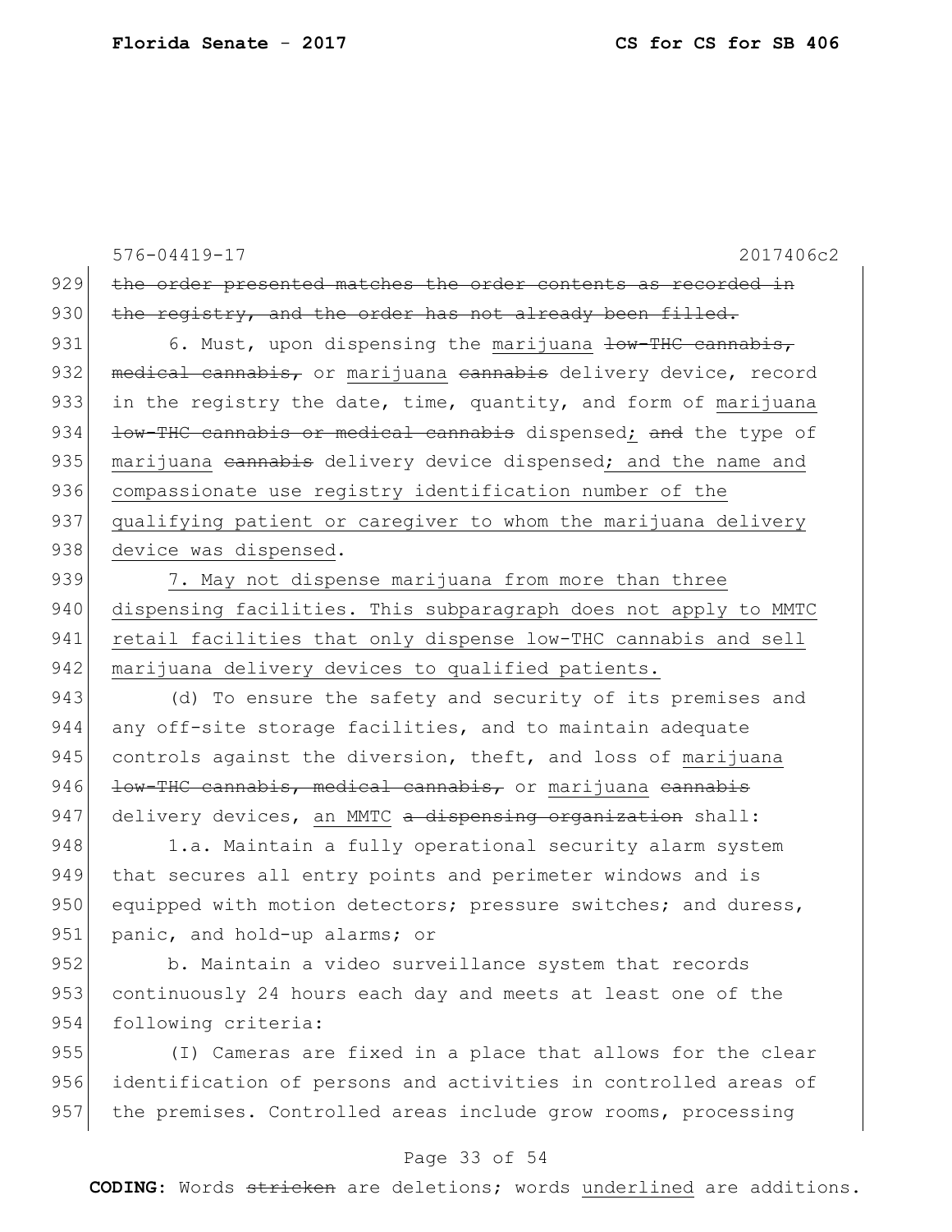the order presented matches the order contents as recorded in the registry, and the order has not already been filled.

6. Must, upon dispensing the marijuana low-THC cannabis, medical cannabis, or marijuana cannabis delivery device, record in the registry the date, time, quantity, and form of marijuana low-THC cannabis or medical cannabis dispensed; and the type of marijuana cannabis delivery device dispensed; and the name and compassionate use registry identification number of the qualifying patient or caregiver to whom the marijuana delivery device was dispensed.

7. May not dispense marijuana from more than three dispensing facilities. This subparagraph does not apply to MMTC retail facilities that only dispense low-THC cannabis and sell marijuana delivery devices to qualified patients.

(d) To ensure the safety and security of its premises and any off-site storage facilities, and to maintain adequate controls against the diversion, theft, and loss of marijuana low-THC cannabis, medical cannabis, or marijuana cannabis delivery devices, an MMTC a dispensing organization shall:

1.a. Maintain a fully operational security alarm system that secures all entry points and perimeter windows and is equipped with motion detectors; pressure switches; and duress, panic, and hold-up alarms; or

b. Maintain a video surveillance system that records continuously 24 hours each day and meets at least one of the following criteria:

(I) Cameras are fixed in a place that allows for the clear identification of persons and activities in controlled areas of the premises. Controlled areas include grow rooms, processing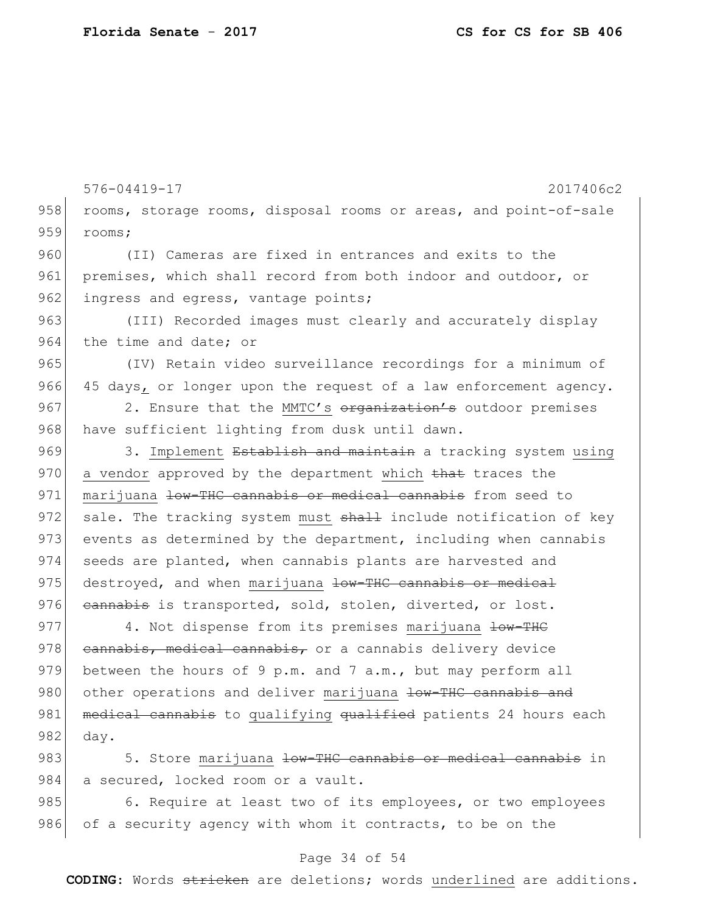rooms, storage rooms, disposal rooms or areas, and point-of-sale rooms;

(II) Cameras are fixed in entrances and exits to the premises, which shall record from both indoor and outdoor, or ingress and egress, vantage points;

(III) Recorded images must clearly and accurately display the time and date; or

(IV) Retain video surveillance recordings for a minimum of 45 days, or longer upon the request of a law enforcement agency.

2. Ensure that the MMTC's ~~organization's~~ outdoor premises have sufficient lighting from dusk until dawn.

3. Implement ~~Establish and maintain~~ a tracking system using a vendor approved by the department which ~~that~~ traces the marijuana ~~low-THC cannabis or medical cannabis~~ from seed to sale. The tracking system must ~~shall~~ include notification of key events as determined by the department, including when cannabis seeds are planted, when cannabis plants are harvested and destroyed, and when marijuana ~~low-THC cannabis or medical cannabis~~ is transported, sold, stolen, diverted, or lost.

4. Not dispense from its premises marijuana ~~low-THC cannabis, medical cannabis,~~ or a cannabis delivery device between the hours of 9 p.m. and 7 a.m., but may perform all other operations and deliver marijuana ~~low-THC cannabis and medical cannabis~~ to qualifying ~~qualified~~ patients 24 hours each day.

5. Store marijuana ~~low-THC cannabis or medical cannabis~~ in a secured, locked room or a vault.

6. Require at least two of its employees, or two employees of a security agency with whom it contracts, to be on the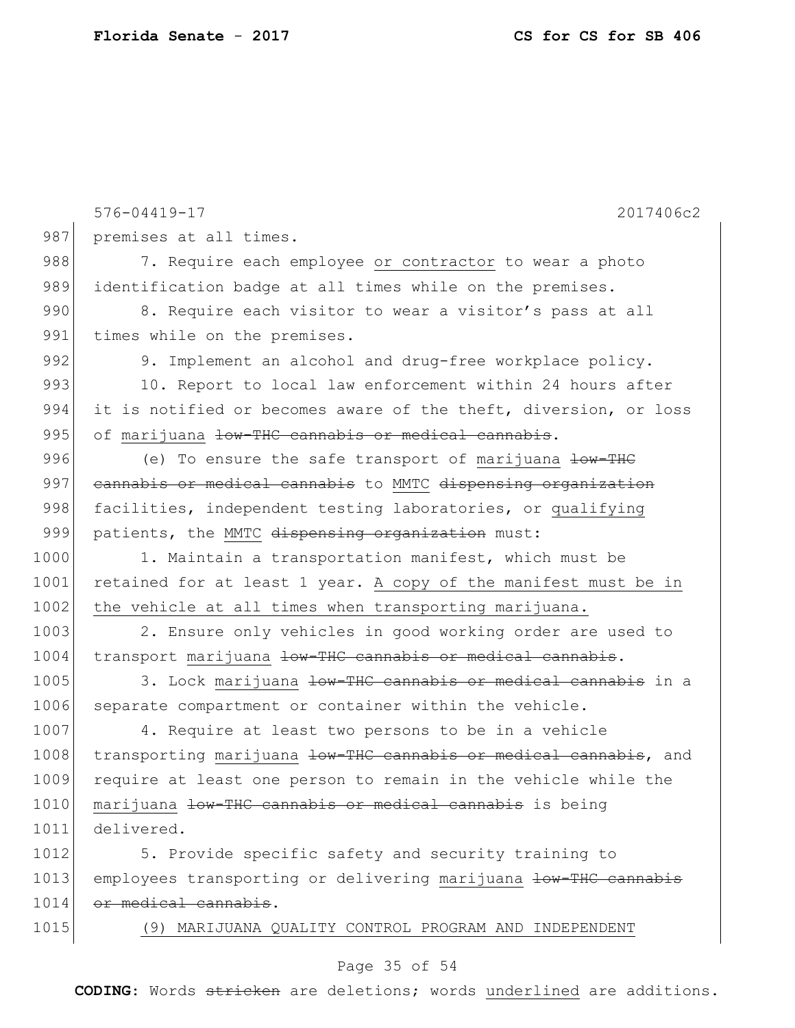987 premises at all times.

988 7. Require each employee <u>or contractor</u> to wear a photo
989 identification badge at all times while on the premises.

990 8. Require each visitor to wear a visitor's pass at all
991 times while on the premises.

992 9. Implement an alcohol and drug-free workplace policy.

993 10. Report to local law enforcement within 24 hours after
994 it is notified or becomes aware of the theft, diversion, or loss
995 of <u>marijuana</u> ~~low-THC cannabis or medical cannabis~~.

996 (e) To ensure the safe transport of <u>marijuana</u> ~~low-THC~~
997 ~~cannabis or medical cannabis~~ to <u>MMTC</u> ~~dispensing organization~~
998 facilities, independent testing laboratories, or <u>qualifying</u>
999 patients, the <u>MMTC</u> ~~dispensing organization~~ must:

1000 1. Maintain a transportation manifest, which must be
1001 retained for at least 1 year. <u>A copy of the manifest must be in</u>
1002 <u>the vehicle at all times when transporting marijuana.</u>

1003 2. Ensure only vehicles in good working order are used to
1004 transport <u>marijuana</u> ~~low-THC cannabis or medical cannabis~~.

1005 3. Lock <u>marijuana</u> ~~low-THC cannabis or medical cannabis~~ in a
1006 separate compartment or container within the vehicle.

1007 4. Require at least two persons to be in a vehicle
1008 transporting <u>marijuana</u> ~~low-THC cannabis or medical cannabis~~, and
1009 require at least one person to remain in the vehicle while the
1010 <u>marijuana</u> ~~low-THC cannabis or medical cannabis~~ is being
1011 delivered.

1012 5. Provide specific safety and security training to
1013 employees transporting or delivering <u>marijuana</u> ~~low-THC cannabis~~
1014 ~~or medical cannabis~~.

1015 <u>(9) MARIJUANA QUALITY CONTROL PROGRAM AND INDEPENDENT</u>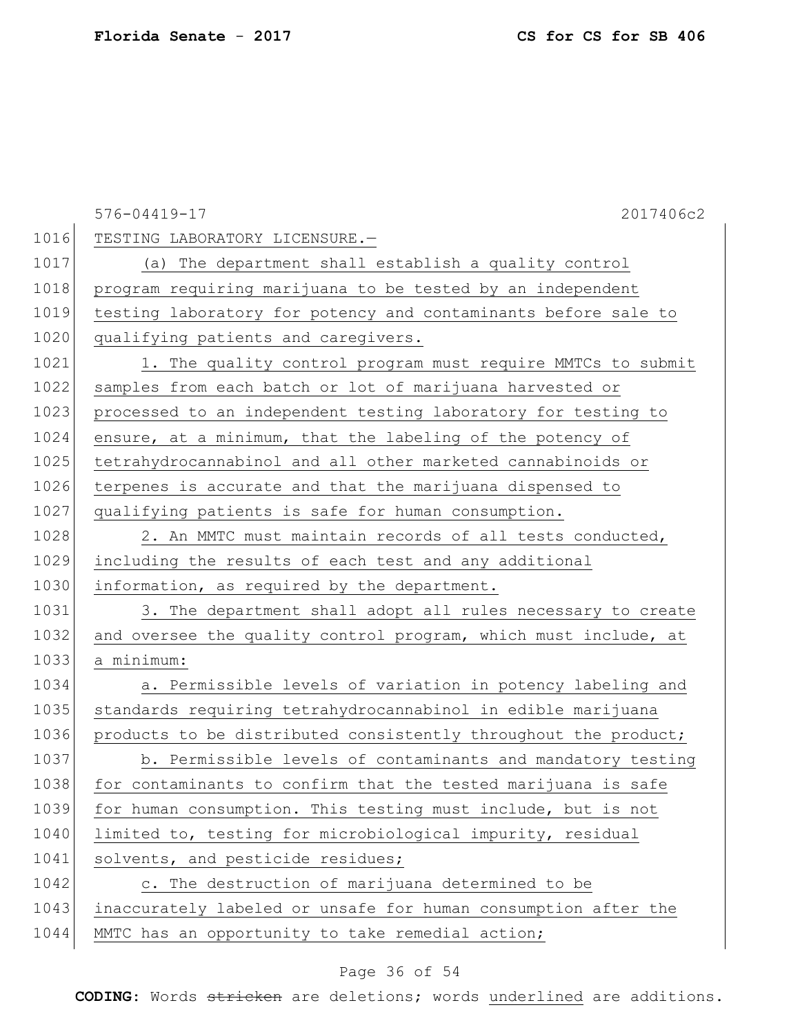TESTING LABORATORY LICENSURE.—

(a) The department shall establish a quality control program requiring marijuana to be tested by an independent testing laboratory for potency and contaminants before sale to qualifying patients and caregivers.

1. The quality control program must require MMTCs to submit samples from each batch or lot of marijuana harvested or processed to an independent testing laboratory for testing to ensure, at a minimum, that the labeling of the potency of tetrahydrocannabinol and all other marketed cannabinoids or terpenes is accurate and that the marijuana dispensed to qualifying patients is safe for human consumption.

2. An MMTC must maintain records of all tests conducted, including the results of each test and any additional information, as required by the department.

3. The department shall adopt all rules necessary to create and oversee the quality control program, which must include, at a minimum:

a. Permissible levels of variation in potency labeling and standards requiring tetrahydrocannabinol in edible marijuana products to be distributed consistently throughout the product;

b. Permissible levels of contaminants and mandatory testing for contaminants to confirm that the tested marijuana is safe for human consumption. This testing must include, but is not limited to, testing for microbiological impurity, residual solvents, and pesticide residues;

c. The destruction of marijuana determined to be inaccurately labeled or unsafe for human consumption after the MMTC has an opportunity to take remedial action;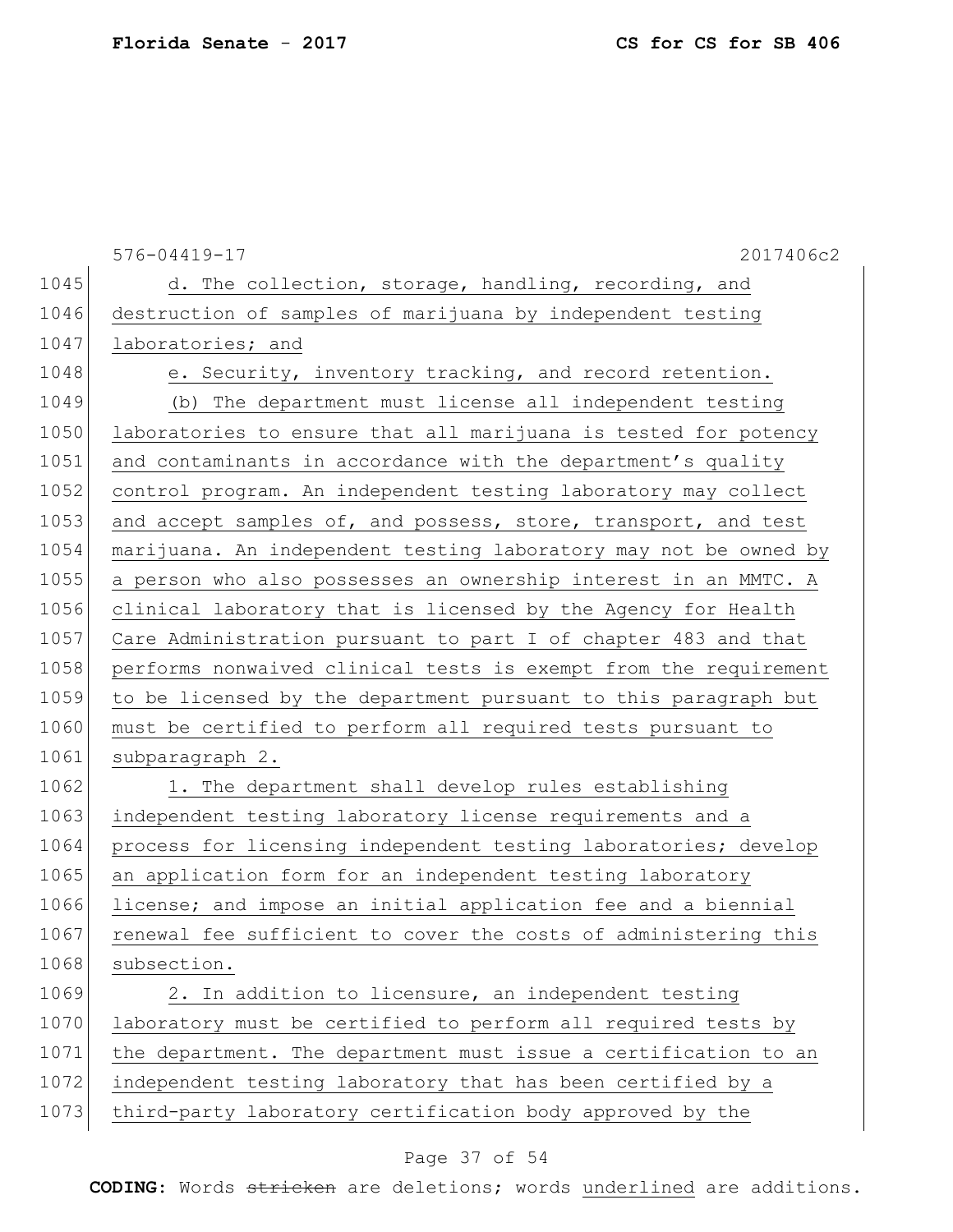d. The collection, storage, handling, recording, and destruction of samples of marijuana by independent testing laboratories; and

e. Security, inventory tracking, and record retention.

(b) The department must license all independent testing laboratories to ensure that all marijuana is tested for potency and contaminants in accordance with the department's quality control program. An independent testing laboratory may collect and accept samples of, and possess, store, transport, and test marijuana. An independent testing laboratory may not be owned by a person who also possesses an ownership interest in an MMTC. A clinical laboratory that is licensed by the Agency for Health Care Administration pursuant to part I of chapter 483 and that performs nonwaived clinical tests is exempt from the requirement to be licensed by the department pursuant to this paragraph but must be certified to perform all required tests pursuant to subparagraph 2.

1. The department shall develop rules establishing independent testing laboratory license requirements and a process for licensing independent testing laboratories; develop an application form for an independent testing laboratory license; and impose an initial application fee and a biennial renewal fee sufficient to cover the costs of administering this subsection.

2. In addition to licensure, an independent testing laboratory must be certified to perform all required tests by the department. The department must issue a certification to an independent testing laboratory that has been certified by a third-party laboratory certification body approved by the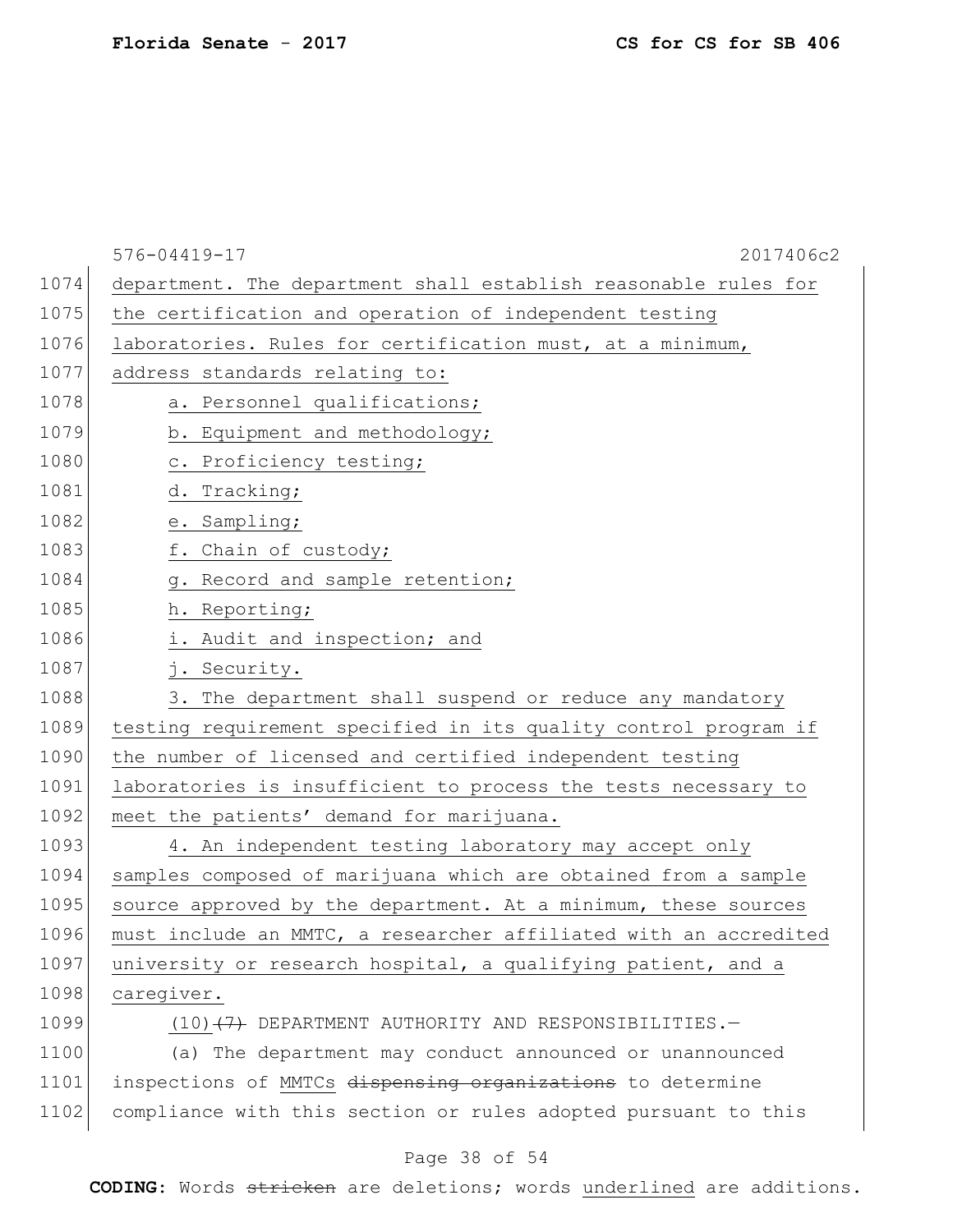department. The department shall establish reasonable rules for the certification and operation of independent testing laboratories. Rules for certification must, at a minimum, address standards relating to:

a. Personnel qualifications;

b. Equipment and methodology;

c. Proficiency testing;

d. Tracking;

e. Sampling;

f. Chain of custody;

g. Record and sample retention;

h. Reporting;

i. Audit and inspection; and

j. Security.

3. The department shall suspend or reduce any mandatory testing requirement specified in its quality control program if the number of licensed and certified independent testing laboratories is insufficient to process the tests necessary to meet the patients' demand for marijuana.

4. An independent testing laboratory may accept only samples composed of marijuana which are obtained from a sample source approved by the department. At a minimum, these sources must include an MMTC, a researcher affiliated with an accredited university or research hospital, a qualifying patient, and a caregiver.

(10) ~~(7)~~ DEPARTMENT AUTHORITY AND RESPONSIBILITIES.—

(a) The department may conduct announced or unannounced inspections of MMTCs ~~dispensing organizations~~ to determine compliance with this section or rules adopted pursuant to this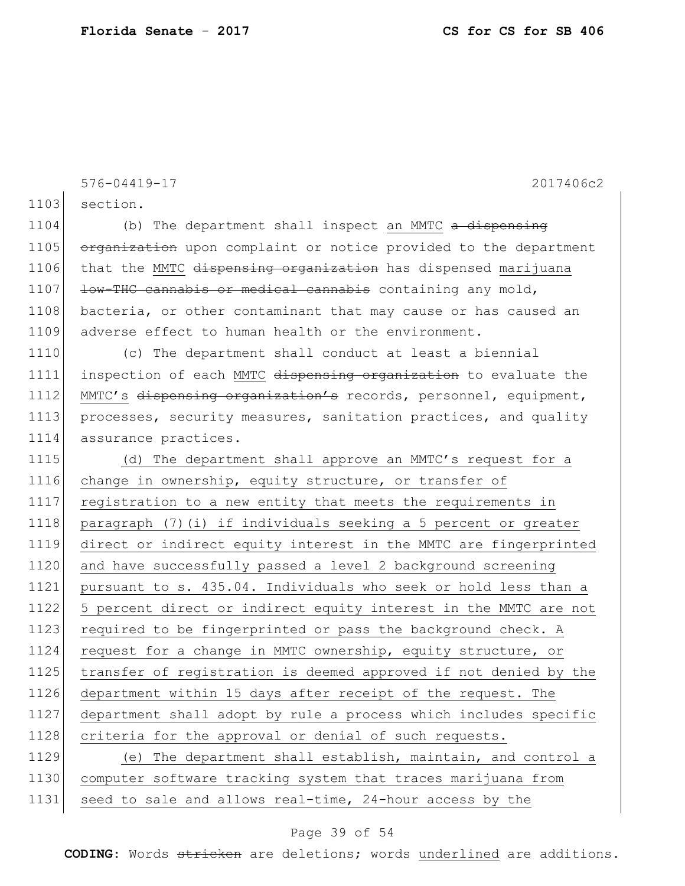section.

(b) The department shall inspect <u>an MMTC</u> ~~a dispensing organization~~ upon complaint or notice provided to the department that the <u>MMTC</u> ~~dispensing organization~~ has dispensed <u>marijuana</u> ~~low-THC cannabis or medical cannabis~~ containing any mold, bacteria, or other contaminant that may cause or has caused an adverse effect to human health or the environment.

(c) The department shall conduct at least a biennial inspection of each <u>MMTC</u> ~~dispensing organization~~ to evaluate the <u>MMTC's</u> ~~dispensing organization's~~ records, personnel, equipment, processes, security measures, sanitation practices, and quality assurance practices.

<u>(d) The department shall approve an MMTC's request for a change in ownership, equity structure, or transfer of registration to a new entity that meets the requirements in paragraph (7)(i) if individuals seeking a 5 percent or greater direct or indirect equity interest in the MMTC are fingerprinted and have successfully passed a level 2 background screening pursuant to s. 435.04. Individuals who seek or hold less than a 5 percent direct or indirect equity interest in the MMTC are not required to be fingerprinted or pass the background check. A request for a change in MMTC ownership, equity structure, or transfer of registration is deemed approved if not denied by the department within 15 days after receipt of the request. The department shall adopt by rule a process which includes specific criteria for the approval or denial of such requests.</u>

<u>(e) The department shall establish, maintain, and control a computer software tracking system that traces marijuana from seed to sale and allows real-time, 24-hour access by the</u>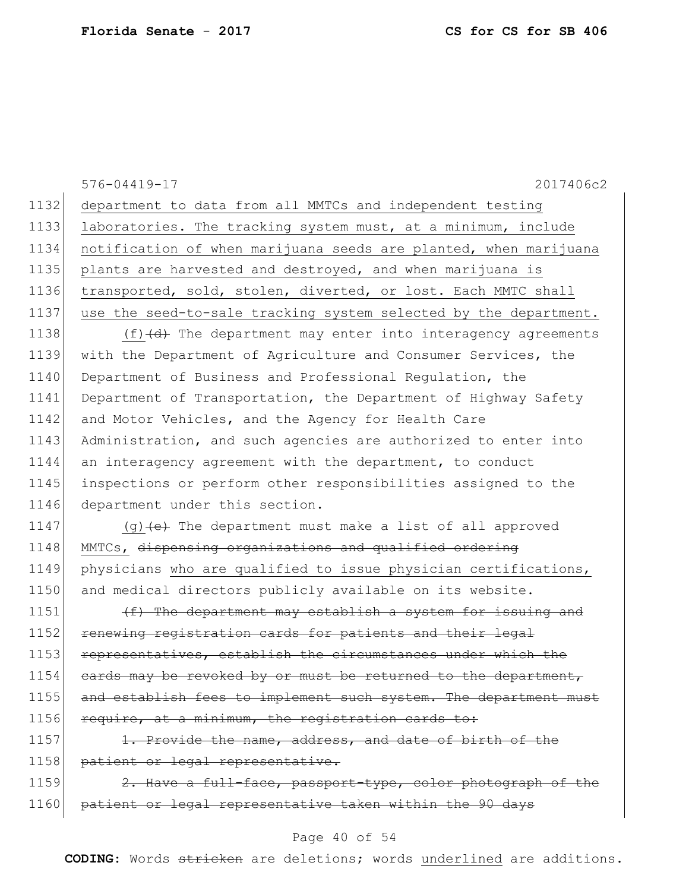576-04419-17 2017406c2

1132 department to data from all MMTCs and independent testing
1133 laboratories. The tracking system must, at a minimum, include
1134 notification of when marijuana seeds are planted, when marijuana
1135 plants are harvested and destroyed, and when marijuana is
1136 transported, sold, stolen, diverted, or lost. Each MMTC shall
1137 use the seed-to-sale tracking system selected by the department.

1138 (f) ~~(d)~~ The department may enter into interagency agreements
1139 with the Department of Agriculture and Consumer Services, the
1140 Department of Business and Professional Regulation, the
1141 Department of Transportation, the Department of Highway Safety
1142 and Motor Vehicles, and the Agency for Health Care
1143 Administration, and such agencies are authorized to enter into
1144 an interagency agreement with the department, to conduct
1145 inspections or perform other responsibilities assigned to the
1146 department under this section.

1147 (g) ~~(e)~~ The department must make a list of all approved
1148 MMTCs, ~~dispensing organizations and qualified ordering~~
1149 physicians who are qualified to issue physician certifications,
1150 and medical directors publicly available on its website.

1151 ~~(f) The department may establish a system for issuing and~~
1152 ~~renewing registration cards for patients and their legal~~
1153 ~~representatives, establish the circumstances under which the~~
1154 ~~cards may be revoked by or must be returned to the department,~~
1155 ~~and establish fees to implement such system. The department must~~
1156 ~~require, at a minimum, the registration cards to:~~

1157 ~~1. Provide the name, address, and date of birth of the~~
1158 ~~patient or legal representative.~~

1159 ~~2. Have a full-face, passport-type, color photograph of the~~
1160 ~~patient or legal representative taken within the 90 days~~

**CODING:** Words ~~stricken~~ are deletions; words underlined are additions.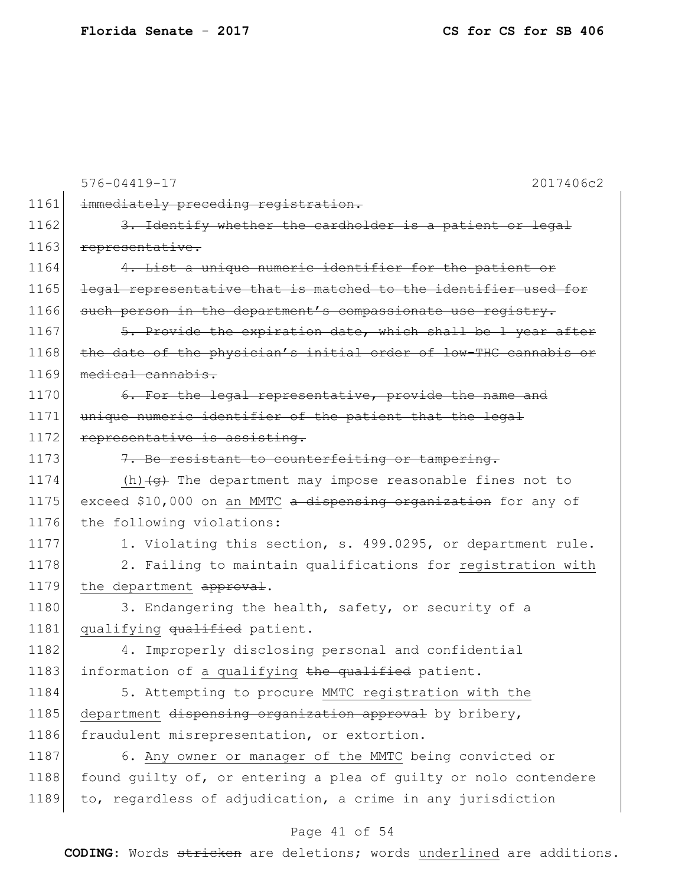immediately preceding registration.

~~3. Identify whether the cardholder is a patient or legal representative.~~

~~4. List a unique numeric identifier for the patient or legal representative that is matched to the identifier used for such person in the department's compassionate use registry.~~

~~5. Provide the expiration date, which shall be 1 year after the date of the physician's initial order of low-THC cannabis or medical cannabis.~~

~~6. For the legal representative, provide the name and unique numeric identifier of the patient that the legal representative is assisting.~~

~~7. Be resistant to counterfeiting or tampering.~~

<u>(h)</u>~~(g)~~ The department may impose reasonable fines not to exceed $10,000 on <u>an MMTC</u> ~~a dispensing organization~~ for any of the following violations:

1. Violating this section, s. 499.0295, or department rule.

2. Failing to maintain qualifications for <u>registration with the department</u> ~~approval~~.

3. Endangering the health, safety, or security of a <u>qualifying</u> ~~qualified~~ patient.

4. Improperly disclosing personal and confidential information of <u>a qualifying</u> ~~the qualified~~ patient.

5. Attempting to procure <u>MMTC registration with the department</u> ~~dispensing organization approval~~ by bribery, fraudulent misrepresentation, or extortion.

6. <u>Any owner or manager of the MMTC</u> being convicted or found guilty of, or entering a plea of guilty or nolo contendere to, regardless of adjudication, a crime in any jurisdiction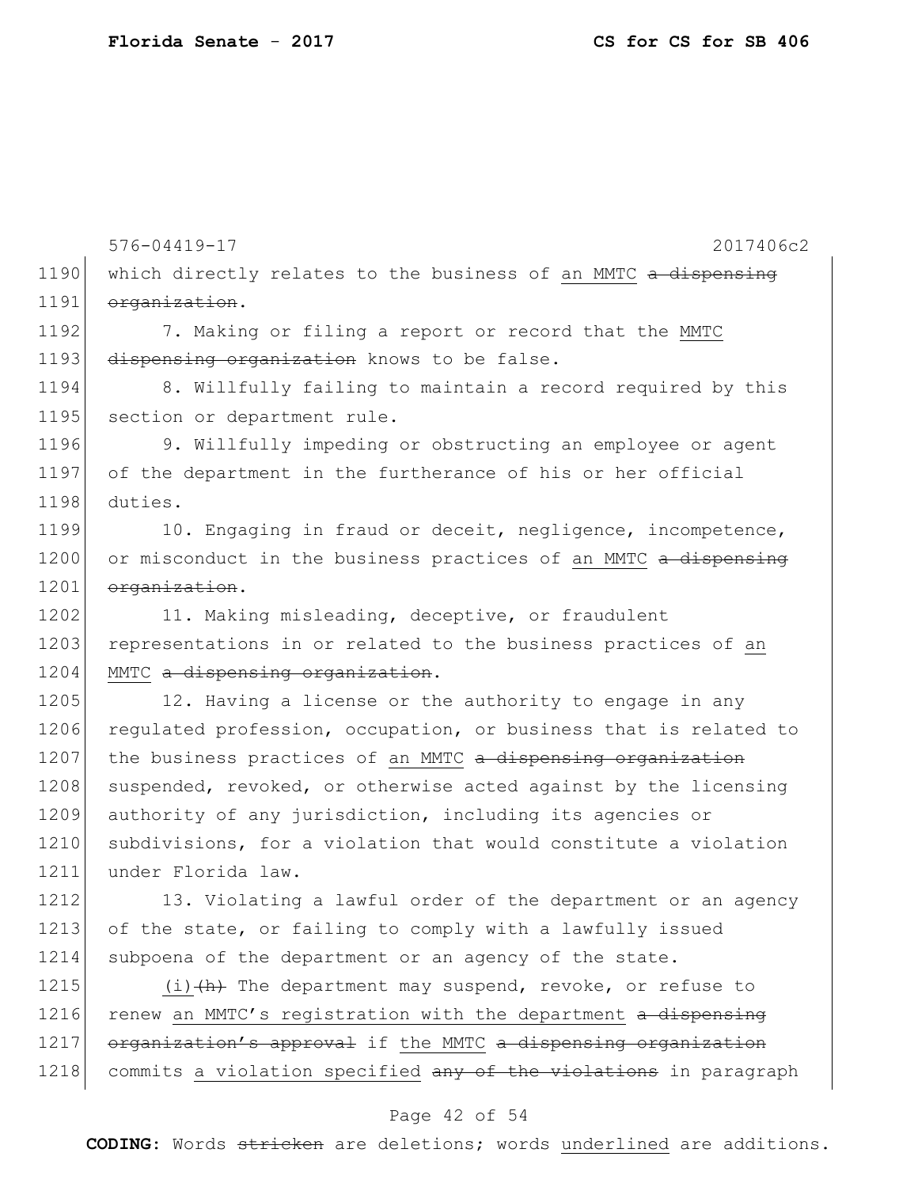which directly relates to the business of an MMTC ~~a dispensing organization~~.

7. Making or filing a report or record that the MMTC ~~dispensing organization~~ knows to be false.

8. Willfully failing to maintain a record required by this section or department rule.

9. Willfully impeding or obstructing an employee or agent of the department in the furtherance of his or her official duties.

10. Engaging in fraud or deceit, negligence, incompetence, or misconduct in the business practices of an MMTC ~~a dispensing organization~~.

11. Making misleading, deceptive, or fraudulent representations in or related to the business practices of an MMTC ~~a dispensing organization~~.

12. Having a license or the authority to engage in any regulated profession, occupation, or business that is related to the business practices of an MMTC ~~a dispensing organization~~ suspended, revoked, or otherwise acted against by the licensing authority of any jurisdiction, including its agencies or subdivisions, for a violation that would constitute a violation under Florida law.

13. Violating a lawful order of the department or an agency of the state, or failing to comply with a lawfully issued subpoena of the department or an agency of the state.

(i)~~(h)~~ The department may suspend, revoke, or refuse to renew an MMTC's registration with the department ~~a dispensing organization's approval~~ if the MMTC ~~a dispensing organization~~ commits a violation specified ~~any of the violations~~ in paragraph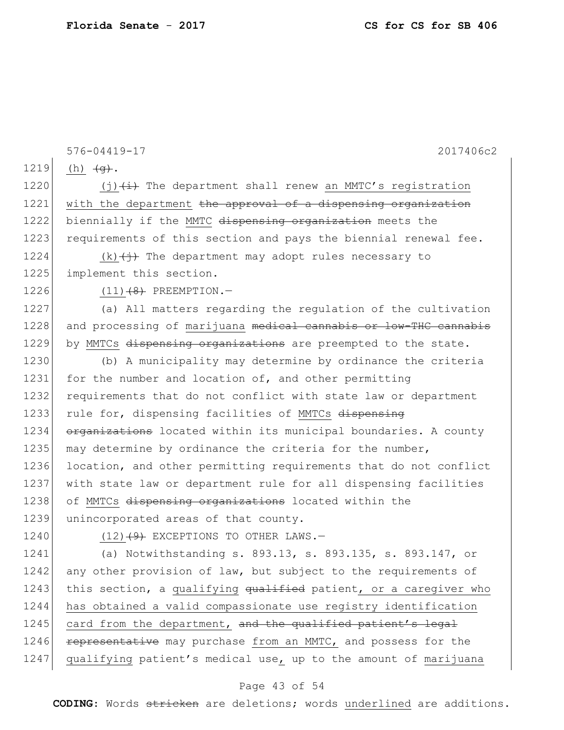576-04419-17 2017406c2

1219 (h) ~~(g)~~.

1220 (j)~~(i)~~ The department shall renew an MMTC's registration
1221 with the department ~~the approval of a dispensing organization~~
1222 biennially if the MMTC ~~dispensing organization~~ meets the
1223 requirements of this section and pays the biennial renewal fee.

1224 (k)~~(j)~~ The department may adopt rules necessary to
1225 implement this section.

1226 (11)~~(8)~~ PREEMPTION.—

1227 (a) All matters regarding the regulation of the cultivation
1228 and processing of marijuana ~~medical cannabis or low-THC cannabis~~
1229 by MMTCs ~~dispensing organizations~~ are preempted to the state.

1230 (b) A municipality may determine by ordinance the criteria
1231 for the number and location of, and other permitting
1232 requirements that do not conflict with state law or department
1233 rule for, dispensing facilities of MMTCs ~~dispensing~~
1234 ~~organizations~~ located within its municipal boundaries. A county
1235 may determine by ordinance the criteria for the number,
1236 location, and other permitting requirements that do not conflict
1237 with state law or department rule for all dispensing facilities
1238 of MMTCs ~~dispensing organizations~~ located within the
1239 unincorporated areas of that county.

1240 (12)~~(9)~~ EXCEPTIONS TO OTHER LAWS.—

1241 (a) Notwithstanding s. 893.13, s. 893.135, s. 893.147, or
1242 any other provision of law, but subject to the requirements of
1243 this section, a qualifying ~~qualified~~ patient, or a caregiver who
1244 has obtained a valid compassionate use registry identification
1245 card from the department, ~~and the qualified patient's legal~~
1246 ~~representative~~ may purchase from an MMTC, and possess for the
1247 qualifying patient's medical use, up to the amount of marijuana

**CODING:** Words ~~stricken~~ are deletions; words underlined are additions.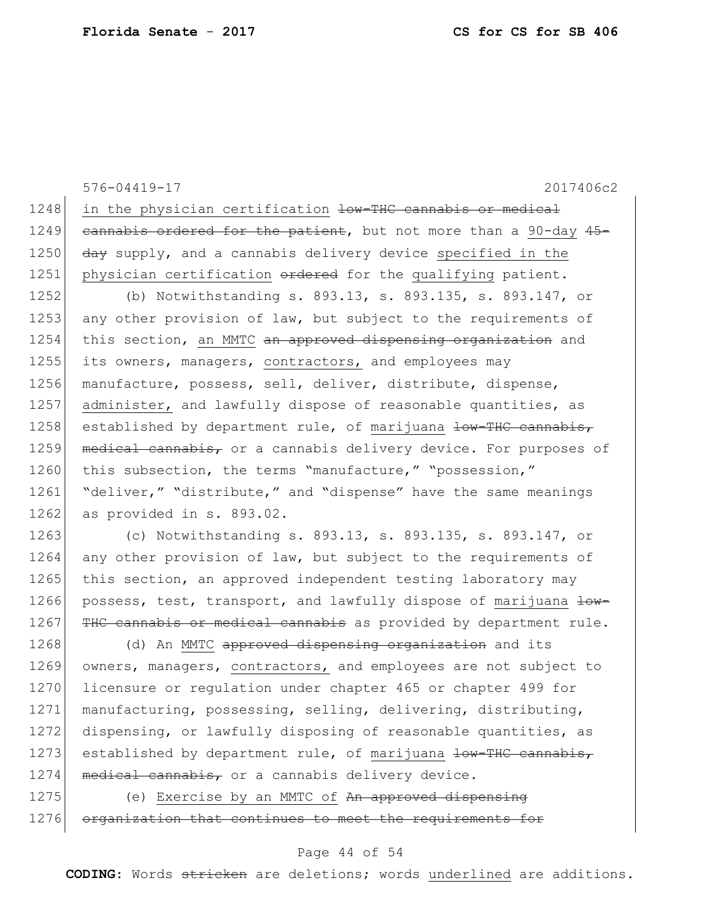576-04419-17 2017406c2

1248 in the physician certification ~~low-THC cannabis or medical~~
1249 ~~cannabis ordered for the patient~~, but not more than a <u>90-day</u> ~~45-~~
1250 ~~day~~ supply, and a cannabis delivery device <u>specified in the</u>
1251 <u>physician certification</u> ~~ordered~~ for the <u>qualifying</u> patient.

1252 (b) Notwithstanding s. 893.13, s. 893.135, s. 893.147, or
1253 any other provision of law, but subject to the requirements of
1254 this section, <u>an MMTC</u> ~~an approved dispensing organization~~ and
1255 its owners, managers, <u>contractors,</u> and employees may
1256 manufacture, possess, sell, deliver, distribute, dispense,
1257 <u>administer,</u> and lawfully dispose of reasonable quantities, as
1258 established by department rule, of <u>marijuana</u> ~~low-THC cannabis,~~
1259 ~~medical cannabis,~~ or a cannabis delivery device. For purposes of
1260 this subsection, the terms "manufacture," "possession,"
1261 "deliver," "distribute," and "dispense" have the same meanings
1262 as provided in s. 893.02.

1263 (c) Notwithstanding s. 893.13, s. 893.135, s. 893.147, or
1264 any other provision of law, but subject to the requirements of
1265 this section, an approved independent testing laboratory may
1266 possess, test, transport, and lawfully dispose of <u>marijuana</u> ~~low-~~
1267 ~~THC cannabis or medical cannabis~~ as provided by department rule.

1268 (d) An <u>MMTC</u> ~~approved dispensing organization~~ and its
1269 owners, managers, <u>contractors,</u> and employees are not subject to
1270 licensure or regulation under chapter 465 or chapter 499 for
1271 manufacturing, possessing, selling, delivering, distributing,
1272 dispensing, or lawfully disposing of reasonable quantities, as
1273 established by department rule, of <u>marijuana</u> ~~low-THC cannabis,~~
1274 ~~medical cannabis,~~ or a cannabis delivery device.

1275 (e) <u>Exercise by an MMTC of</u> ~~An approved dispensing~~
1276 ~~organization that continues to meet the requirements for~~

**CODING:** Words ~~stricken~~ are deletions; words <u>underlined</u> are additions.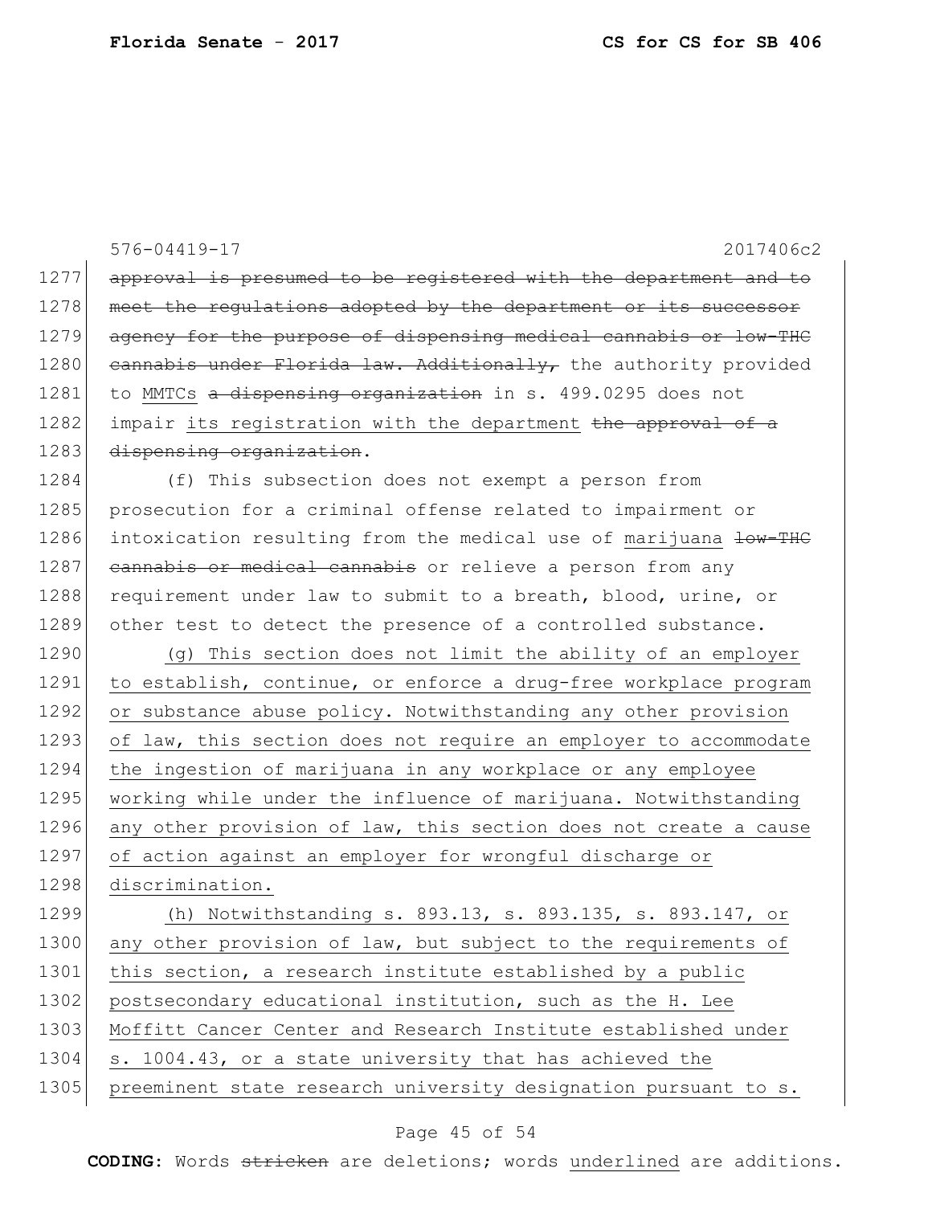576-04419-17 2017406c2

1277 ~~approval is presumed to be registered with the department and to~~
1278 ~~meet the regulations adopted by the department or its successor~~
1279 ~~agency for the purpose of dispensing medical cannabis or low-THC~~
1280 ~~cannabis under Florida law. Additionally,~~ the authority provided
1281 to <u>MMTCs</u> ~~a dispensing organization~~ in s. 499.0295 does not
1282 impair <u>its registration with the department</u> ~~the approval of a~~
1283 ~~dispensing organization~~.

1284 (f) This subsection does not exempt a person from
1285 prosecution for a criminal offense related to impairment or
1286 intoxication resulting from the medical use of <u>marijuana</u> ~~low-THC~~
1287 ~~cannabis or medical cannabis~~ or relieve a person from any
1288 requirement under law to submit to a breath, blood, urine, or
1289 other test to detect the presence of a controlled substance.

1290 <u>(g) This section does not limit the ability of an employer</u>
1291 <u>to establish, continue, or enforce a drug-free workplace program</u>
1292 <u>or substance abuse policy. Notwithstanding any other provision</u>
1293 <u>of law, this section does not require an employer to accommodate</u>
1294 <u>the ingestion of marijuana in any workplace or any employee</u>
1295 <u>working while under the influence of marijuana. Notwithstanding</u>
1296 <u>any other provision of law, this section does not create a cause</u>
1297 <u>of action against an employer for wrongful discharge or</u>
1298 <u>discrimination.</u>

1299 <u>(h) Notwithstanding s. 893.13, s. 893.135, s. 893.147, or</u>
1300 <u>any other provision of law, but subject to the requirements of</u>
1301 <u>this section, a research institute established by a public</u>
1302 <u>postsecondary educational institution, such as the H. Lee</u>
1303 <u>Moffitt Cancer Center and Research Institute established under</u>
1304 <u>s. 1004.43, or a state university that has achieved the</u>
1305 <u>preeminent state research university designation pursuant to s.</u>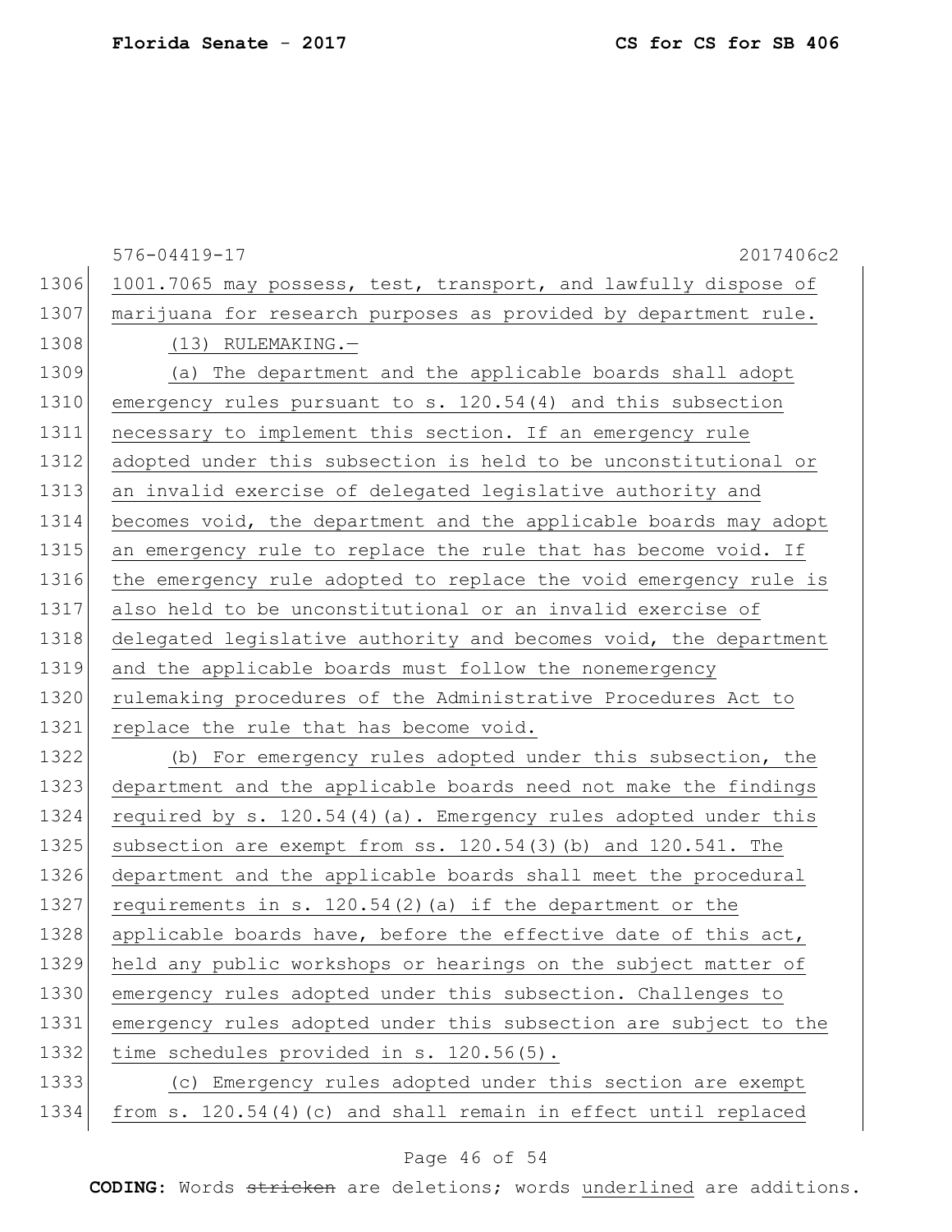1001.7065 may possess, test, transport, and lawfully dispose of marijuana for research purposes as provided by department rule.

(13) RULEMAKING.—

(a) The department and the applicable boards shall adopt emergency rules pursuant to s. 120.54(4) and this subsection necessary to implement this section. If an emergency rule adopted under this subsection is held to be unconstitutional or an invalid exercise of delegated legislative authority and becomes void, the department and the applicable boards may adopt an emergency rule to replace the rule that has become void. If the emergency rule adopted to replace the void emergency rule is also held to be unconstitutional or an invalid exercise of delegated legislative authority and becomes void, the department and the applicable boards must follow the nonemergency rulemaking procedures of the Administrative Procedures Act to replace the rule that has become void.

(b) For emergency rules adopted under this subsection, the department and the applicable boards need not make the findings required by s. 120.54(4)(a). Emergency rules adopted under this subsection are exempt from ss. 120.54(3)(b) and 120.541. The department and the applicable boards shall meet the procedural requirements in s. 120.54(2)(a) if the department or the applicable boards have, before the effective date of this act, held any public workshops or hearings on the subject matter of emergency rules adopted under this subsection. Challenges to emergency rules adopted under this subsection are subject to the time schedules provided in s. 120.56(5).

(c) Emergency rules adopted under this section are exempt from s. 120.54(4)(c) and shall remain in effect until replaced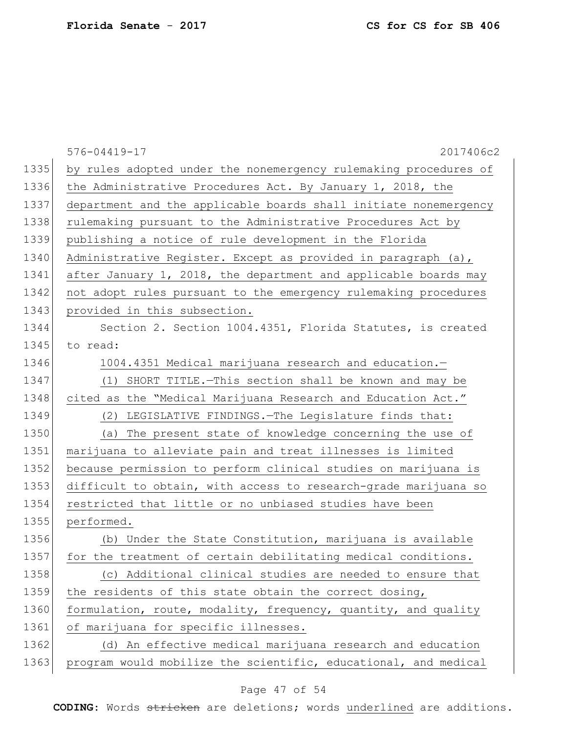by rules adopted under the nonemergency rulemaking procedures of the Administrative Procedures Act. By January 1, 2018, the department and the applicable boards shall initiate nonemergency rulemaking pursuant to the Administrative Procedures Act by publishing a notice of rule development in the Florida Administrative Register. Except as provided in paragraph (a), after January 1, 2018, the department and applicable boards may not adopt rules pursuant to the emergency rulemaking procedures provided in this subsection.

Section 2. Section 1004.4351, Florida Statutes, is created to read:

1004.4351 Medical marijuana research and education.—

(1) SHORT TITLE.—This section shall be known and may be cited as the "Medical Marijuana Research and Education Act."

(2) LEGISLATIVE FINDINGS.—The Legislature finds that:

(a) The present state of knowledge concerning the use of marijuana to alleviate pain and treat illnesses is limited because permission to perform clinical studies on marijuana is difficult to obtain, with access to research-grade marijuana so restricted that little or no unbiased studies have been performed.

(b) Under the State Constitution, marijuana is available for the treatment of certain debilitating medical conditions.

(c) Additional clinical studies are needed to ensure that the residents of this state obtain the correct dosing, formulation, route, modality, frequency, quantity, and quality of marijuana for specific illnesses.

(d) An effective medical marijuana research and education program would mobilize the scientific, educational, and medical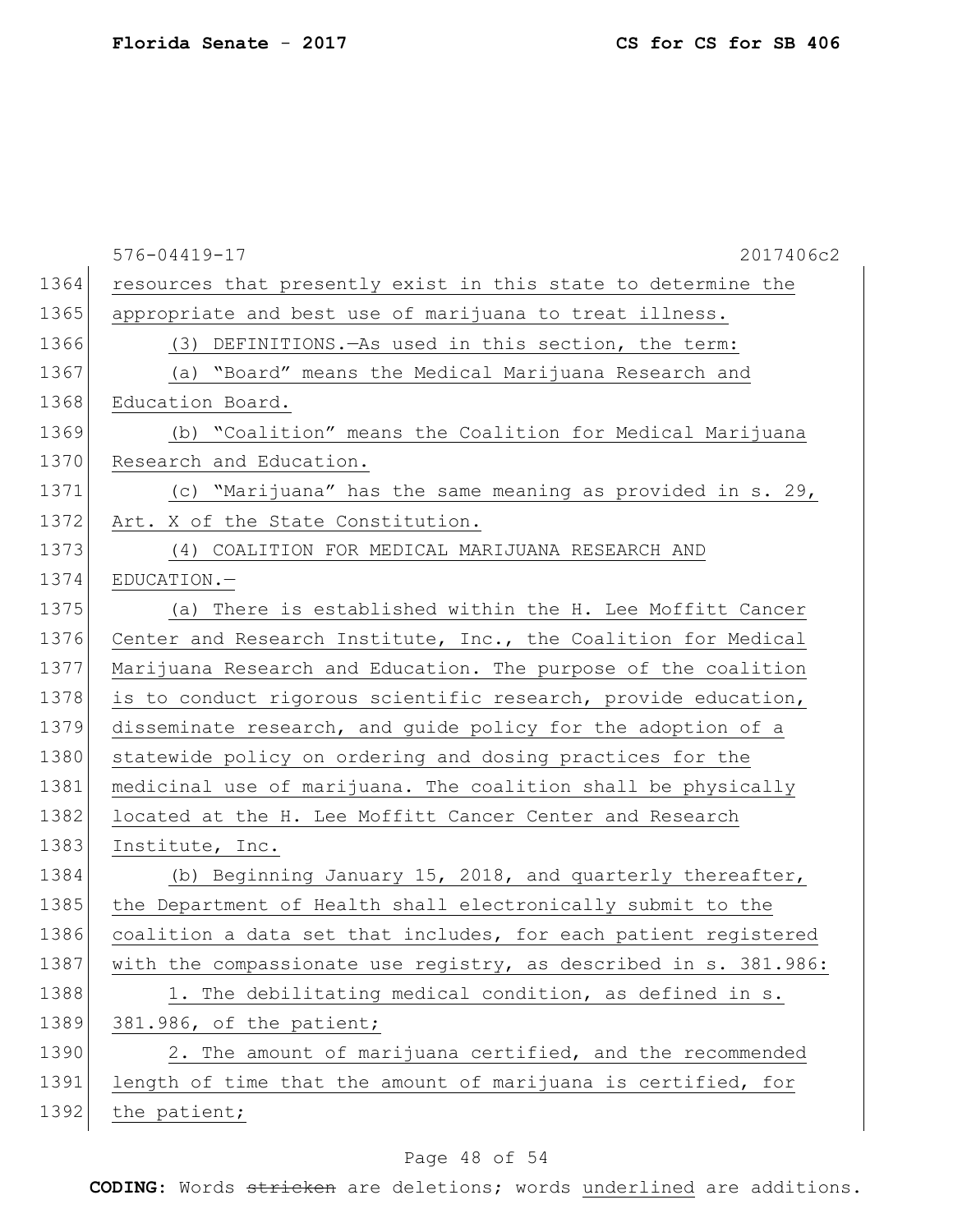resources that presently exist in this state to determine the appropriate and best use of marijuana to treat illness.

(3) DEFINITIONS.—As used in this section, the term:

(a) "Board" means the Medical Marijuana Research and Education Board.

(b) "Coalition" means the Coalition for Medical Marijuana Research and Education.

(c) "Marijuana" has the same meaning as provided in s. 29, Art. X of the State Constitution.

(4) COALITION FOR MEDICAL MARIJUANA RESEARCH AND EDUCATION.—

(a) There is established within the H. Lee Moffitt Cancer Center and Research Institute, Inc., the Coalition for Medical Marijuana Research and Education. The purpose of the coalition is to conduct rigorous scientific research, provide education, disseminate research, and guide policy for the adoption of a statewide policy on ordering and dosing practices for the medicinal use of marijuana. The coalition shall be physically located at the H. Lee Moffitt Cancer Center and Research Institute, Inc.

(b) Beginning January 15, 2018, and quarterly thereafter, the Department of Health shall electronically submit to the coalition a data set that includes, for each patient registered with the compassionate use registry, as described in s. 381.986:

1. The debilitating medical condition, as defined in s. 381.986, of the patient;

2. The amount of marijuana certified, and the recommended length of time that the amount of marijuana is certified, for the patient;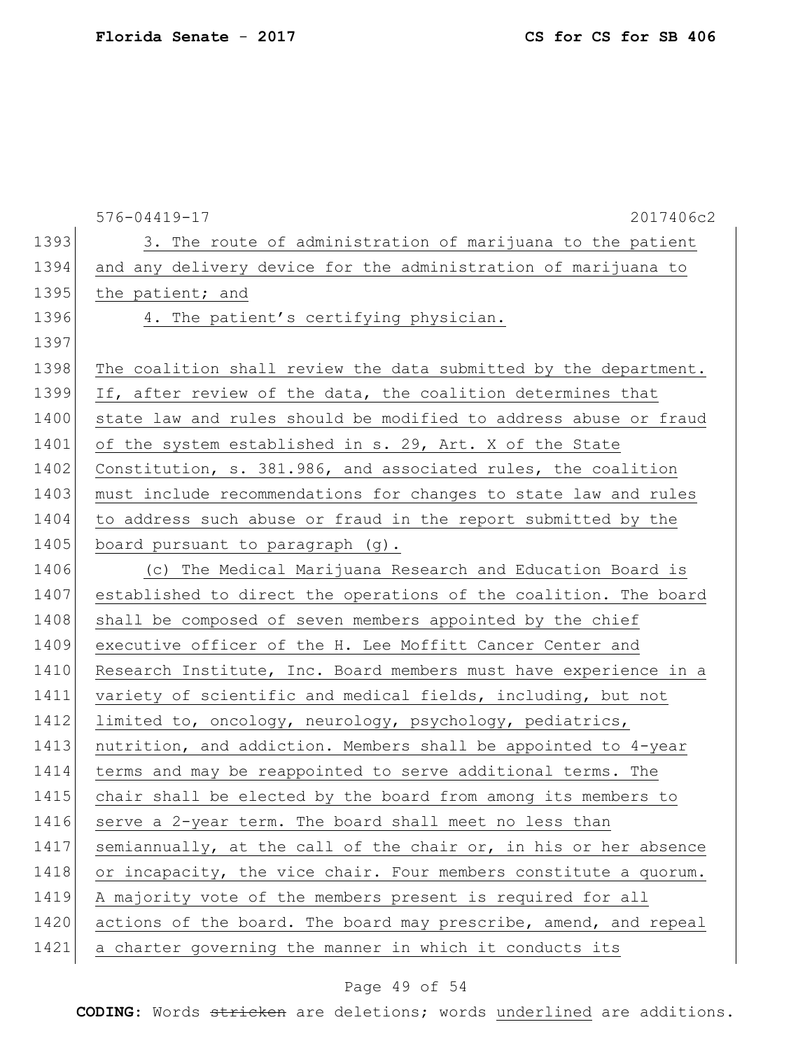3. The route of administration of marijuana to the patient and any delivery device for the administration of marijuana to the patient; and

4. The patient's certifying physician.

The coalition shall review the data submitted by the department. If, after review of the data, the coalition determines that state law and rules should be modified to address abuse or fraud of the system established in s. 29, Art. X of the State Constitution, s. 381.986, and associated rules, the coalition must include recommendations for changes to state law and rules to address such abuse or fraud in the report submitted by the board pursuant to paragraph (g).

(c) The Medical Marijuana Research and Education Board is established to direct the operations of the coalition. The board shall be composed of seven members appointed by the chief executive officer of the H. Lee Moffitt Cancer Center and Research Institute, Inc. Board members must have experience in a variety of scientific and medical fields, including, but not limited to, oncology, neurology, psychology, pediatrics, nutrition, and addiction. Members shall be appointed to 4-year terms and may be reappointed to serve additional terms. The chair shall be elected by the board from among its members to serve a 2-year term. The board shall meet no less than semiannually, at the call of the chair or, in his or her absence or incapacity, the vice chair. Four members constitute a quorum. A majority vote of the members present is required for all actions of the board. The board may prescribe, amend, and repeal a charter governing the manner in which it conducts its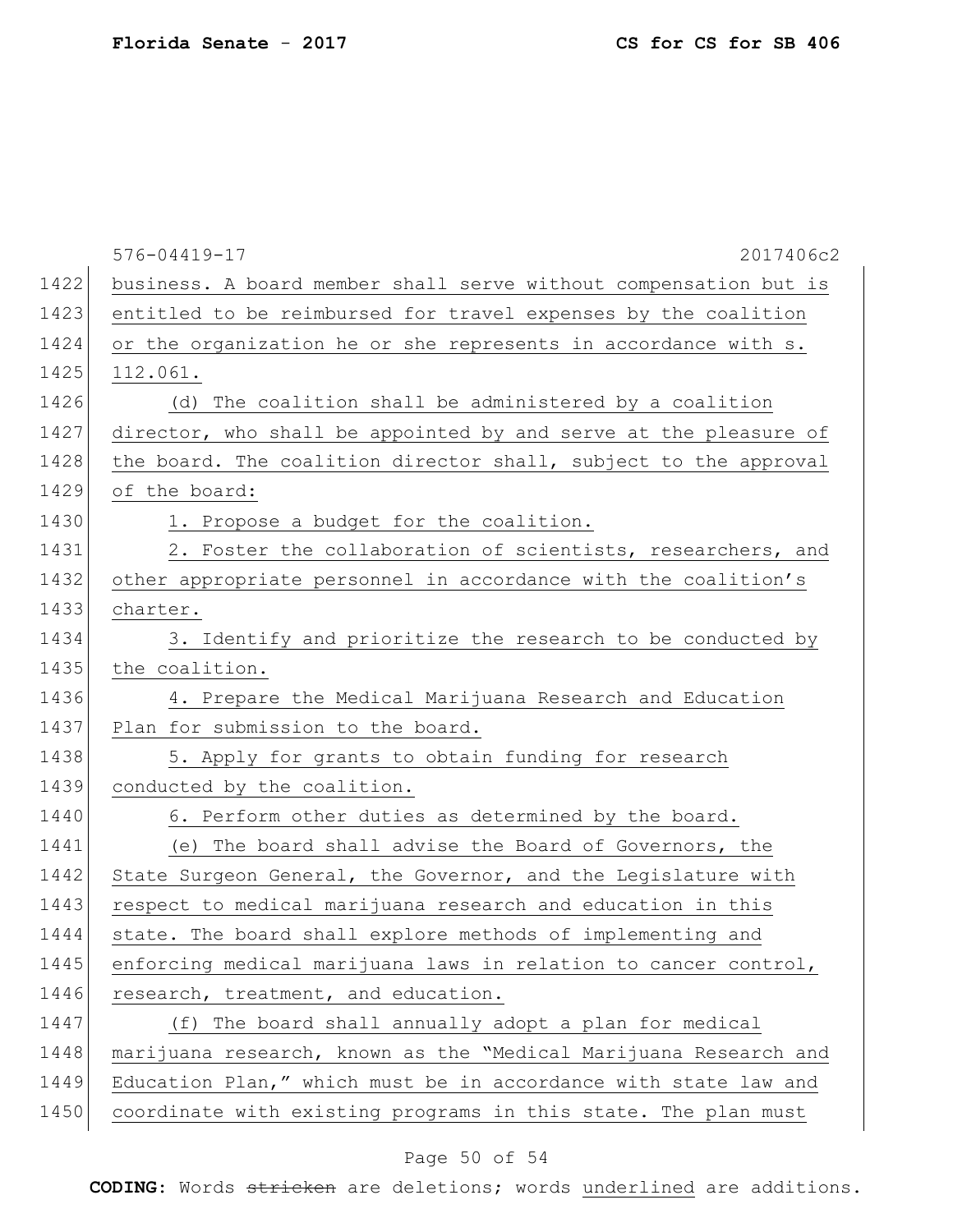business. A board member shall serve without compensation but is entitled to be reimbursed for travel expenses by the coalition or the organization he or she represents in accordance with s. 112.061.

(d) The coalition shall be administered by a coalition director, who shall be appointed by and serve at the pleasure of the board. The coalition director shall, subject to the approval of the board:

1. Propose a budget for the coalition.

2. Foster the collaboration of scientists, researchers, and other appropriate personnel in accordance with the coalition's charter.

3. Identify and prioritize the research to be conducted by the coalition.

4. Prepare the Medical Marijuana Research and Education Plan for submission to the board.

5. Apply for grants to obtain funding for research conducted by the coalition.

6. Perform other duties as determined by the board.

(e) The board shall advise the Board of Governors, the State Surgeon General, the Governor, and the Legislature with respect to medical marijuana research and education in this state. The board shall explore methods of implementing and enforcing medical marijuana laws in relation to cancer control, research, treatment, and education.

(f) The board shall annually adopt a plan for medical marijuana research, known as the "Medical Marijuana Research and Education Plan," which must be in accordance with state law and coordinate with existing programs in this state. The plan must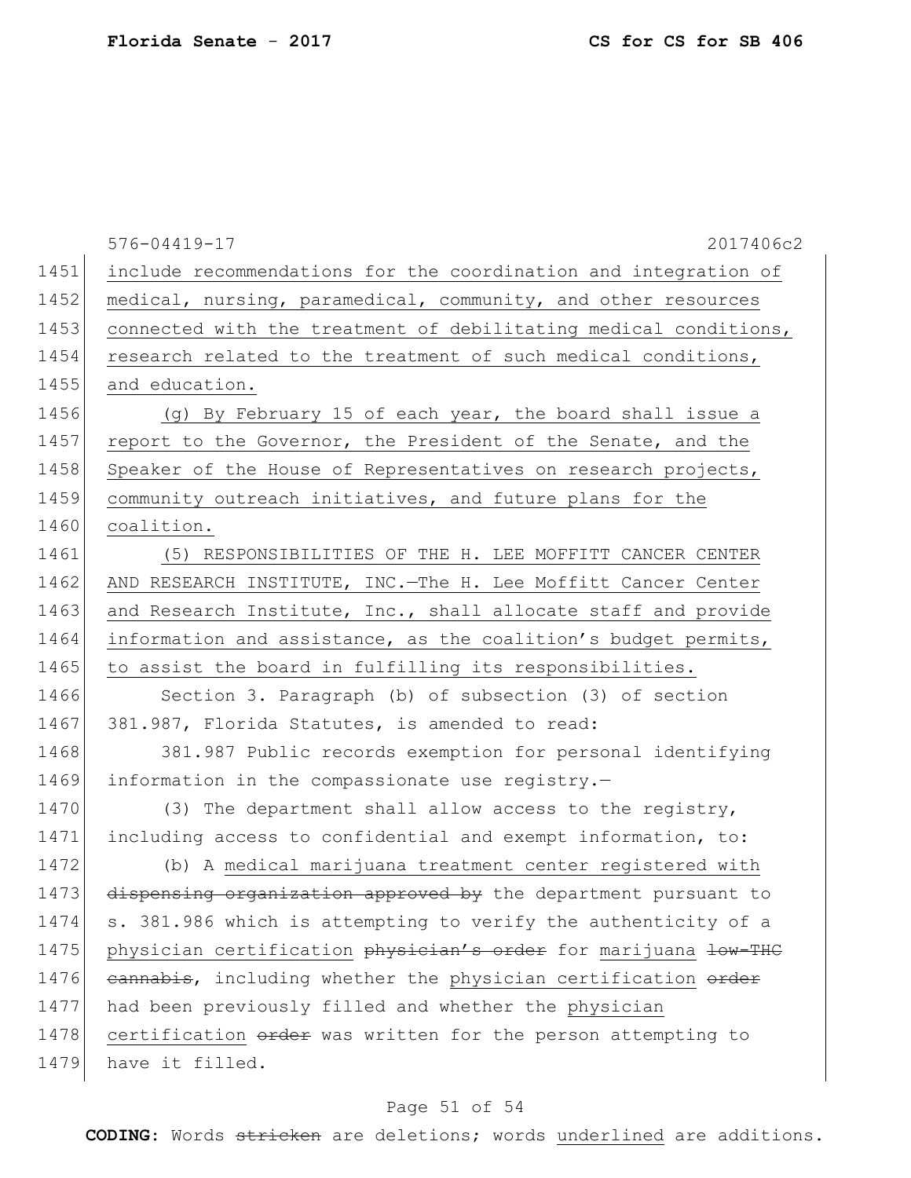include recommendations for the coordination and integration of medical, nursing, paramedical, community, and other resources connected with the treatment of debilitating medical conditions, research related to the treatment of such medical conditions, and education.

(g) By February 15 of each year, the board shall issue a report to the Governor, the President of the Senate, and the Speaker of the House of Representatives on research projects, community outreach initiatives, and future plans for the coalition.

(5) RESPONSIBILITIES OF THE H. LEE MOFFITT CANCER CENTER AND RESEARCH INSTITUTE, INC.—The H. Lee Moffitt Cancer Center and Research Institute, Inc., shall allocate staff and provide information and assistance, as the coalition's budget permits, to assist the board in fulfilling its responsibilities.

Section 3. Paragraph (b) of subsection (3) of section 381.987, Florida Statutes, is amended to read:

381.987 Public records exemption for personal identifying information in the compassionate use registry.—

(3) The department shall allow access to the registry, including access to confidential and exempt information, to:

(b) A medical marijuana treatment center registered with ~~dispensing organization approved by~~ the department pursuant to s. 381.986 which is attempting to verify the authenticity of a physician certification ~~physician's order~~ for marijuana ~~low-THC cannabis~~, including whether the physician certification ~~order~~ had been previously filled and whether the physician certification ~~order~~ was written for the person attempting to have it filled.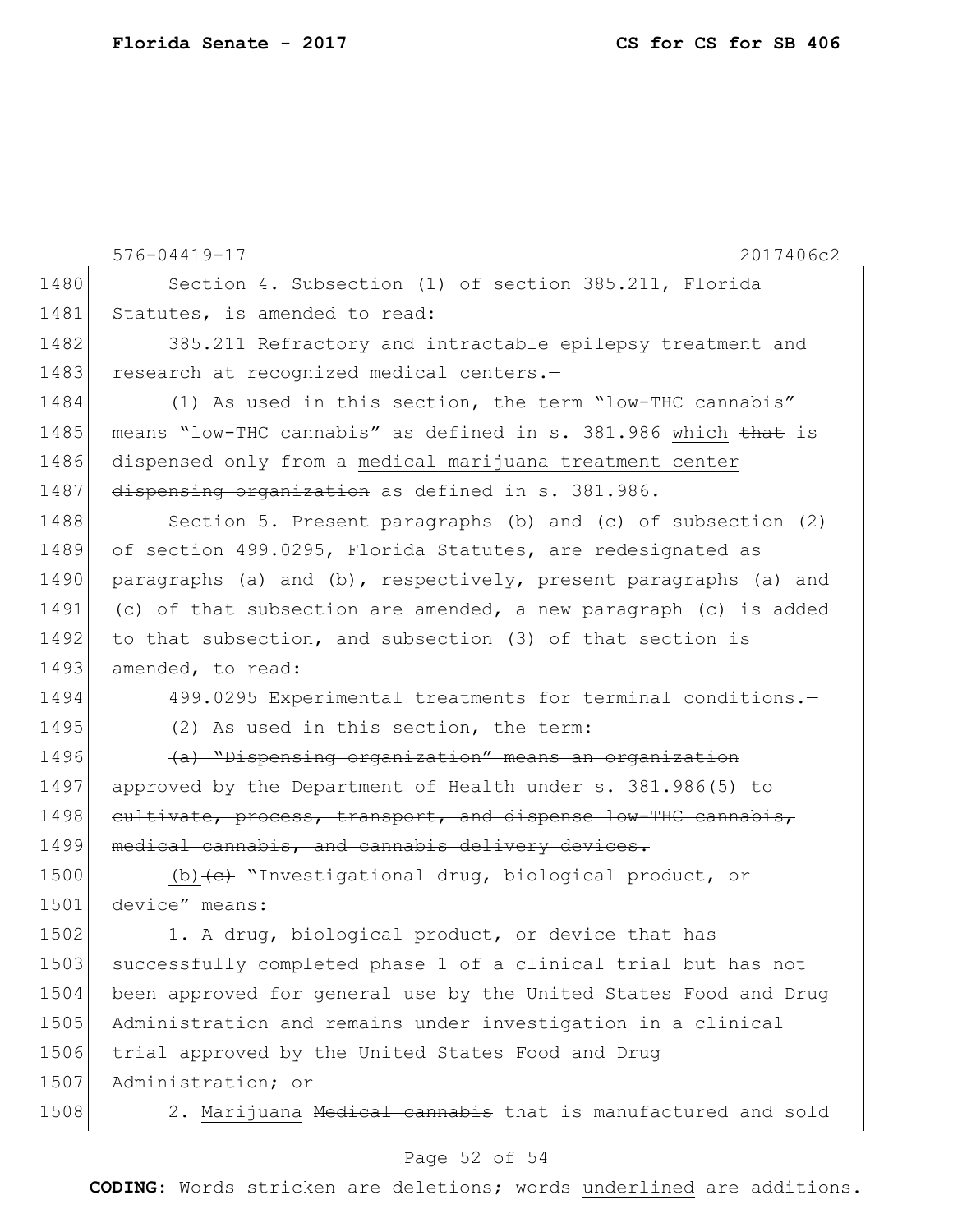Section 4. Subsection (1) of section 385.211, Florida Statutes, is amended to read:

385.211 Refractory and intractable epilepsy treatment and research at recognized medical centers.—

(1) As used in this section, the term "low-THC cannabis" means "low-THC cannabis" as defined in s. 381.986 which ~~that~~ is dispensed only from a medical marijuana treatment center ~~dispensing organization~~ as defined in s. 381.986.

Section 5. Present paragraphs (b) and (c) of subsection (2) of section 499.0295, Florida Statutes, are redesignated as paragraphs (a) and (b), respectively, present paragraphs (a) and (c) of that subsection are amended, a new paragraph (c) is added to that subsection, and subsection (3) of that section is amended, to read:

499.0295 Experimental treatments for terminal conditions.—

(2) As used in this section, the term:

~~(a) "Dispensing organization" means an organization approved by the Department of Health under s. 381.986(5) to cultivate, process, transport, and dispense low-THC cannabis, medical cannabis, and cannabis delivery devices.~~

(b)~~(c)~~ "Investigational drug, biological product, or device" means:

1. A drug, biological product, or device that has successfully completed phase 1 of a clinical trial but has not been approved for general use by the United States Food and Drug Administration and remains under investigation in a clinical trial approved by the United States Food and Drug Administration; or

2. Marijuana ~~Medical cannabis~~ that is manufactured and sold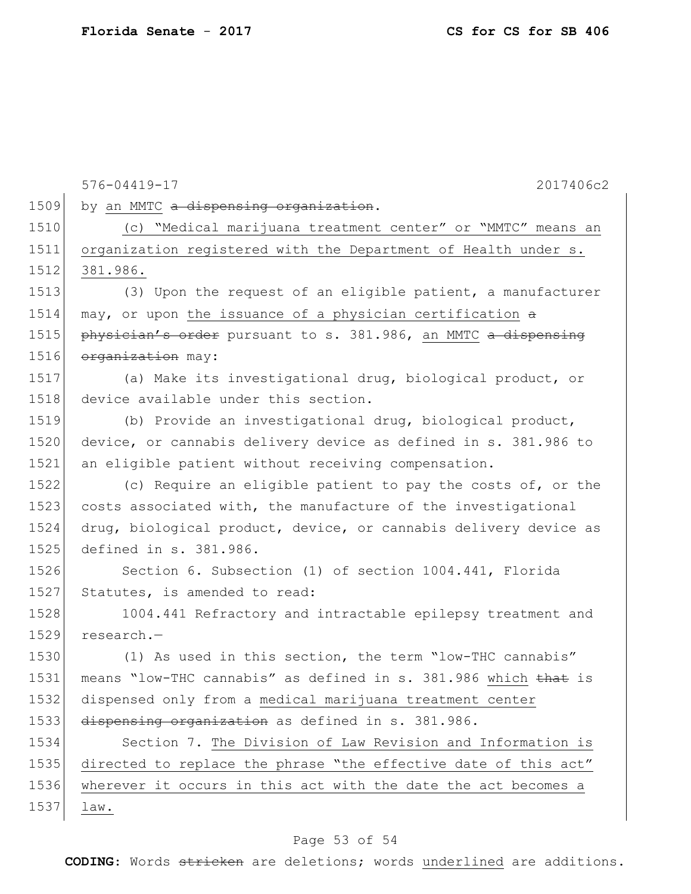by an MMTC ~~a dispensing organization~~.

(c) "Medical marijuana treatment center" or "MMTC" means an organization registered with the Department of Health under s. 381.986.

(3) Upon the request of an eligible patient, a manufacturer may, or upon the issuance of a physician certification ~~a physician's order~~ pursuant to s. 381.986, an MMTC ~~a dispensing organization~~ may:

(a) Make its investigational drug, biological product, or device available under this section.

(b) Provide an investigational drug, biological product, device, or cannabis delivery device as defined in s. 381.986 to an eligible patient without receiving compensation.

(c) Require an eligible patient to pay the costs of, or the costs associated with, the manufacture of the investigational drug, biological product, device, or cannabis delivery device as defined in s. 381.986.

Section 6. Subsection (1) of section 1004.441, Florida Statutes, is amended to read:

1004.441 Refractory and intractable epilepsy treatment and research.—

(1) As used in this section, the term "low-THC cannabis" means "low-THC cannabis" as defined in s. 381.986 which ~~that~~ is dispensed only from a medical marijuana treatment center ~~dispensing organization~~ as defined in s. 381.986.

Section 7. The Division of Law Revision and Information is directed to replace the phrase "the effective date of this act" wherever it occurs in this act with the date the act becomes a law.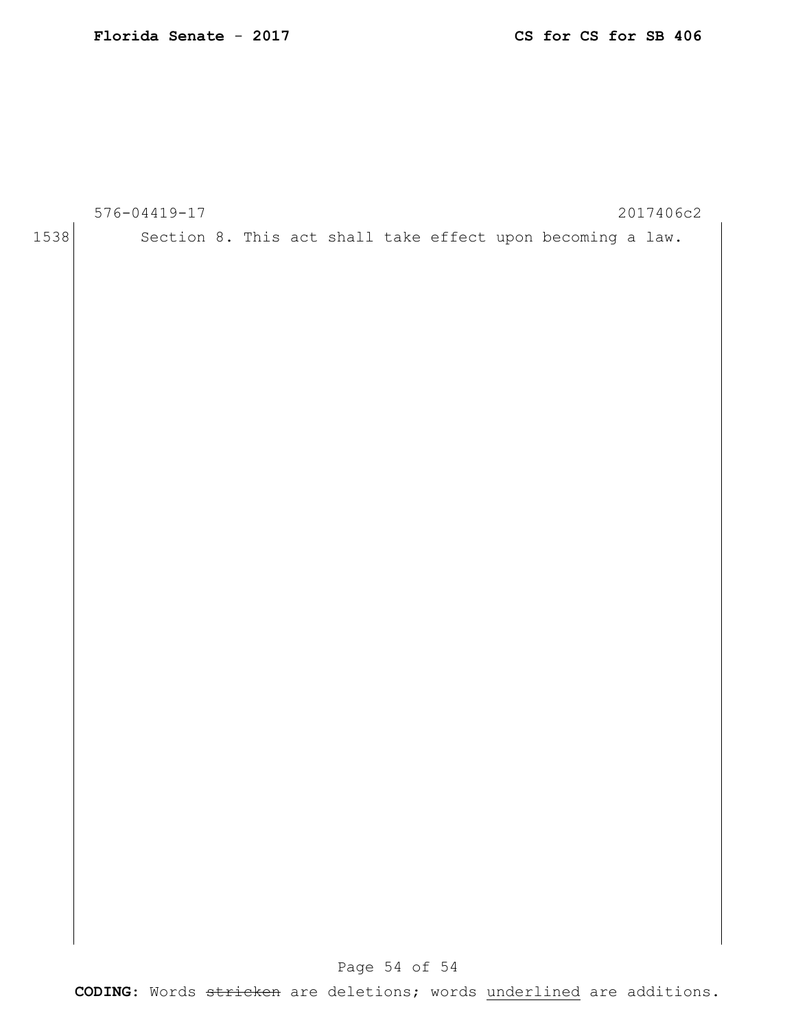576-04419-17 2017406c2

1538 Section 8. This act shall take effect upon becoming a law.

**CODING:** Words ~~stricken~~ are deletions; words underlined are additions.